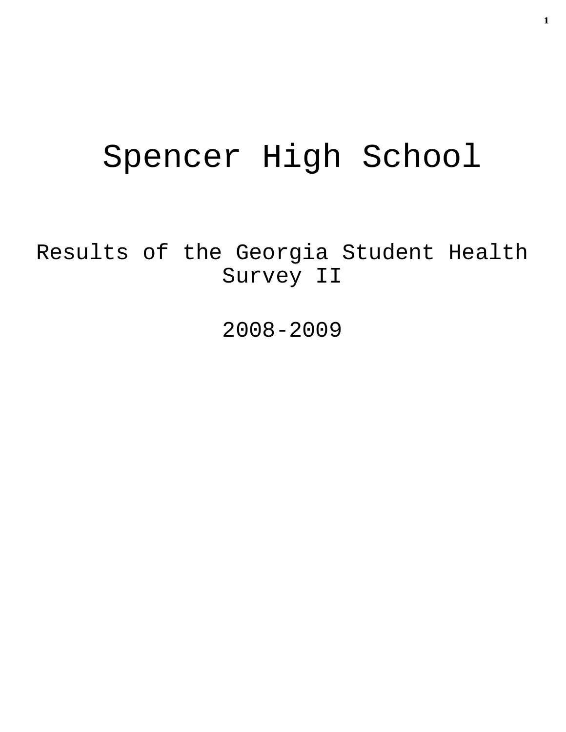# Spencer High School

## Results of the Georgia Student Health Survey II

## 2008-2009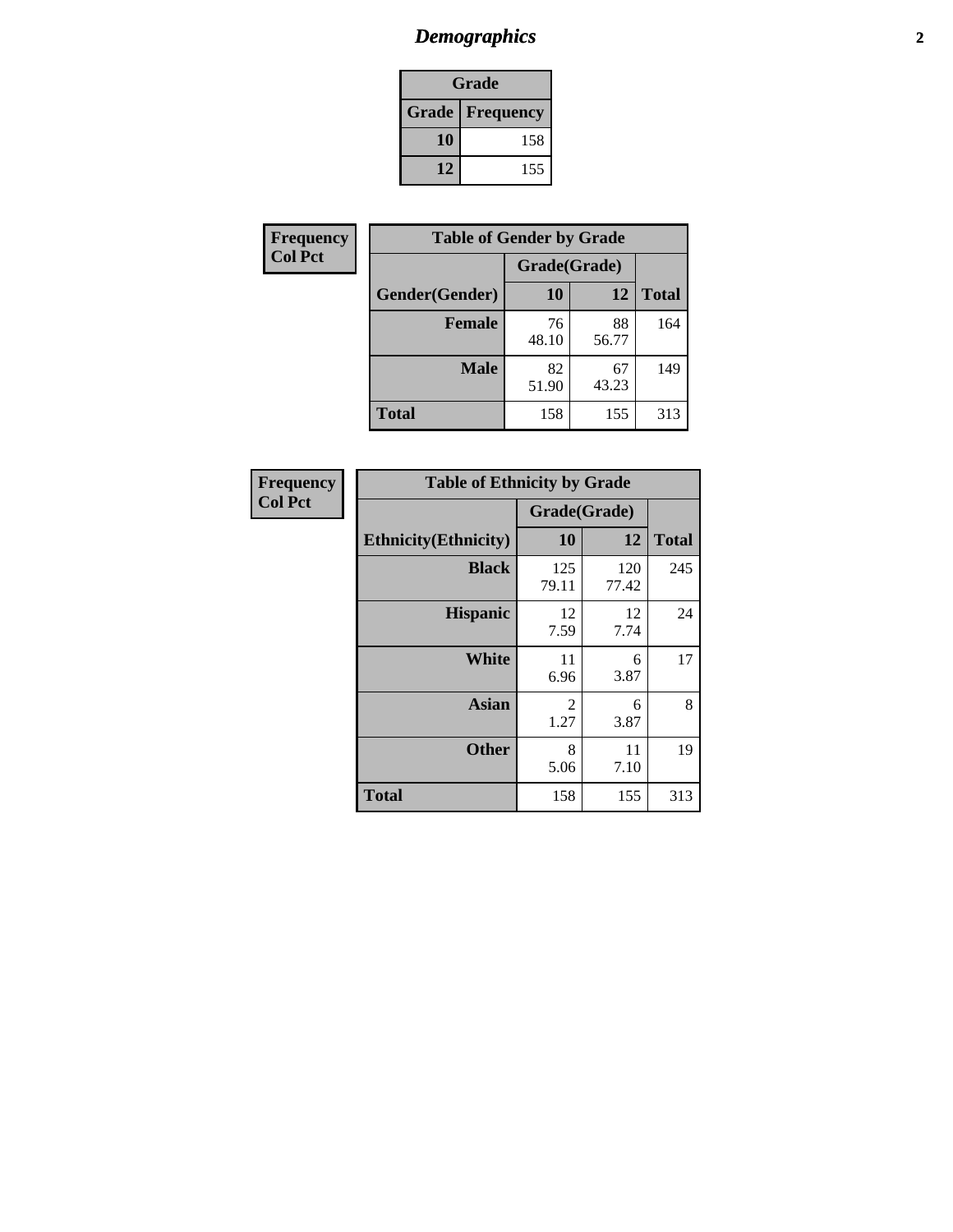# Demographics

| Grade | |
|---|---|
| **Grade** | **Frequency** |
| 10 | 158 |
| 12 | 155 |

| Frequency<br>Col Pct |
|---|

| Table of Gender by Grade | | | |
|---|---|---|---|
| | Grade(Grade) | | |
| Gender(Gender) | 10 | 12 | Total |
| Female | 76<br>48.10 | 88<br>56.77 | 164 |
| Male | 82<br>51.90 | 67<br>43.23 | 149 |
| Total | 158 | 155 | 313 |

| Frequency<br>Col Pct |
|---|

| Table of Ethnicity by Grade | | | |
|---|---|---|---|
| | Grade(Grade) | | |
| Ethnicity(Ethnicity) | 10 | 12 | Total |
| Black | 125<br>79.11 | 120<br>77.42 | 245 |
| Hispanic | 12<br>7.59 | 12<br>7.74 | 24 |
| White | 11<br>6.96 | 6<br>3.87 | 17 |
| Asian | 2<br>1.27 | 6<br>3.87 | 8 |
| Other | 8<br>5.06 | 11<br>7.10 | 19 |
| Total | 158 | 155 | 313 |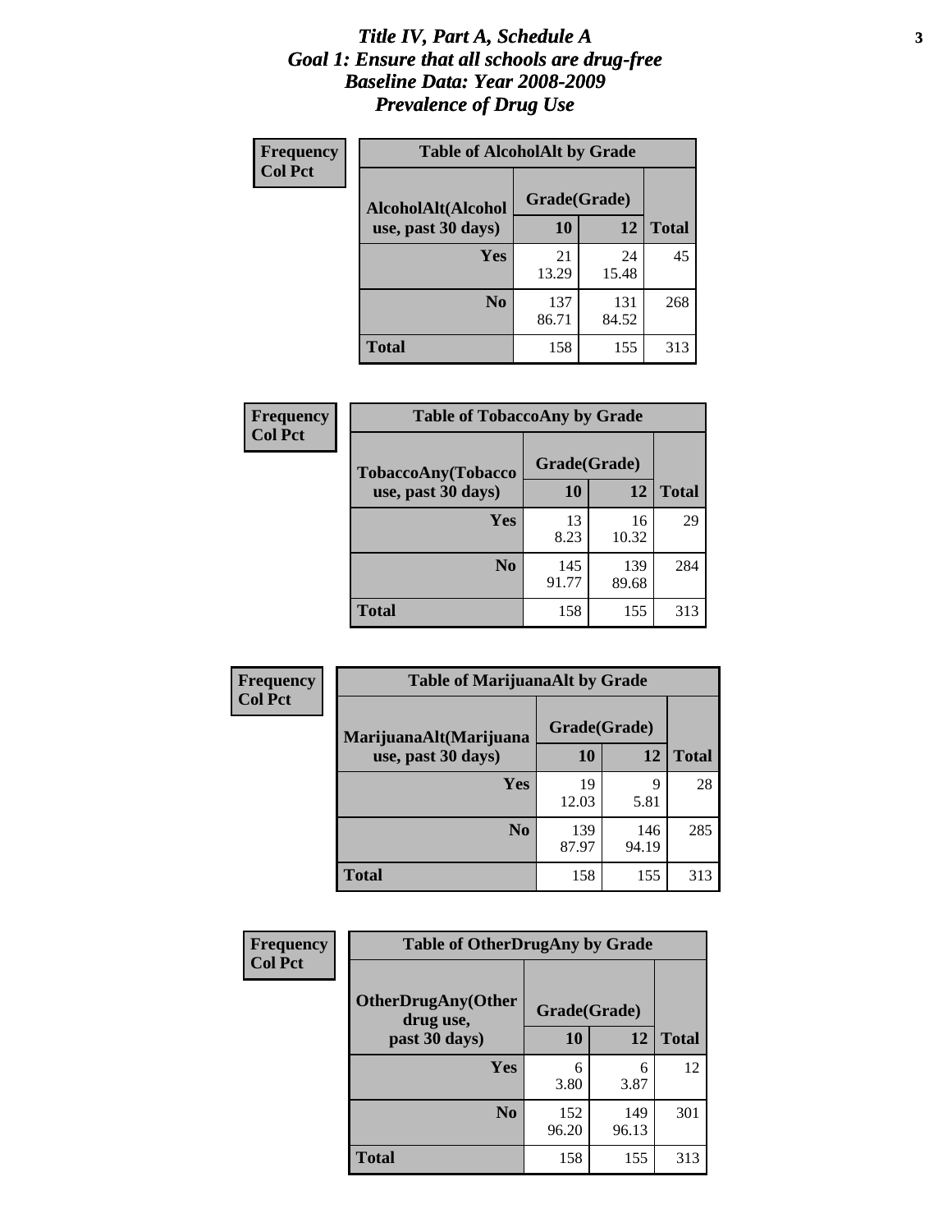# *Title IV, Part A, Schedule A*
# *Goal 1: Ensure that all schools are drug-free*
# *Baseline Data: Year 2008-2009*
# *Prevalence of Drug Use*

**Frequency**
**Col Pct**

| Table of AlcoholAlt by Grade | | | |
|---|---|---|---|
| AlcoholAlt(Alcohol use, past 30 days) | Grade(Grade) | | |
| | 10 | 12 | Total |
| Yes | 21<br>13.29 | 24<br>15.48 | 45 |
| No | 137<br>86.71 | 131<br>84.52 | 268 |
| Total | 158 | 155 | 313 |

**Frequency**
**Col Pct**

| Table of TobaccoAny by Grade | | | |
|---|---|---|---|
| TobaccoAny(Tobacco use, past 30 days) | Grade(Grade) | | |
| | 10 | 12 | Total |
| Yes | 13<br>8.23 | 16<br>10.32 | 29 |
| No | 145<br>91.77 | 139<br>89.68 | 284 |
| Total | 158 | 155 | 313 |

**Frequency**
**Col Pct**

| Table of MarijuanaAlt by Grade | | | |
|---|---|---|---|
| MarijuanaAlt(Marijuana use, past 30 days) | Grade(Grade) | | |
| | 10 | 12 | Total |
| Yes | 19<br>12.03 | 9<br>5.81 | 28 |
| No | 139<br>87.97 | 146<br>94.19 | 285 |
| Total | 158 | 155 | 313 |

**Frequency**
**Col Pct**

| Table of OtherDrugAny by Grade | | | |
|---|---|---|---|
| OtherDrugAny(Other drug use, past 30 days) | Grade(Grade) | | |
| | 10 | 12 | Total |
| Yes | 6<br>3.80 | 6<br>3.87 | 12 |
| No | 152<br>96.20 | 149<br>96.13 | 301 |
| Total | 158 | 155 | 313 |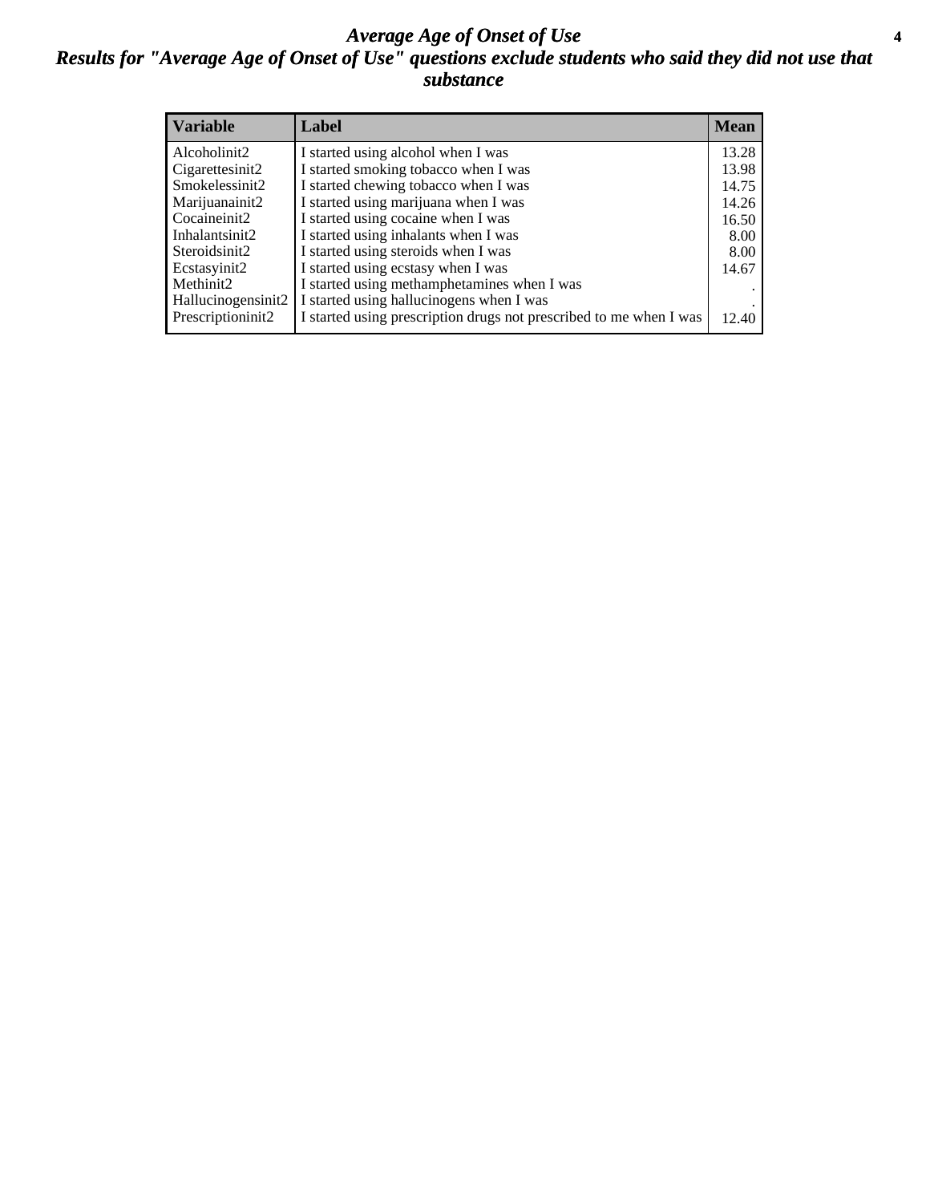# *Average Age of Onset of Use*

## *Results for "Average Age of Onset of Use" questions exclude students who said they did not use that substance*

| Variable | Label | Mean |
|---|---|---|
| Alcoholinit2 | I started using alcohol when I was | 13.28 |
| Cigarettesinit2 | I started smoking tobacco when I was | 13.98 |
| Smokelessinit2 | I started chewing tobacco when I was | 14.75 |
| Marijuanainit2 | I started using marijuana when I was | 14.26 |
| Cocaineinit2 | I started using cocaine when I was | 16.50 |
| Inhalantsinit2 | I started using inhalants when I was | 8.00 |
| Steroidsinit2 | I started using steroids when I was | 8.00 |
| Ecstasyinit2 | I started using ecstasy when I was | 14.67 |
| Methinit2 | I started using methamphetamines when I was | . |
| Hallucinogensinit2 | I started using hallucinogens when I was | . |
| Prescriptioninit2 | I started using prescription drugs not prescribed to me when I was | 12.40 |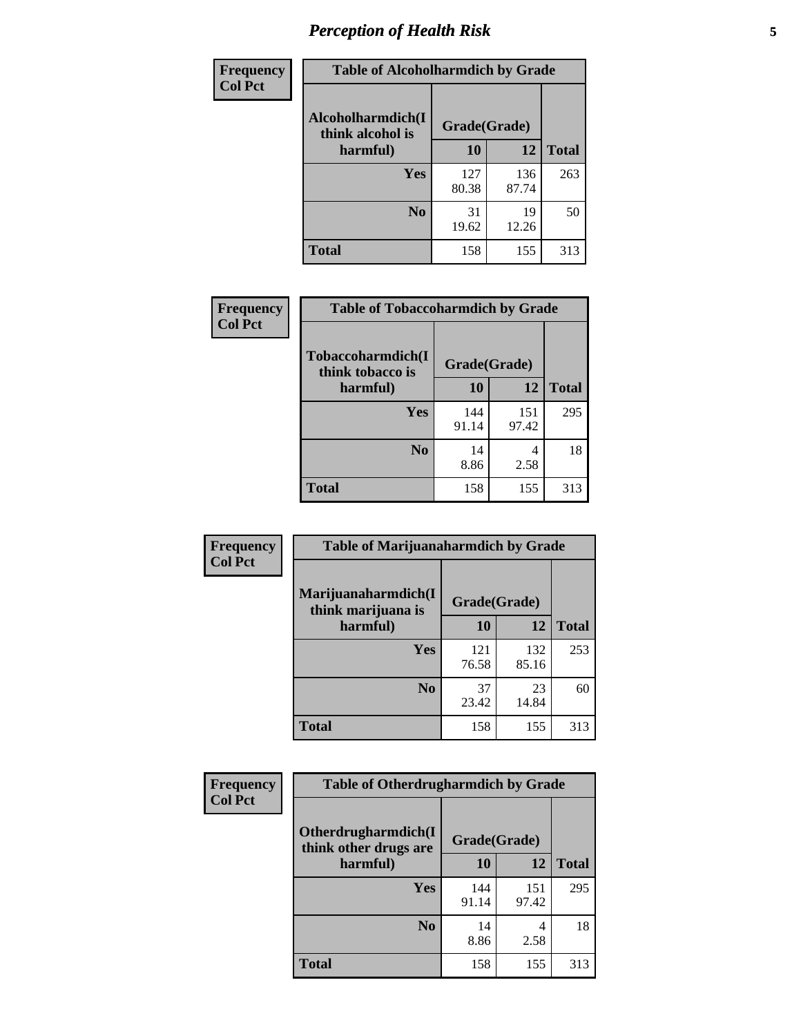| Frequency Col Pct | Table of Alcoholharmdich by Grade | | |
|---|---|---|---|
| Alcoholharmdich(I think alcohol is harmful) | Grade(Grade) | | |
| | 10 | 12 | Total |
| Yes | 127<br>80.38 | 136<br>87.74 | 263 |
| No | 31<br>19.62 | 19<br>12.26 | 50 |
| Total | 158 | 155 | 313 |

| Frequency Col Pct | Table of Tobaccoharmdich by Grade | | |
|---|---|---|---|
| Tobaccoharmdich(I think tobacco is harmful) | Grade(Grade) | | |
| | 10 | 12 | Total |
| Yes | 144<br>91.14 | 151<br>97.42 | 295 |
| No | 14<br>8.86 | 4<br>2.58 | 18 |
| Total | 158 | 155 | 313 |

| Frequency Col Pct | Table of Marijuanaharmdich by Grade | | |
|---|---|---|---|
| Marijuanaharmdich(I think marijuana is harmful) | Grade(Grade) | | |
| | 10 | 12 | Total |
| Yes | 121<br>76.58 | 132<br>85.16 | 253 |
| No | 37<br>23.42 | 23<br>14.84 | 60 |
| Total | 158 | 155 | 313 |

| Frequency Col Pct | Table of Otherdrugharmdich by Grade | | |
|---|---|---|---|
| Otherdrugharmdich(I think other drugs are harmful) | Grade(Grade) | | |
| | 10 | 12 | Total |
| Yes | 144<br>91.14 | 151<br>97.42 | 295 |
| No | 14<br>8.86 | 4<br>2.58 | 18 |
| Total | 158 | 155 | 313 |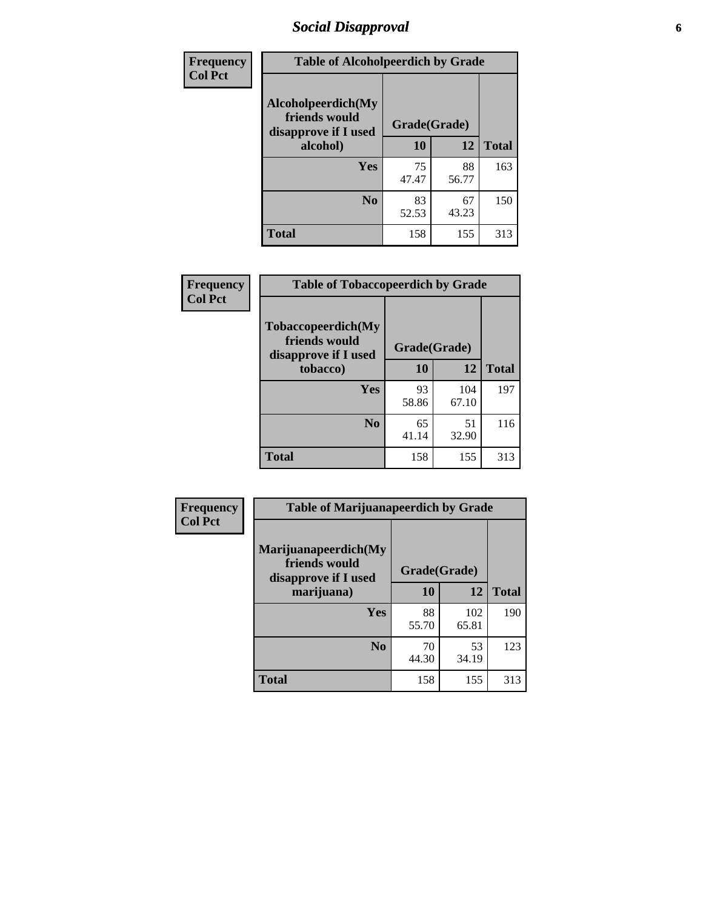## Social Disapproval

| Frequency Col Pct | Table of Alcoholpeerdich by Grade | | |
|---|---|---|---|
| Alcoholpeerdich(My friends would disapprove if I used alcohol) | Grade(Grade) | | |
| | 10 | 12 | Total |
| Yes | 75<br>47.47 | 88<br>56.77 | 163 |
| No | 83<br>52.53 | 67<br>43.23 | 150 |
| Total | 158 | 155 | 313 |

| Frequency Col Pct | Table of Tobaccopeerdich by Grade | | |
|---|---|---|---|
| Tobaccopeerdich(My friends would disapprove if I used tobacco) | Grade(Grade) | | |
| | 10 | 12 | Total |
| Yes | 93<br>58.86 | 104<br>67.10 | 197 |
| No | 65<br>41.14 | 51<br>32.90 | 116 |
| Total | 158 | 155 | 313 |

| Frequency Col Pct | Table of Marijuanapeerdich by Grade | | |
|---|---|---|---|
| Marijuanapeerdich(My friends would disapprove if I used marijuana) | Grade(Grade) | | |
| | 10 | 12 | Total |
| Yes | 88<br>55.70 | 102<br>65.81 | 190 |
| No | 70<br>44.30 | 53<br>34.19 | 123 |
| Total | 158 | 155 | 313 |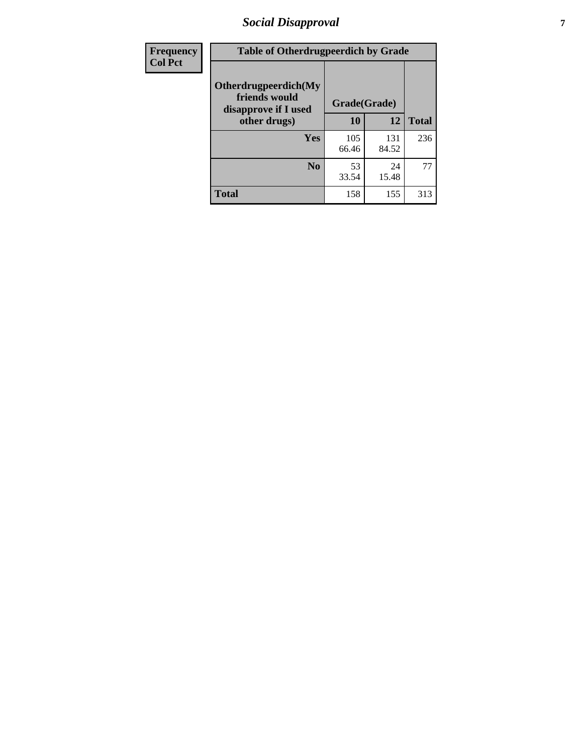| Frequency Col Pct | Table of Otherdrugpeerdich by Grade | | |
|---|---|---|---|
| Otherdrugpeerdich(My friends would disapprove if I used other drugs) | Grade(Grade) | | |
| | 10 | 12 | Total |
| Yes | 105<br>66.46 | 131<br>84.52 | 236 |
| No | 53<br>33.54 | 24<br>15.48 | 77 |
| Total | 158 | 155 | 313 |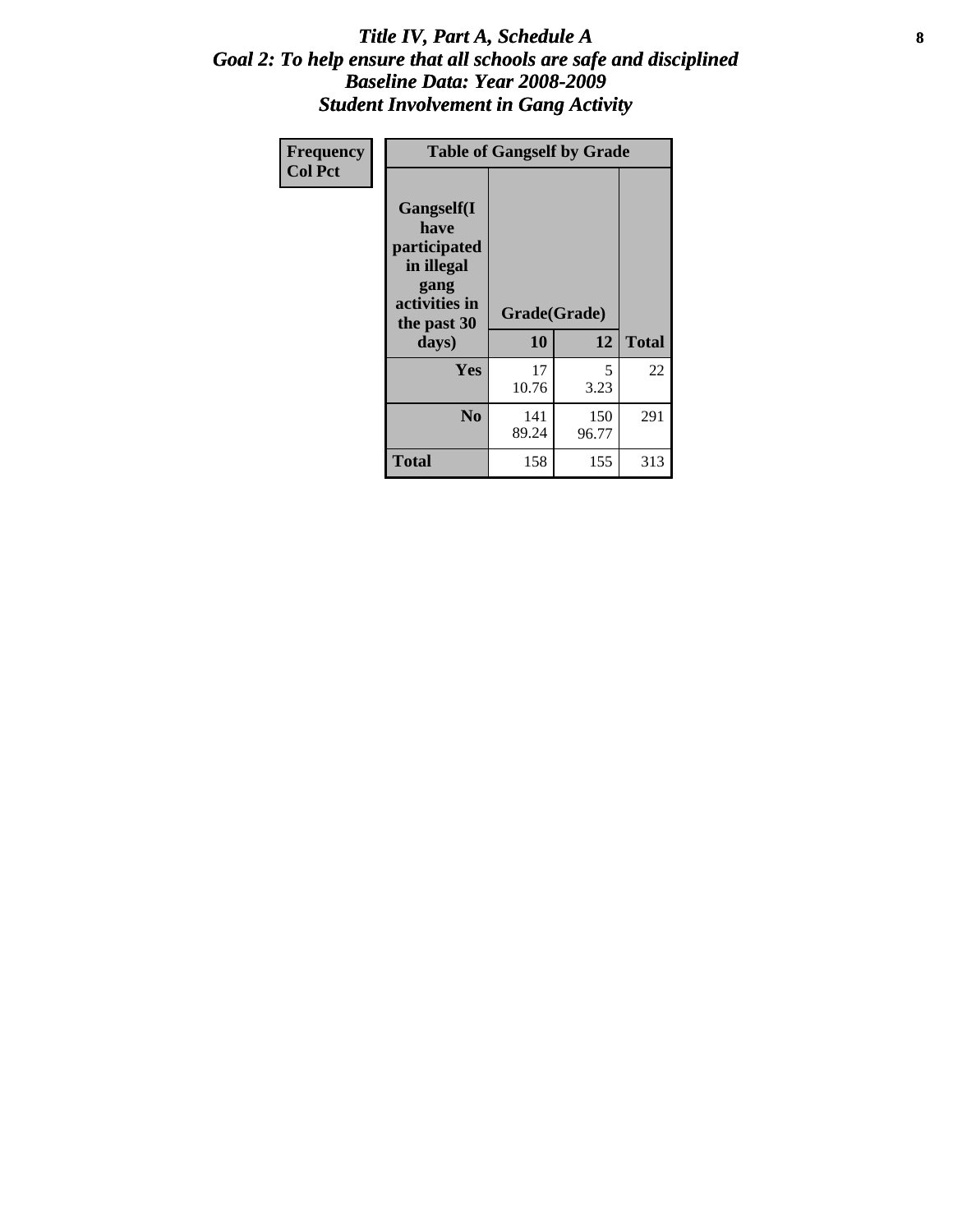# *Title IV, Part A, Schedule A*
## *Goal 2: To help ensure that all schools are safe and disciplined*
## *Baseline Data: Year 2008-2009*
## *Student Involvement in Gang Activity*

| Frequency<br>Col Pct | Table of Gangself by Grade | | |
|---|---|---|---|
| **Gangself(I have participated in illegal gang activities in the past 30 days)** | **Grade(Grade)** | | |
| | **10** | **12** | **Total** |
| **Yes** | 17<br>10.76 | 5<br>3.23 | 22 |
| **No** | 141<br>89.24 | 150<br>96.77 | 291 |
| **Total** | 158 | 155 | 313 |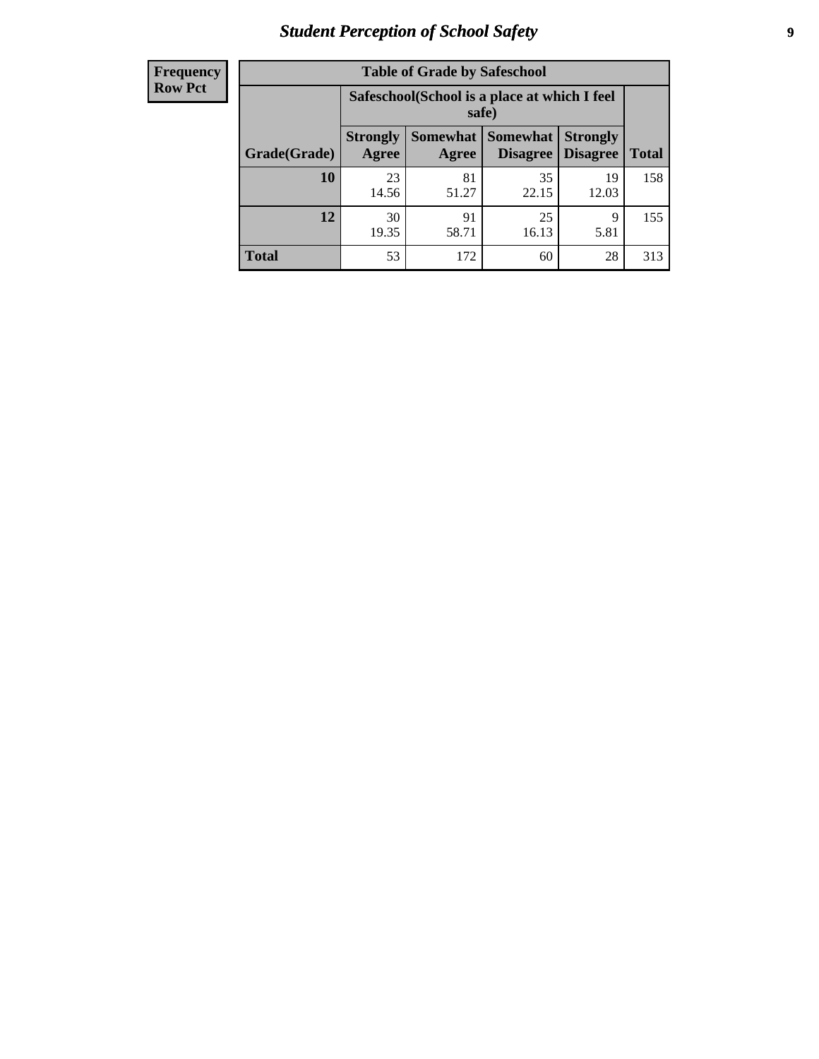# Student Perception of School Safety

**Frequency**
**Row Pct**

| Table of Grade by Safeschool | | | | | |
|---|---|---|---|---|---|
| | Safeschool(School is a place at which I feel safe) | | | | |
| Grade(Grade) | Strongly Agree | Somewhat Agree | Somewhat Disagree | Strongly Disagree | Total |
| 10 | 23<br>14.56 | 81<br>51.27 | 35<br>22.15 | 19<br>12.03 | 158 |
| 12 | 30<br>19.35 | 91<br>58.71 | 25<br>16.13 | 9<br>5.81 | 155 |
| Total | 53 | 172 | 60 | 28 | 313 |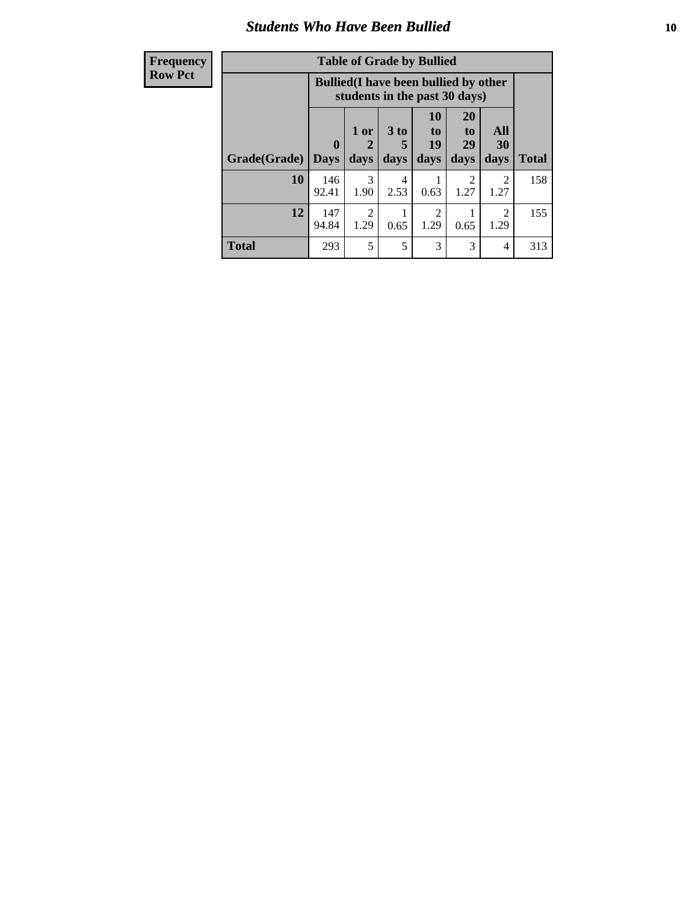## Students Who Have Been Bullied

| Frequency Row Pct | Table of Grade by Bullied | | | | | | |
|---|---|---|---|---|---|---|---|
| | Bullied(I have been bullied by other students in the past 30 days) | | | | | | |
| Grade(Grade) | 0 Days | 1 or 2 days | 3 to 5 days | 10 to 19 days | 20 to 29 days | All 30 days | Total |
| 10 | 146 92.41 | 3 1.90 | 4 2.53 | 1 0.63 | 2 1.27 | 2 1.27 | 158 |
| 12 | 147 94.84 | 2 1.29 | 1 0.65 | 2 1.29 | 1 0.65 | 2 1.29 | 155 |
| Total | 293 | 5 | 5 | 3 | 3 | 4 | 313 |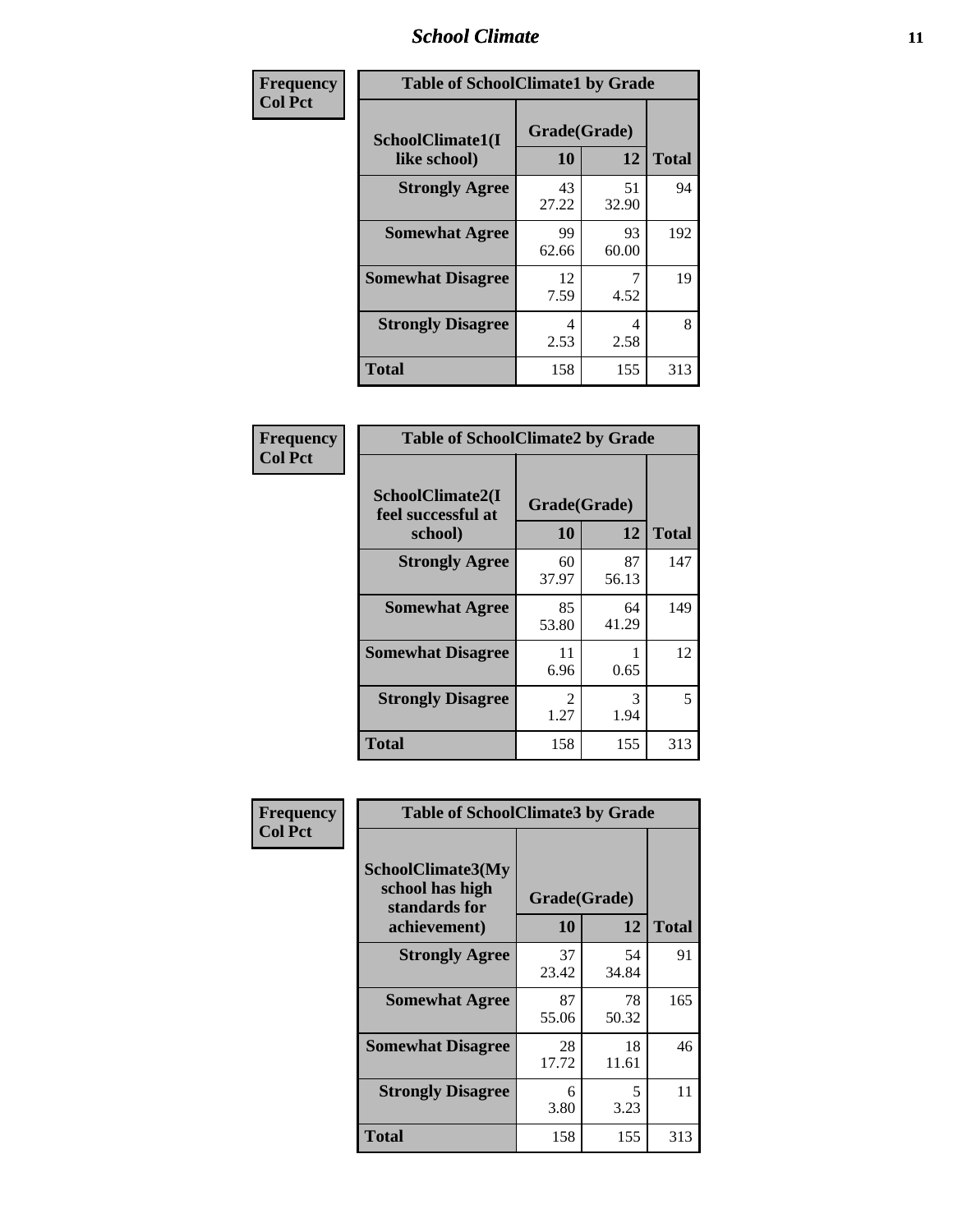# School Climate

| Frequency Col Pct | | | |
|---|---|---|---|

**Table of SchoolClimate1 by Grade**

| SchoolClimate1(I like school) | Grade(Grade) 10 | 12 | Total |
|---|---|---|---|
| Strongly Agree | 43<br>27.22 | 51<br>32.90 | 94 |
| Somewhat Agree | 99<br>62.66 | 93<br>60.00 | 192 |
| Somewhat Disagree | 12<br>7.59 | 7<br>4.52 | 19 |
| Strongly Disagree | 4<br>2.53 | 4<br>2.58 | 8 |
| Total | 158 | 155 | 313 |

| Frequency Col Pct | | | |
|---|---|---|---|

**Table of SchoolClimate2 by Grade**

| SchoolClimate2(I feel successful at school) | Grade(Grade) 10 | 12 | Total |
|---|---|---|---|
| Strongly Agree | 60<br>37.97 | 87<br>56.13 | 147 |
| Somewhat Agree | 85<br>53.80 | 64<br>41.29 | 149 |
| Somewhat Disagree | 11<br>6.96 | 1<br>0.65 | 12 |
| Strongly Disagree | 2<br>1.27 | 3<br>1.94 | 5 |
| Total | 158 | 155 | 313 |

| Frequency Col Pct | | | |
|---|---|---|---|

**Table of SchoolClimate3 by Grade**

| SchoolClimate3(My school has high standards for achievement) | Grade(Grade) 10 | 12 | Total |
|---|---|---|---|
| Strongly Agree | 37<br>23.42 | 54<br>34.84 | 91 |
| Somewhat Agree | 87<br>55.06 | 78<br>50.32 | 165 |
| Somewhat Disagree | 28<br>17.72 | 18<br>11.61 | 46 |
| Strongly Disagree | 6<br>3.80 | 5<br>3.23 | 11 |
| Total | 158 | 155 | 313 |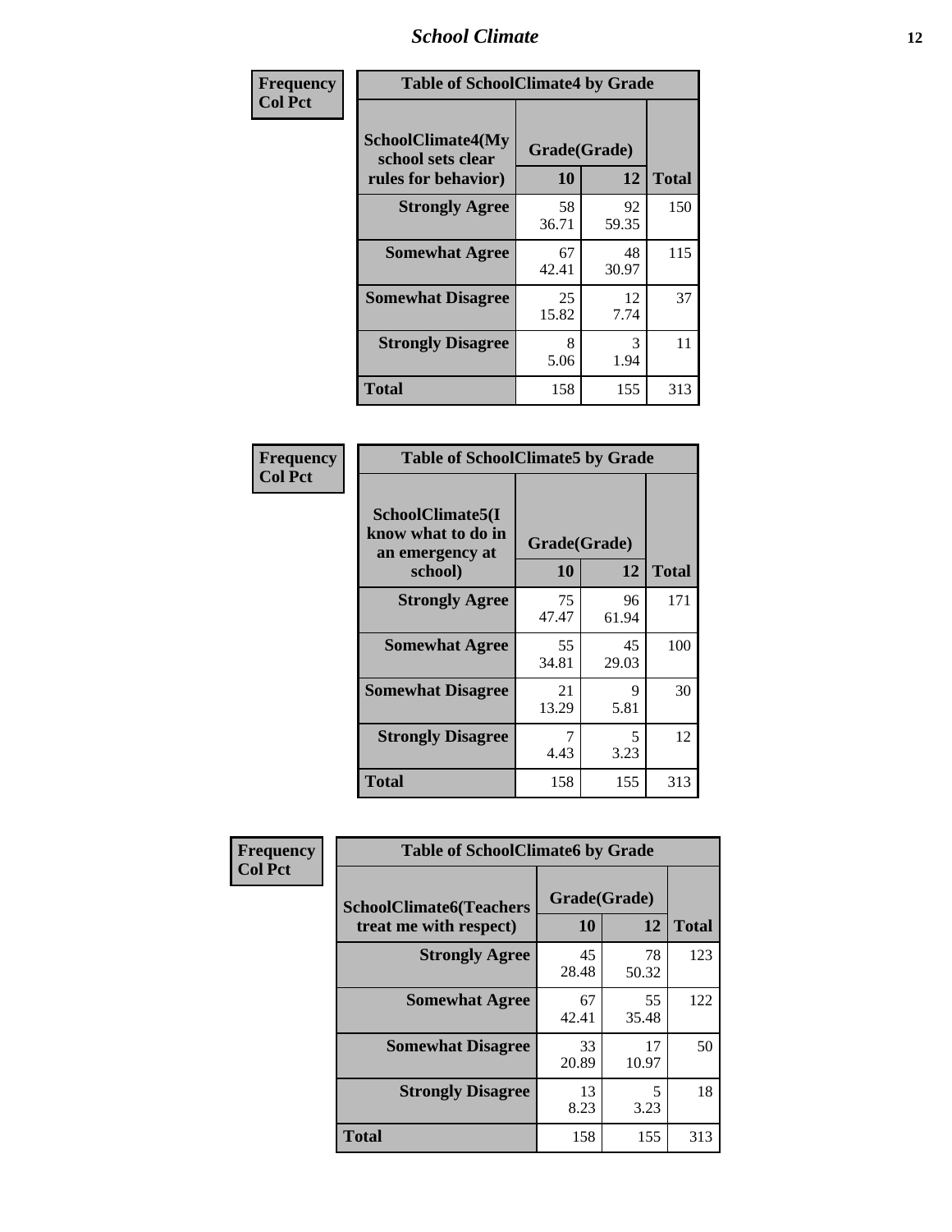| Frequency<br>Col Pct | Table of SchoolClimate4 by Grade | | |
|---|---|---|---|
| SchoolClimate4(My school sets clear rules for behavior) | Grade(Grade) | | |
| | 10 | 12 | Total |
| Strongly Agree | 58<br>36.71 | 92<br>59.35 | 150 |
| Somewhat Agree | 67<br>42.41 | 48<br>30.97 | 115 |
| Somewhat Disagree | 25<br>15.82 | 12<br>7.74 | 37 |
| Strongly Disagree | 8<br>5.06 | 3<br>1.94 | 11 |
| Total | 158 | 155 | 313 |

| Frequency<br>Col Pct | Table of SchoolClimate5 by Grade | | |
|---|---|---|---|
| SchoolClimate5(I know what to do in an emergency at school) | Grade(Grade) | | |
| | 10 | 12 | Total |
| Strongly Agree | 75<br>47.47 | 96<br>61.94 | 171 |
| Somewhat Agree | 55<br>34.81 | 45<br>29.03 | 100 |
| Somewhat Disagree | 21<br>13.29 | 9<br>5.81 | 30 |
| Strongly Disagree | 7<br>4.43 | 5<br>3.23 | 12 |
| Total | 158 | 155 | 313 |

| Frequency<br>Col Pct | Table of SchoolClimate6 by Grade | | |
|---|---|---|---|
| SchoolClimate6(Teachers treat me with respect) | Grade(Grade) | | |
| | 10 | 12 | Total |
| Strongly Agree | 45<br>28.48 | 78<br>50.32 | 123 |
| Somewhat Agree | 67<br>42.41 | 55<br>35.48 | 122 |
| Somewhat Disagree | 33<br>20.89 | 17<br>10.97 | 50 |
| Strongly Disagree | 13<br>8.23 | 5<br>3.23 | 18 |
| Total | 158 | 155 | 313 |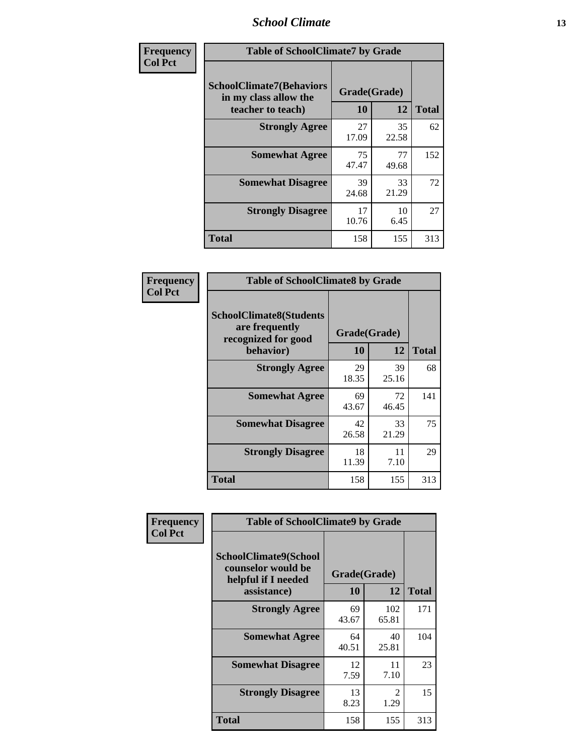| Frequency<br>Col Pct |
|---|

| Table of SchoolClimate7 by Grade | | | |
|---|---|---|---|
| SchoolClimate7(Behaviors in my class allow the teacher to teach) | Grade(Grade) | | Total |
| | 10 | 12 | |
| Strongly Agree | 27<br>17.09 | 35<br>22.58 | 62 |
| Somewhat Agree | 75<br>47.47 | 77<br>49.68 | 152 |
| Somewhat Disagree | 39<br>24.68 | 33<br>21.29 | 72 |
| Strongly Disagree | 17<br>10.76 | 10<br>6.45 | 27 |
| Total | 158 | 155 | 313 |

| Frequency<br>Col Pct |
|---|

| Table of SchoolClimate8 by Grade | | | |
|---|---|---|---|
| SchoolClimate8(Students are frequently recognized for good behavior) | Grade(Grade) | | Total |
| | 10 | 12 | |
| Strongly Agree | 29<br>18.35 | 39<br>25.16 | 68 |
| Somewhat Agree | 69<br>43.67 | 72<br>46.45 | 141 |
| Somewhat Disagree | 42<br>26.58 | 33<br>21.29 | 75 |
| Strongly Disagree | 18<br>11.39 | 11<br>7.10 | 29 |
| Total | 158 | 155 | 313 |

| Frequency<br>Col Pct |
|---|

| Table of SchoolClimate9 by Grade | | | |
|---|---|---|---|
| SchoolClimate9(School counselor would be helpful if I needed assistance) | Grade(Grade) | | Total |
| | 10 | 12 | |
| Strongly Agree | 69<br>43.67 | 102<br>65.81 | 171 |
| Somewhat Agree | 64<br>40.51 | 40<br>25.81 | 104 |
| Somewhat Disagree | 12<br>7.59 | 11<br>7.10 | 23 |
| Strongly Disagree | 13<br>8.23 | 2<br>1.29 | 15 |
| Total | 158 | 155 | 313 |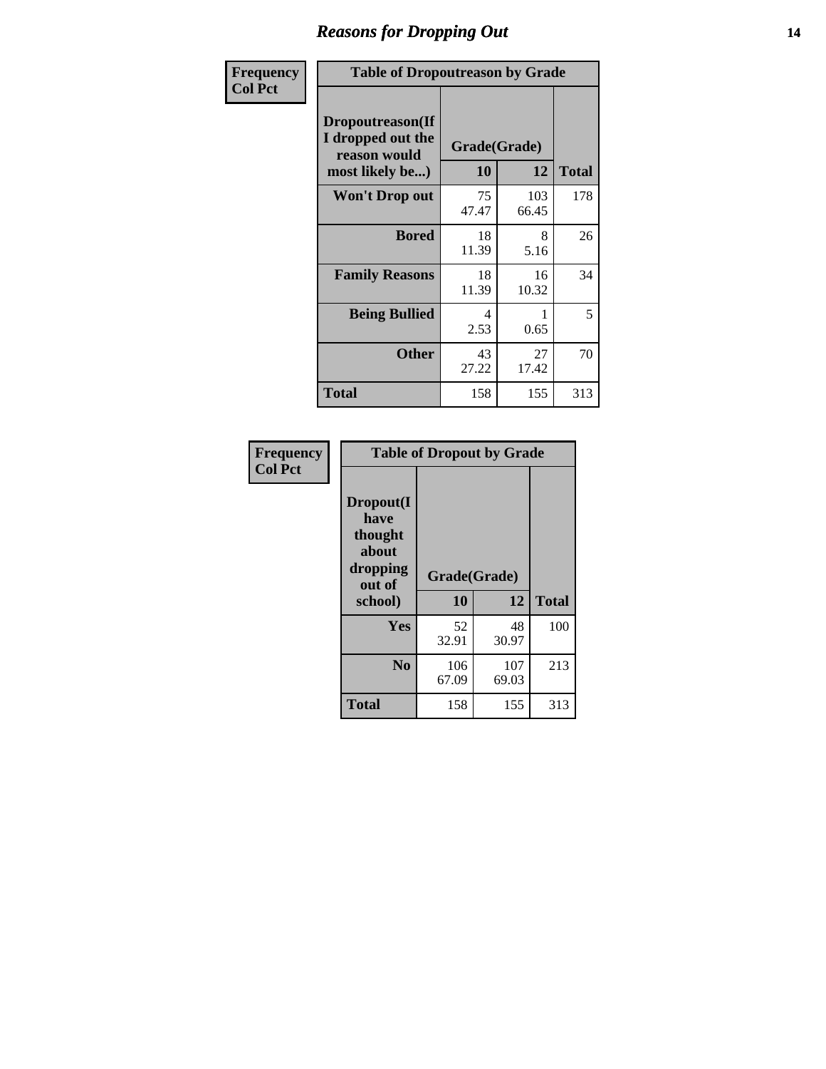# Reasons for Dropping Out

**Frequency**
**Col Pct**

| Table of Dropoutreason by Grade | | | |
|---|---|---|---|
| Dropoutreason(If I dropped out the reason would most likely be...) | Grade(Grade) | | |
| | 10 | 12 | Total |
| Won't Drop out | 75<br>47.47 | 103<br>66.45 | 178 |
| Bored | 18<br>11.39 | 8<br>5.16 | 26 |
| Family Reasons | 18<br>11.39 | 16<br>10.32 | 34 |
| Being Bullied | 4<br>2.53 | 1<br>0.65 | 5 |
| Other | 43<br>27.22 | 27<br>17.42 | 70 |
| Total | 158 | 155 | 313 |

**Frequency**
**Col Pct**

| Table of Dropout by Grade | | | |
|---|---|---|---|
| Dropout(I have thought about dropping out of school) | Grade(Grade) | | |
| | 10 | 12 | Total |
| Yes | 52<br>32.91 | 48<br>30.97 | 100 |
| No | 106<br>67.09 | 107<br>69.03 | 213 |
| Total | 158 | 155 | 313 |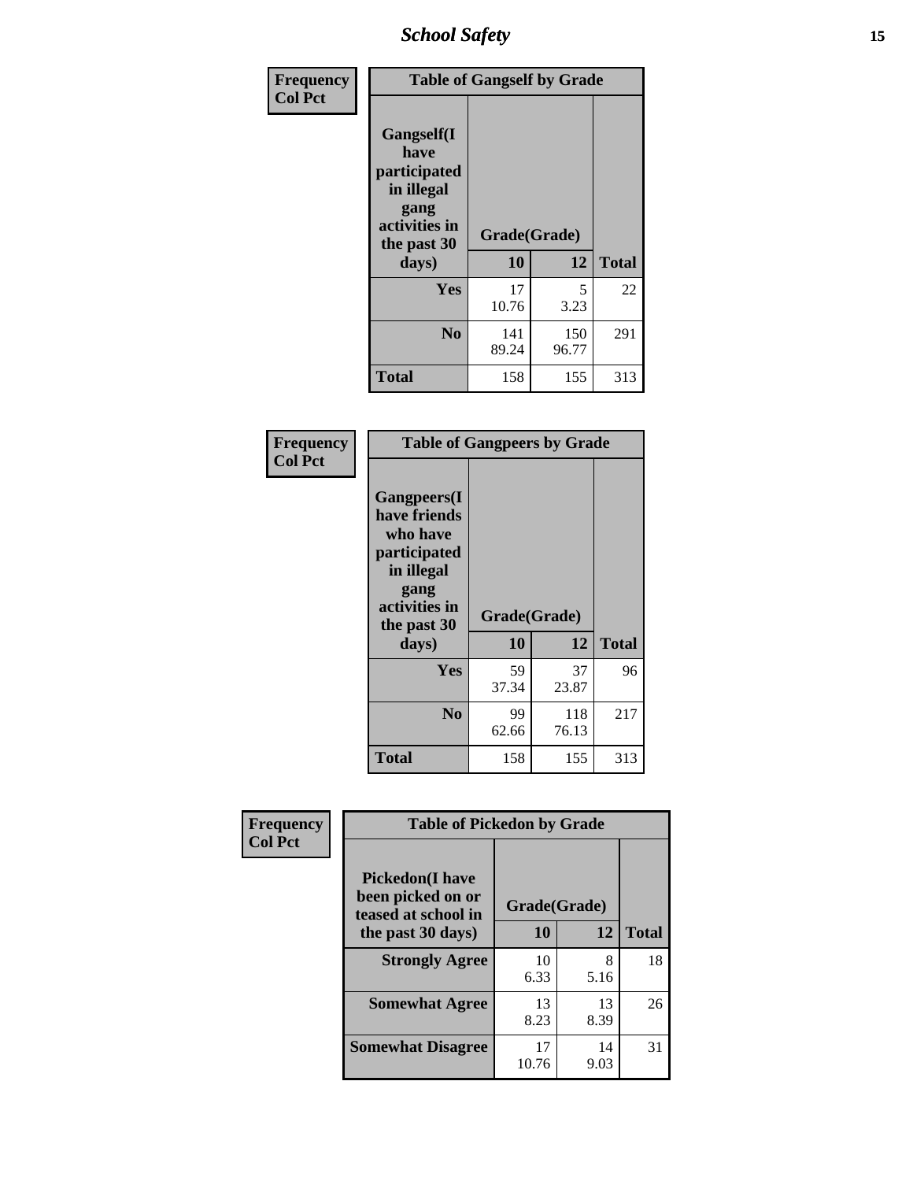Frequency
Col Pct

| Table of Gangself by Grade | | | |
|---|---|---|---|
| Gangself(I have participated in illegal gang activities in the past 30 days) | Grade(Grade) | | |
| | 10 | 12 | Total |
| Yes | 17<br>10.76 | 5<br>3.23 | 22 |
| No | 141<br>89.24 | 150<br>96.77 | 291 |
| Total | 158 | 155 | 313 |

Frequency
Col Pct

| Table of Gangpeers by Grade | | | |
|---|---|---|---|
| Gangpeers(I have friends who have participated in illegal gang activities in the past 30 days) | Grade(Grade) | | |
| | 10 | 12 | Total |
| Yes | 59<br>37.34 | 37<br>23.87 | 96 |
| No | 99<br>62.66 | 118<br>76.13 | 217 |
| Total | 158 | 155 | 313 |

Frequency
Col Pct

| Table of Pickedon by Grade | | | |
|---|---|---|---|
| Pickedon(I have been picked on or teased at school in the past 30 days) | Grade(Grade) | | |
| | 10 | 12 | Total |
| Strongly Agree | 10<br>6.33 | 8<br>5.16 | 18 |
| Somewhat Agree | 13<br>8.23 | 13<br>8.39 | 26 |
| Somewhat Disagree | 17<br>10.76 | 14<br>9.03 | 31 |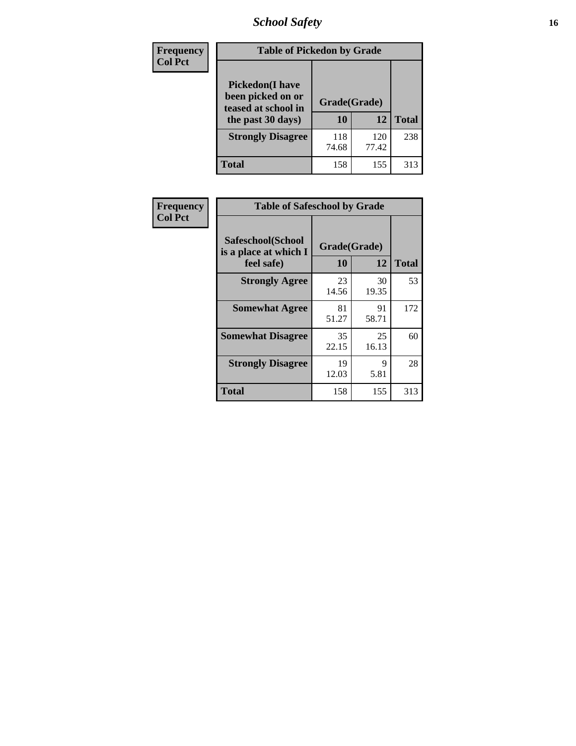| Frequency<br>Col Pct |
|---|

**Table of Pickedon by Grade**

| Pickedon(I have been picked on or teased at school in the past 30 days) | Grade(Grade) 10 | 12 | Total |
|---|---|---|---|
| **Strongly Disagree** | 118<br>74.68 | 120<br>77.42 | 238 |
| **Total** | 158 | 155 | 313 |

| Frequency<br>Col Pct |
|---|

**Table of Safeschool by Grade**

| Safeschool(School is a place at which I feel safe) | Grade(Grade) 10 | 12 | Total |
|---|---|---|---|
| **Strongly Agree** | 23<br>14.56 | 30<br>19.35 | 53 |
| **Somewhat Agree** | 81<br>51.27 | 91<br>58.71 | 172 |
| **Somewhat Disagree** | 35<br>22.15 | 25<br>16.13 | 60 |
| **Strongly Disagree** | 19<br>12.03 | 9<br>5.81 | 28 |
| **Total** | 158 | 155 | 313 |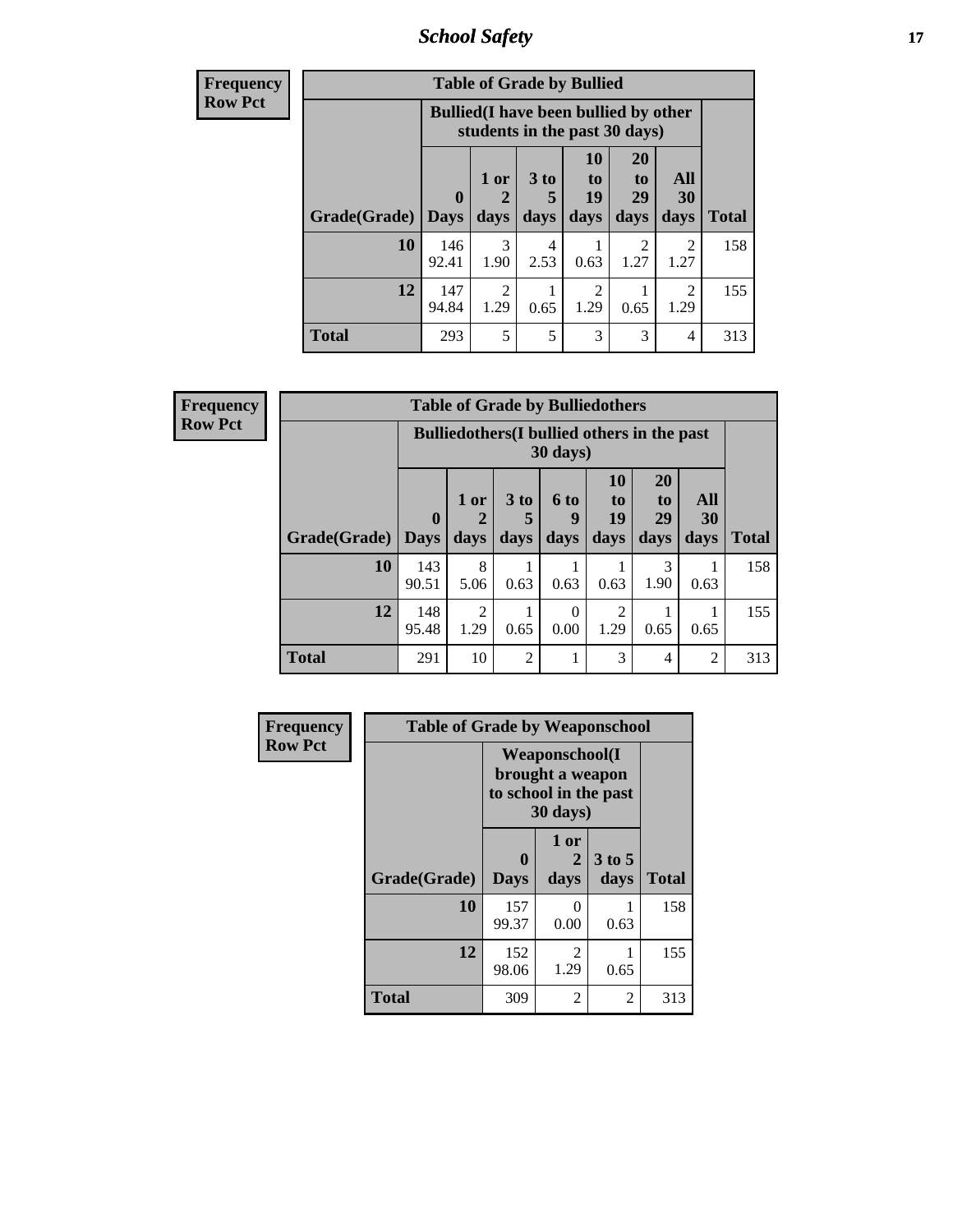| Frequency<br>Row Pct |
|---|

| Table of Grade by Bullied | | | | | | | |
|---|---|---|---|---|---|---|---|
| | Bullied(I have been bullied by other students in the past 30 days) | | | | | | |
| Grade(Grade) | 0 Days | 1 or 2 days | 3 to 5 days | 10 to 19 days | 20 to 29 days | All 30 days | Total |
| 10 | 146<br>92.41 | 3<br>1.90 | 4<br>2.53 | 1<br>0.63 | 2<br>1.27 | 2<br>1.27 | 158 |
| 12 | 147<br>94.84 | 2<br>1.29 | 1<br>0.65 | 2<br>1.29 | 1<br>0.65 | 2<br>1.29 | 155 |
| Total | 293 | 5 | 5 | 3 | 3 | 4 | 313 |

| Frequency<br>Row Pct |
|---|

| Table of Grade by Bulliedothers | | | | | | | | |
|---|---|---|---|---|---|---|---|---|
| | Bulliedothers(I bullied others in the past 30 days) | | | | | | | |
| Grade(Grade) | 0 Days | 1 or 2 days | 3 to 5 days | 6 to 9 days | 10 to 19 days | 20 to 29 days | All 30 days | Total |
| 10 | 143<br>90.51 | 8<br>5.06 | 1<br>0.63 | 1<br>0.63 | 1<br>0.63 | 3<br>1.90 | 1<br>0.63 | 158 |
| 12 | 148<br>95.48 | 2<br>1.29 | 1<br>0.65 | 0<br>0.00 | 2<br>1.29 | 1<br>0.65 | 1<br>0.65 | 155 |
| Total | 291 | 10 | 2 | 1 | 3 | 4 | 2 | 313 |

| Frequency<br>Row Pct |
|---|

| Table of Grade by Weaponschool | | | | |
|---|---|---|---|---|
| | Weaponschool(I brought a weapon to school in the past 30 days) | | | |
| Grade(Grade) | 0 Days | 1 or 2 days | 3 to 5 days | Total |
| 10 | 157<br>99.37 | 0<br>0.00 | 1<br>0.63 | 158 |
| 12 | 152<br>98.06 | 2<br>1.29 | 1<br>0.65 | 155 |
| Total | 309 | 2 | 2 | 313 |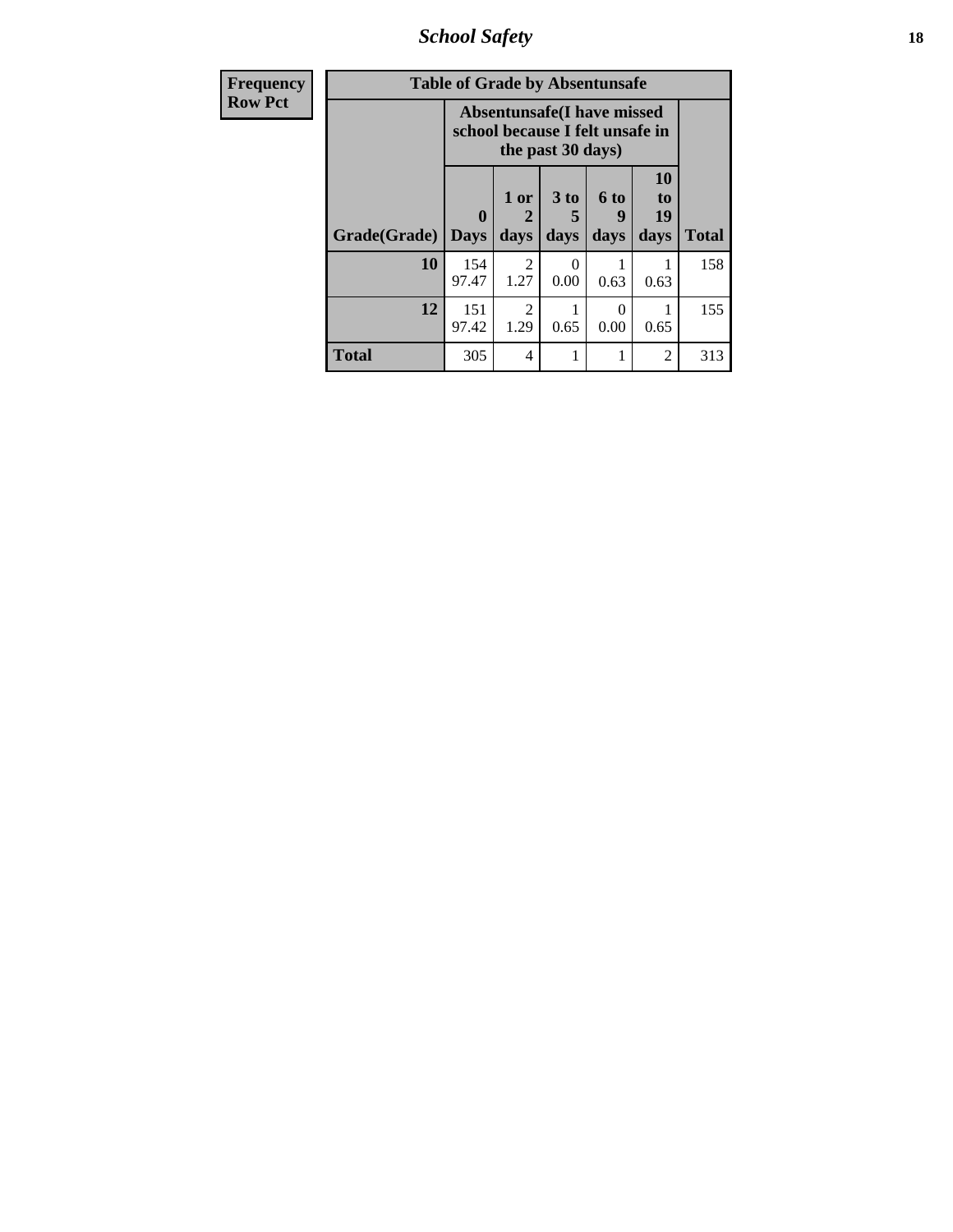| Frequency<br>Row Pct | Table of Grade by Absentunsafe | | | | | |
|---|---|---|---|---|---|---|
| | Absentunsafe(I have missed school because I felt unsafe in the past 30 days) | | | | | |
| Grade(Grade) | 0 Days | 1 or 2 days | 3 to 5 days | 6 to 9 days | 10 to 19 days | Total |
| 10 | 154<br>97.47 | 2<br>1.27 | 0<br>0.00 | 1<br>0.63 | 1<br>0.63 | 158 |
| 12 | 151<br>97.42 | 2<br>1.29 | 1<br>0.65 | 0<br>0.00 | 1<br>0.65 | 155 |
| Total | 305 | 4 | 1 | 1 | 2 | 313 |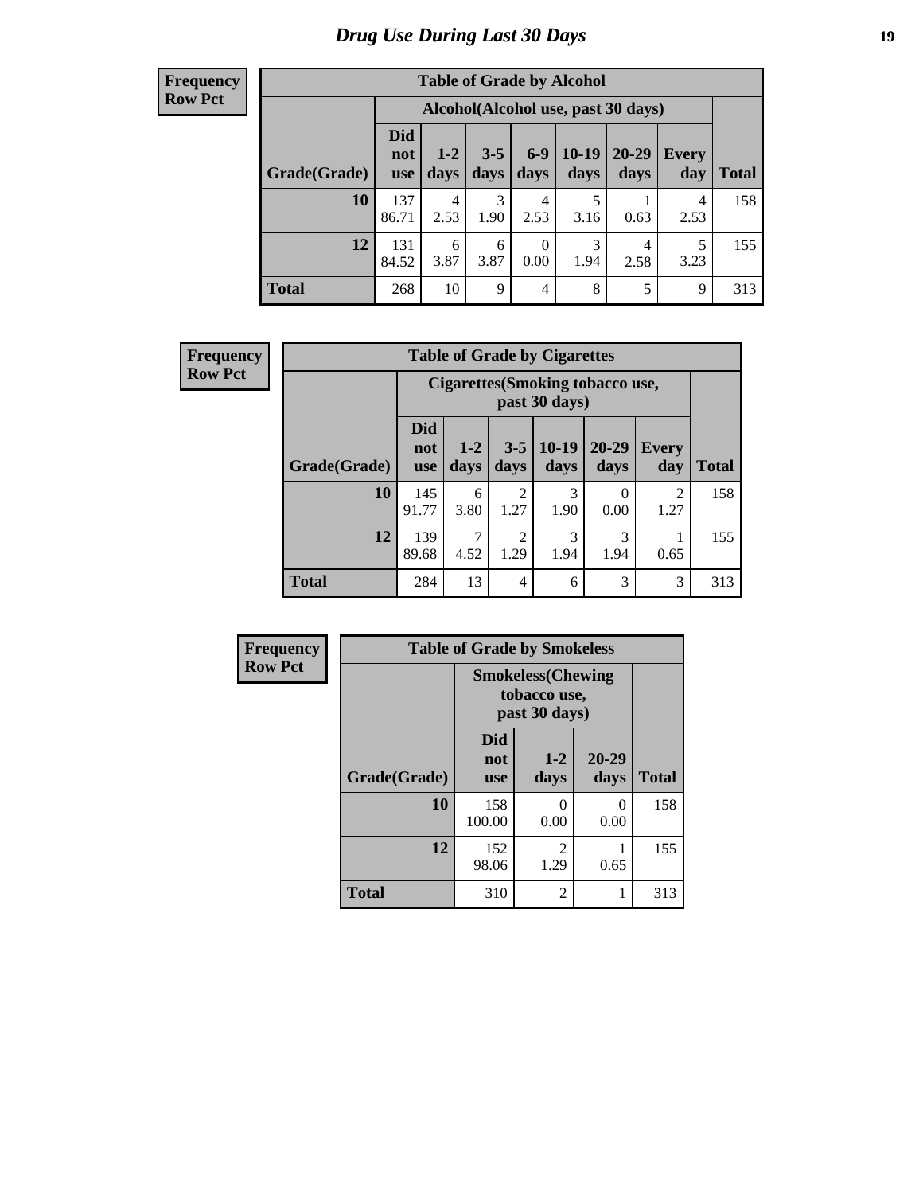## Drug Use During Last 30 Days

**Frequency**
**Row Pct**

| Table of Grade by Alcohol | | | | | | | | |
|---|---|---|---|---|---|---|---|---|
| | Alcohol(Alcohol use, past 30 days) | | | | | | | |
| Grade(Grade) | Did not use | 1-2 days | 3-5 days | 6-9 days | 10-19 days | 20-29 days | Every day | Total |
| 10 | 137<br>86.71 | 4<br>2.53 | 3<br>1.90 | 4<br>2.53 | 5<br>3.16 | 1<br>0.63 | 4<br>2.53 | 158 |
| 12 | 131<br>84.52 | 6<br>3.87 | 6<br>3.87 | 0<br>0.00 | 3<br>1.94 | 4<br>2.58 | 5<br>3.23 | 155 |
| Total | 268 | 10 | 9 | 4 | 8 | 5 | 9 | 313 |

**Frequency**
**Row Pct**

| Table of Grade by Cigarettes | | | | | | | |
|---|---|---|---|---|---|---|---|
| | Cigarettes(Smoking tobacco use, past 30 days) | | | | | | |
| Grade(Grade) | Did not use | 1-2 days | 3-5 days | 10-19 days | 20-29 days | Every day | Total |
| 10 | 145<br>91.77 | 6<br>3.80 | 2<br>1.27 | 3<br>1.90 | 0<br>0.00 | 2<br>1.27 | 158 |
| 12 | 139<br>89.68 | 7<br>4.52 | 2<br>1.29 | 3<br>1.94 | 3<br>1.94 | 1<br>0.65 | 155 |
| Total | 284 | 13 | 4 | 6 | 3 | 3 | 313 |

**Frequency**
**Row Pct**

| Table of Grade by Smokeless | | | | |
|---|---|---|---|---|
| | Smokeless(Chewing tobacco use, past 30 days) | | | |
| Grade(Grade) | Did not use | 1-2 days | 20-29 days | Total |
| 10 | 158<br>100.00 | 0<br>0.00 | 0<br>0.00 | 158 |
| 12 | 152<br>98.06 | 2<br>1.29 | 1<br>0.65 | 155 |
| Total | 310 | 2 | 1 | 313 |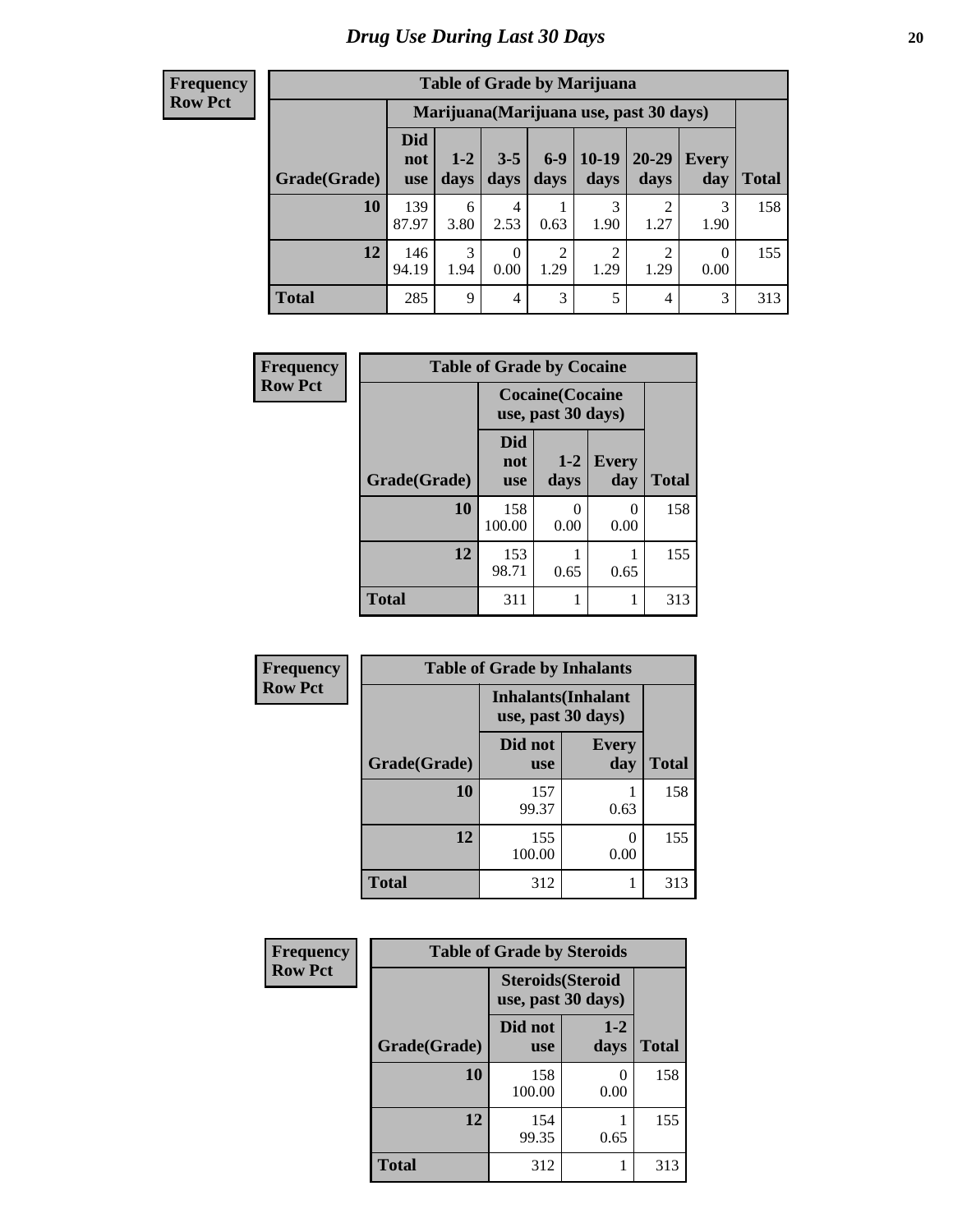# Drug Use During Last 30 Days

**Frequency**
**Row Pct**

| Table of Grade by Marijuana | | | | | | | | |
|---|---|---|---|---|---|---|---|---|
| | Marijuana(Marijuana use, past 30 days) | | | | | | | |
| Grade(Grade) | Did not use | 1-2 days | 3-5 days | 6-9 days | 10-19 days | 20-29 days | Every day | Total |
| 10 | 139<br>87.97 | 6<br>3.80 | 4<br>2.53 | 1<br>0.63 | 3<br>1.90 | 2<br>1.27 | 3<br>1.90 | 158 |
| 12 | 146<br>94.19 | 3<br>1.94 | 0<br>0.00 | 2<br>1.29 | 2<br>1.29 | 2<br>1.29 | 0<br>0.00 | 155 |
| Total | 285 | 9 | 4 | 3 | 5 | 4 | 3 | 313 |

**Frequency**
**Row Pct**

| Table of Grade by Cocaine | | | | |
|---|---|---|---|---|
| | Cocaine(Cocaine use, past 30 days) | | | |
| Grade(Grade) | Did not use | 1-2 days | Every day | Total |
| 10 | 158<br>100.00 | 0<br>0.00 | 0<br>0.00 | 158 |
| 12 | 153<br>98.71 | 1<br>0.65 | 1<br>0.65 | 155 |
| Total | 311 | 1 | 1 | 313 |

**Frequency**
**Row Pct**

| Table of Grade by Inhalants | | | |
|---|---|---|---|
| | Inhalants(Inhalant use, past 30 days) | | |
| Grade(Grade) | Did not use | Every day | Total |
| 10 | 157<br>99.37 | 1<br>0.63 | 158 |
| 12 | 155<br>100.00 | 0<br>0.00 | 155 |
| Total | 312 | 1 | 313 |

**Frequency**
**Row Pct**

| Table of Grade by Steroids | | | |
|---|---|---|---|
| | Steroids(Steroid use, past 30 days) | | |
| Grade(Grade) | Did not use | 1-2 days | Total |
| 10 | 158<br>100.00 | 0<br>0.00 | 158 |
| 12 | 154<br>99.35 | 1<br>0.65 | 155 |
| Total | 312 | 1 | 313 |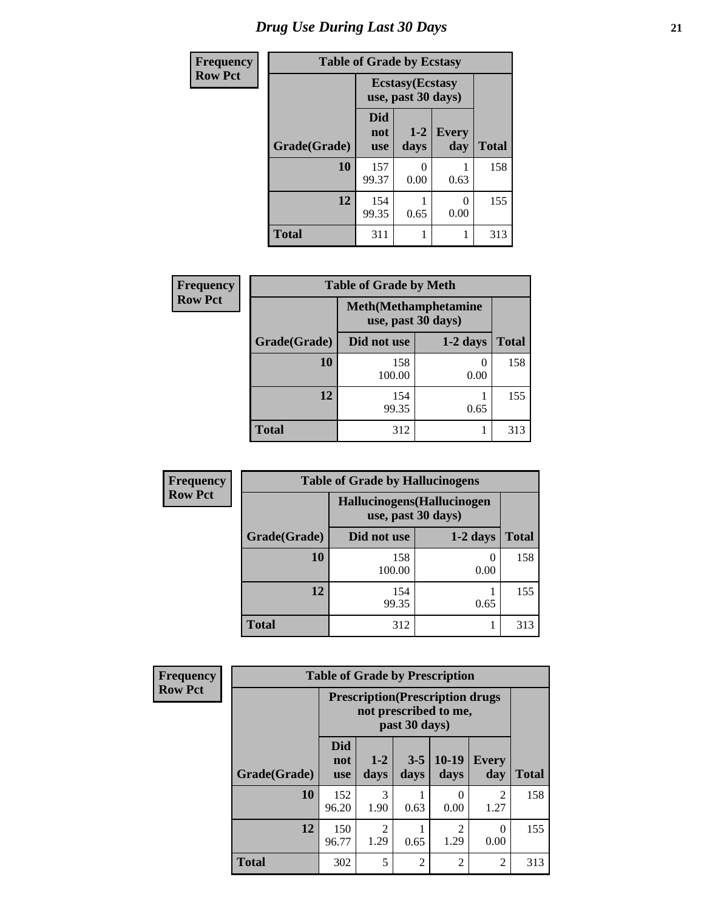# Drug Use During Last 30 Days

**Frequency**
**Row Pct**

| Table of Grade by Ecstasy | | | | |
|---|---|---|---|---|
| | Ecstasy(Ecstasy use, past 30 days) | | | |
| Grade(Grade) | Did not use | 1-2 days | Every day | Total |
| 10 | 157<br>99.37 | 0<br>0.00 | 1<br>0.63 | 158 |
| 12 | 154<br>99.35 | 1<br>0.65 | 0<br>0.00 | 155 |
| Total | 311 | 1 | 1 | 313 |

**Frequency**
**Row Pct**

| Table of Grade by Meth | | | |
|---|---|---|---|
| | Meth(Methamphetamine use, past 30 days) | | |
| Grade(Grade) | Did not use | 1-2 days | Total |
| 10 | 158<br>100.00 | 0<br>0.00 | 158 |
| 12 | 154<br>99.35 | 1<br>0.65 | 155 |
| Total | 312 | 1 | 313 |

**Frequency**
**Row Pct**

| Table of Grade by Hallucinogens | | | |
|---|---|---|---|
| | Hallucinogens(Hallucinogen use, past 30 days) | | |
| Grade(Grade) | Did not use | 1-2 days | Total |
| 10 | 158<br>100.00 | 0<br>0.00 | 158 |
| 12 | 154<br>99.35 | 1<br>0.65 | 155 |
| Total | 312 | 1 | 313 |

**Frequency**
**Row Pct**

| Table of Grade by Prescription | | | | | | |
|---|---|---|---|---|---|---|
| | Prescription(Prescription drugs not prescribed to me, past 30 days) | | | | | |
| Grade(Grade) | Did not use | 1-2 days | 3-5 days | 10-19 days | Every day | Total |
| 10 | 152<br>96.20 | 3<br>1.90 | 1<br>0.63 | 0<br>0.00 | 2<br>1.27 | 158 |
| 12 | 150<br>96.77 | 2<br>1.29 | 1<br>0.65 | 2<br>1.29 | 0<br>0.00 | 155 |
| Total | 302 | 5 | 2 | 2 | 2 | 313 |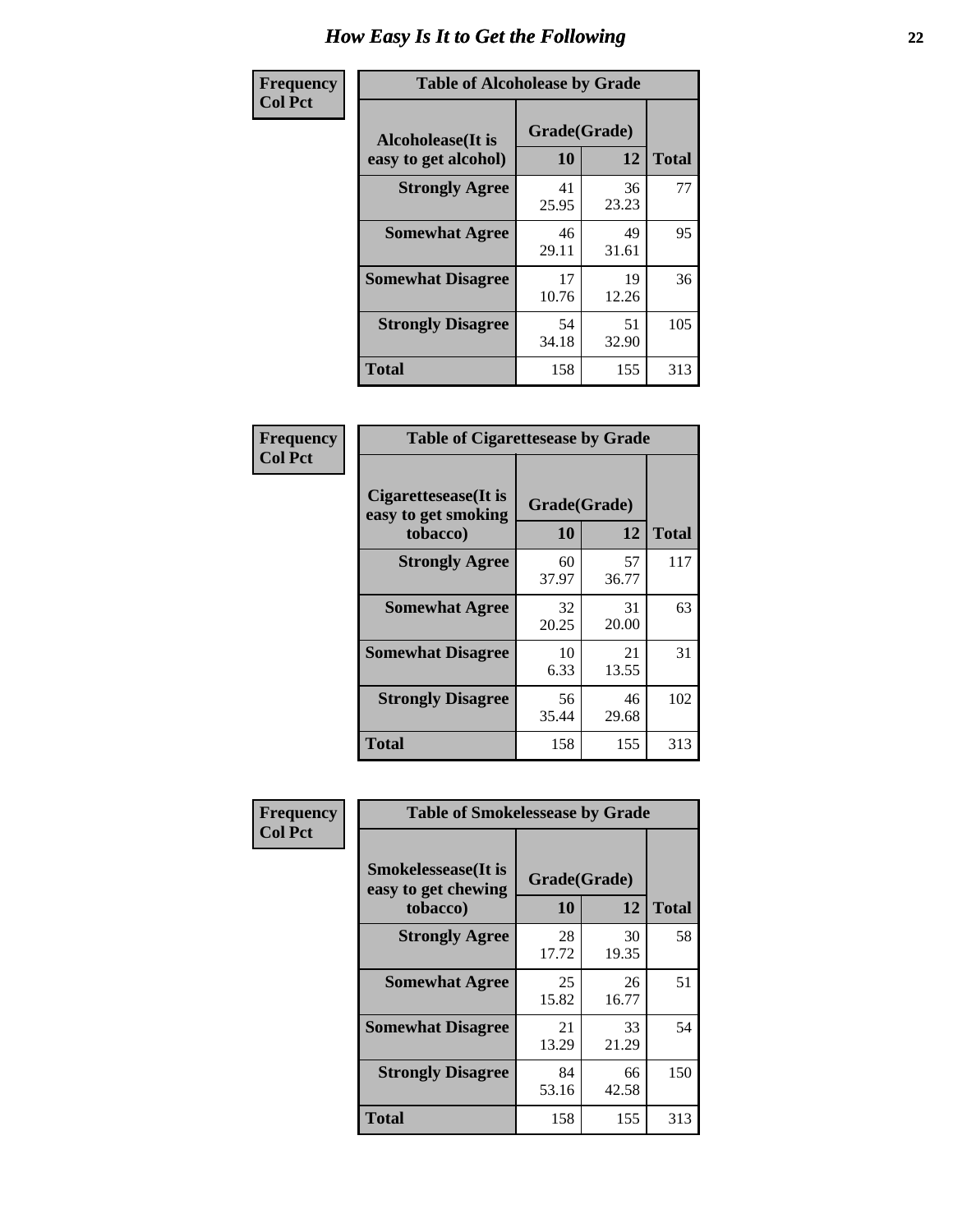# How Easy Is It to Get the Following

**Frequency**
**Col Pct**

**Table of Alcoholease by Grade**

| Alcoholease(It is easy to get alcohol) | Grade(Grade) | | Total |
|---|---|---|---|
| | 10 | 12 | |
| **Strongly Agree** | 41<br>25.95 | 36<br>23.23 | 77 |
| **Somewhat Agree** | 46<br>29.11 | 49<br>31.61 | 95 |
| **Somewhat Disagree** | 17<br>10.76 | 19<br>12.26 | 36 |
| **Strongly Disagree** | 54<br>34.18 | 51<br>32.90 | 105 |
| **Total** | 158 | 155 | 313 |

**Frequency**
**Col Pct**

**Table of Cigarettesease by Grade**

| Cigarettesease(It is easy to get smoking tobacco) | Grade(Grade) | | Total |
|---|---|---|---|
| | 10 | 12 | |
| **Strongly Agree** | 60<br>37.97 | 57<br>36.77 | 117 |
| **Somewhat Agree** | 32<br>20.25 | 31<br>20.00 | 63 |
| **Somewhat Disagree** | 10<br>6.33 | 21<br>13.55 | 31 |
| **Strongly Disagree** | 56<br>35.44 | 46<br>29.68 | 102 |
| **Total** | 158 | 155 | 313 |

**Frequency**
**Col Pct**

**Table of Smokelessease by Grade**

| Smokelessease(It is easy to get chewing tobacco) | Grade(Grade) | | Total |
|---|---|---|---|
| | 10 | 12 | |
| **Strongly Agree** | 28<br>17.72 | 30<br>19.35 | 58 |
| **Somewhat Agree** | 25<br>15.82 | 26<br>16.77 | 51 |
| **Somewhat Disagree** | 21<br>13.29 | 33<br>21.29 | 54 |
| **Strongly Disagree** | 84<br>53.16 | 66<br>42.58 | 150 |
| **Total** | 158 | 155 | 313 |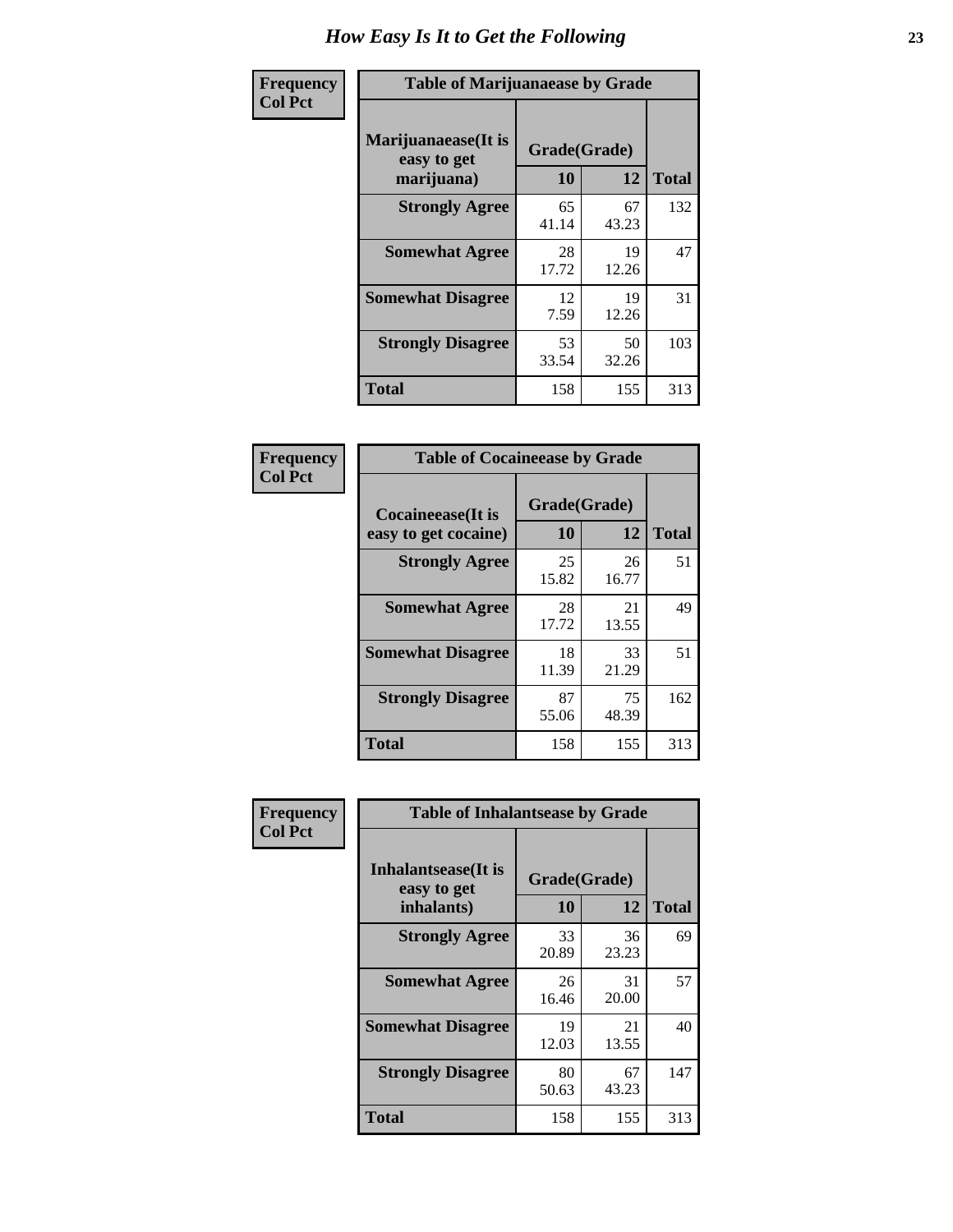# How Easy Is It to Get the Following

**Frequency**
**Col Pct**

**Table of Marijuanaease by Grade**

| Marijuanaease(It is easy to get marijuana) | Grade(Grade) | | Total |
|---|---|---|---|
| | 10 | 12 | |
| **Strongly Agree** | 65<br>41.14 | 67<br>43.23 | 132 |
| **Somewhat Agree** | 28<br>17.72 | 19<br>12.26 | 47 |
| **Somewhat Disagree** | 12<br>7.59 | 19<br>12.26 | 31 |
| **Strongly Disagree** | 53<br>33.54 | 50<br>32.26 | 103 |
| **Total** | 158 | 155 | 313 |

**Frequency**
**Col Pct**

**Table of Cocaineease by Grade**

| Cocaineease(It is easy to get cocaine) | Grade(Grade) | | Total |
|---|---|---|---|
| | 10 | 12 | |
| **Strongly Agree** | 25<br>15.82 | 26<br>16.77 | 51 |
| **Somewhat Agree** | 28<br>17.72 | 21<br>13.55 | 49 |
| **Somewhat Disagree** | 18<br>11.39 | 33<br>21.29 | 51 |
| **Strongly Disagree** | 87<br>55.06 | 75<br>48.39 | 162 |
| **Total** | 158 | 155 | 313 |

**Frequency**
**Col Pct**

**Table of Inhalantsease by Grade**

| Inhalantsease(It is easy to get inhalants) | Grade(Grade) | | Total |
|---|---|---|---|
| | 10 | 12 | |
| **Strongly Agree** | 33<br>20.89 | 36<br>23.23 | 69 |
| **Somewhat Agree** | 26<br>16.46 | 31<br>20.00 | 57 |
| **Somewhat Disagree** | 19<br>12.03 | 21<br>13.55 | 40 |
| **Strongly Disagree** | 80<br>50.63 | 67<br>43.23 | 147 |
| **Total** | 158 | 155 | 313 |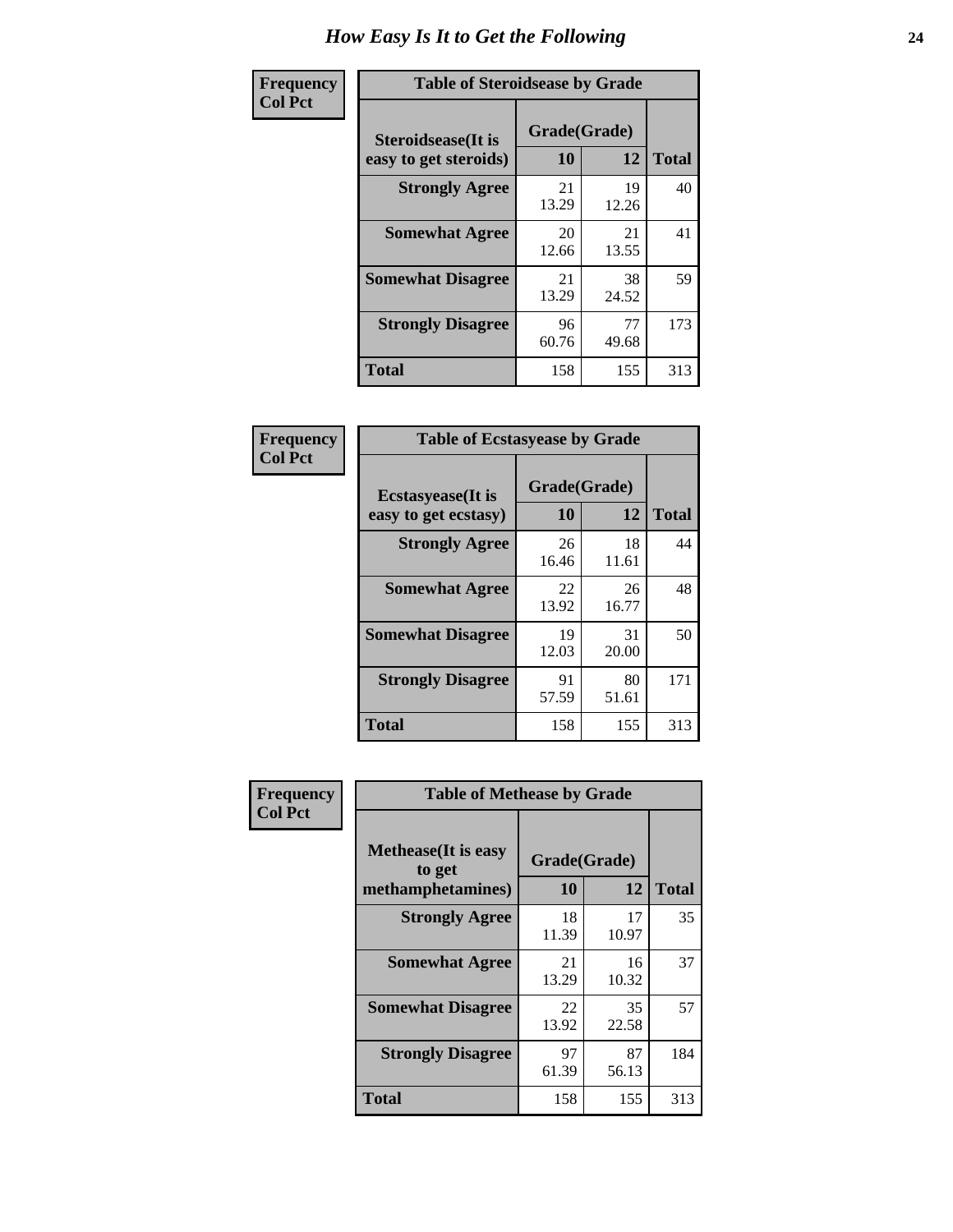# How Easy Is It to Get the Following

**Frequency**
**Col Pct**

| Table of Steroidsease by Grade | | | |
|---|---|---|---|
| Steroidsease(It is easy to get steroids) | Grade(Grade) | | Total |
| | 10 | 12 | |
| **Strongly Agree** | 21<br>13.29 | 19<br>12.26 | 40 |
| **Somewhat Agree** | 20<br>12.66 | 21<br>13.55 | 41 |
| **Somewhat Disagree** | 21<br>13.29 | 38<br>24.52 | 59 |
| **Strongly Disagree** | 96<br>60.76 | 77<br>49.68 | 173 |
| **Total** | 158 | 155 | 313 |

**Frequency**
**Col Pct**

| Table of Ecstasyease by Grade | | | |
|---|---|---|---|
| Ecstasyease(It is easy to get ecstasy) | Grade(Grade) | | Total |
| | 10 | 12 | |
| **Strongly Agree** | 26<br>16.46 | 18<br>11.61 | 44 |
| **Somewhat Agree** | 22<br>13.92 | 26<br>16.77 | 48 |
| **Somewhat Disagree** | 19<br>12.03 | 31<br>20.00 | 50 |
| **Strongly Disagree** | 91<br>57.59 | 80<br>51.61 | 171 |
| **Total** | 158 | 155 | 313 |

**Frequency**
**Col Pct**

| Table of Methease by Grade | | | |
|---|---|---|---|
| Methease(It is easy to get methamphetamines) | Grade(Grade) | | Total |
| | 10 | 12 | |
| **Strongly Agree** | 18<br>11.39 | 17<br>10.97 | 35 |
| **Somewhat Agree** | 21<br>13.29 | 16<br>10.32 | 37 |
| **Somewhat Disagree** | 22<br>13.92 | 35<br>22.58 | 57 |
| **Strongly Disagree** | 97<br>61.39 | 87<br>56.13 | 184 |
| **Total** | 158 | 155 | 313 |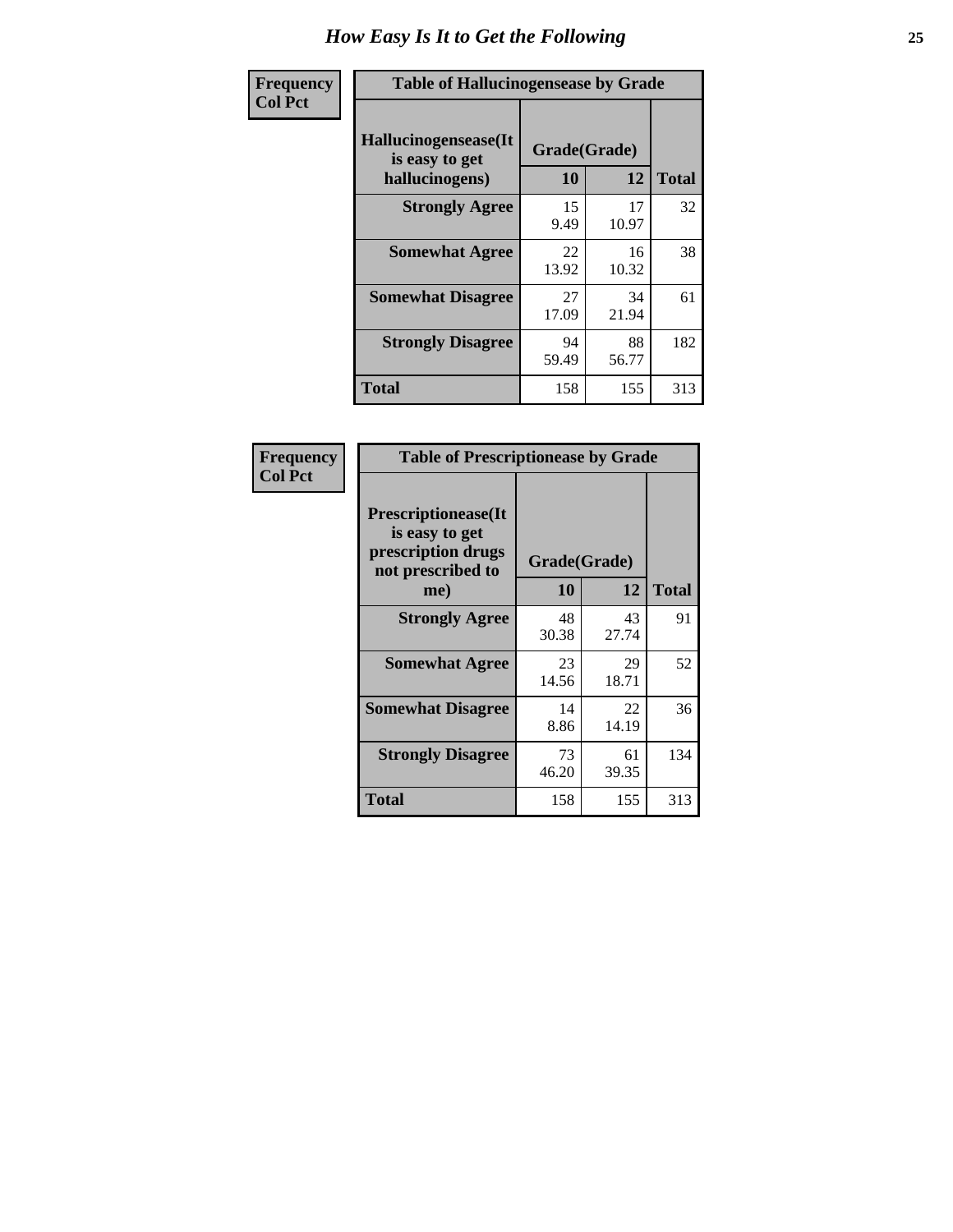# How Easy Is It to Get the Following

**Frequency**
**Col Pct**

**Table of Hallucinogensease by Grade**

| Hallucinogensease(It is easy to get hallucinogens) | Grade(Grade) 10 | 12 | Total |
|---|---|---|---|
| **Strongly Agree** | 15<br>9.49 | 17<br>10.97 | 32 |
| **Somewhat Agree** | 22<br>13.92 | 16<br>10.32 | 38 |
| **Somewhat Disagree** | 27<br>17.09 | 34<br>21.94 | 61 |
| **Strongly Disagree** | 94<br>59.49 | 88<br>56.77 | 182 |
| **Total** | 158 | 155 | 313 |

**Frequency**
**Col Pct**

**Table of Prescriptionease by Grade**

| Prescriptionease(It is easy to get prescription drugs not prescribed to me) | Grade(Grade) 10 | 12 | Total |
|---|---|---|---|
| **Strongly Agree** | 48<br>30.38 | 43<br>27.74 | 91 |
| **Somewhat Agree** | 23<br>14.56 | 29<br>18.71 | 52 |
| **Somewhat Disagree** | 14<br>8.86 | 22<br>14.19 | 36 |
| **Strongly Disagree** | 73<br>46.20 | 61<br>39.35 | 134 |
| **Total** | 158 | 155 | 313 |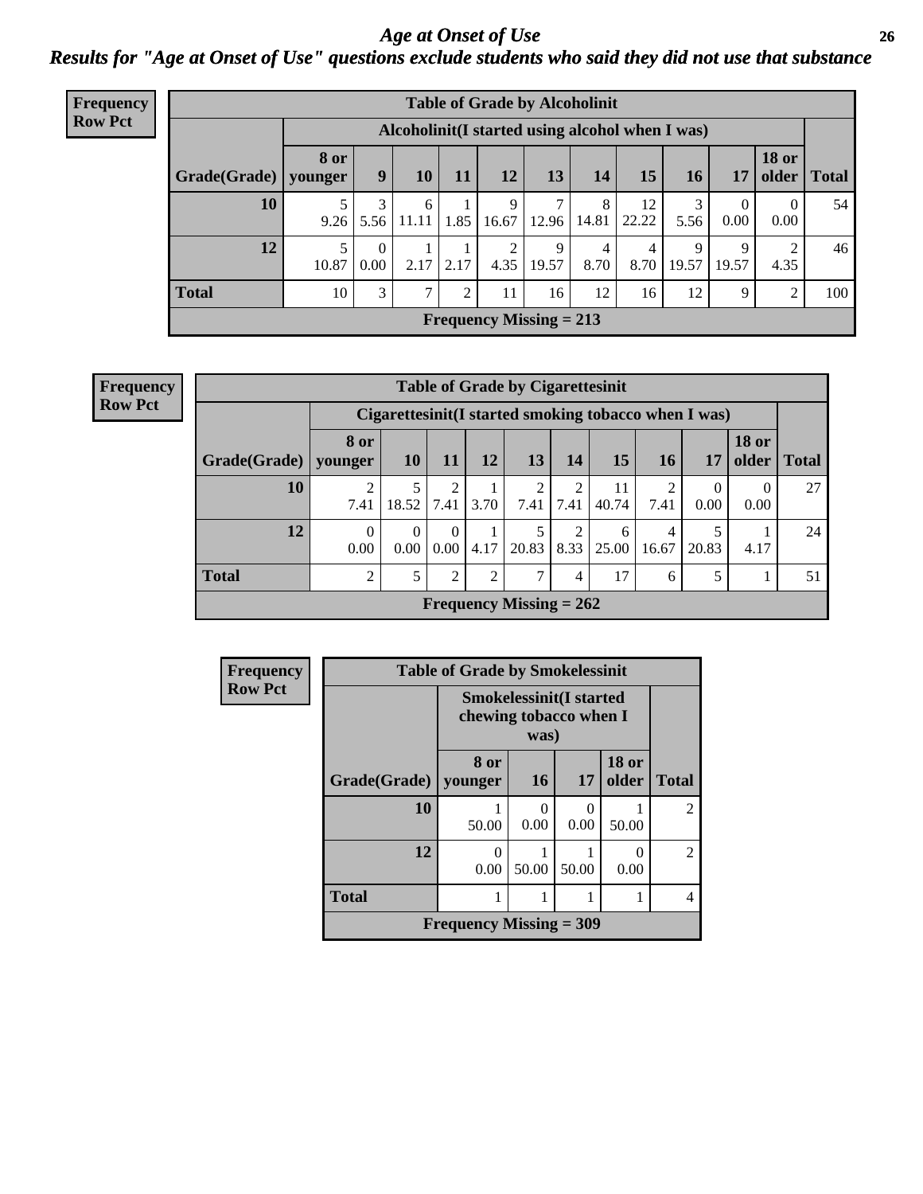# Age at Onset of Use

## Results for "Age at Onset of Use" questions exclude students who said they did not use that substance

**Frequency**
**Row Pct**

**Table of Grade by Alcoholinit**

| | Alcoholinit(I started using alcohol when I was) | | | | | | | | | | | |
|---|---|---|---|---|---|---|---|---|---|---|---|---|
| **Grade(Grade)** | **8 or younger** | **9** | **10** | **11** | **12** | **13** | **14** | **15** | **16** | **17** | **18 or older** | **Total** |
| **10** | 5 9.26 | 3 5.56 | 6 11.11 | 1 1.85 | 9 16.67 | 7 12.96 | 8 14.81 | 12 22.22 | 3 5.56 | 0 0.00 | 0 0.00 | 54 |
| **12** | 5 10.87 | 0 0.00 | 1 2.17 | 1 2.17 | 2 4.35 | 9 19.57 | 4 8.70 | 4 8.70 | 9 19.57 | 9 19.57 | 2 4.35 | 46 |
| **Total** | 10 | 3 | 7 | 2 | 11 | 16 | 12 | 16 | 12 | 9 | 2 | 100 |

**Frequency Missing = 213**

**Frequency**
**Row Pct**

**Table of Grade by Cigarettesinit**

| | Cigarettesinit(I started smoking tobacco when I was) | | | | | | | | | | |
|---|---|---|---|---|---|---|---|---|---|---|---|
| **Grade(Grade)** | **8 or younger** | **10** | **11** | **12** | **13** | **14** | **15** | **16** | **17** | **18 or older** | **Total** |
| **10** | 2 7.41 | 5 18.52 | 2 7.41 | 1 3.70 | 2 7.41 | 2 7.41 | 11 40.74 | 2 7.41 | 0 0.00 | 0 0.00 | 27 |
| **12** | 0 0.00 | 0 0.00 | 0 0.00 | 1 4.17 | 5 20.83 | 2 8.33 | 6 25.00 | 4 16.67 | 5 20.83 | 1 4.17 | 24 |
| **Total** | 2 | 5 | 2 | 2 | 7 | 4 | 17 | 6 | 5 | 1 | 51 |

**Frequency Missing = 262**

**Frequency**
**Row Pct**

**Table of Grade by Smokelessinit**

| | Smokelessinit(I started chewing tobacco when I was) | | | | |
|---|---|---|---|---|---|
| **Grade(Grade)** | **8 or younger** | **16** | **17** | **18 or older** | **Total** |
| **10** | 1 50.00 | 0 0.00 | 0 0.00 | 1 50.00 | 2 |
| **12** | 0 0.00 | 1 50.00 | 1 50.00 | 0 0.00 | 2 |
| **Total** | 1 | 1 | 1 | 1 | 4 |

**Frequency Missing = 309**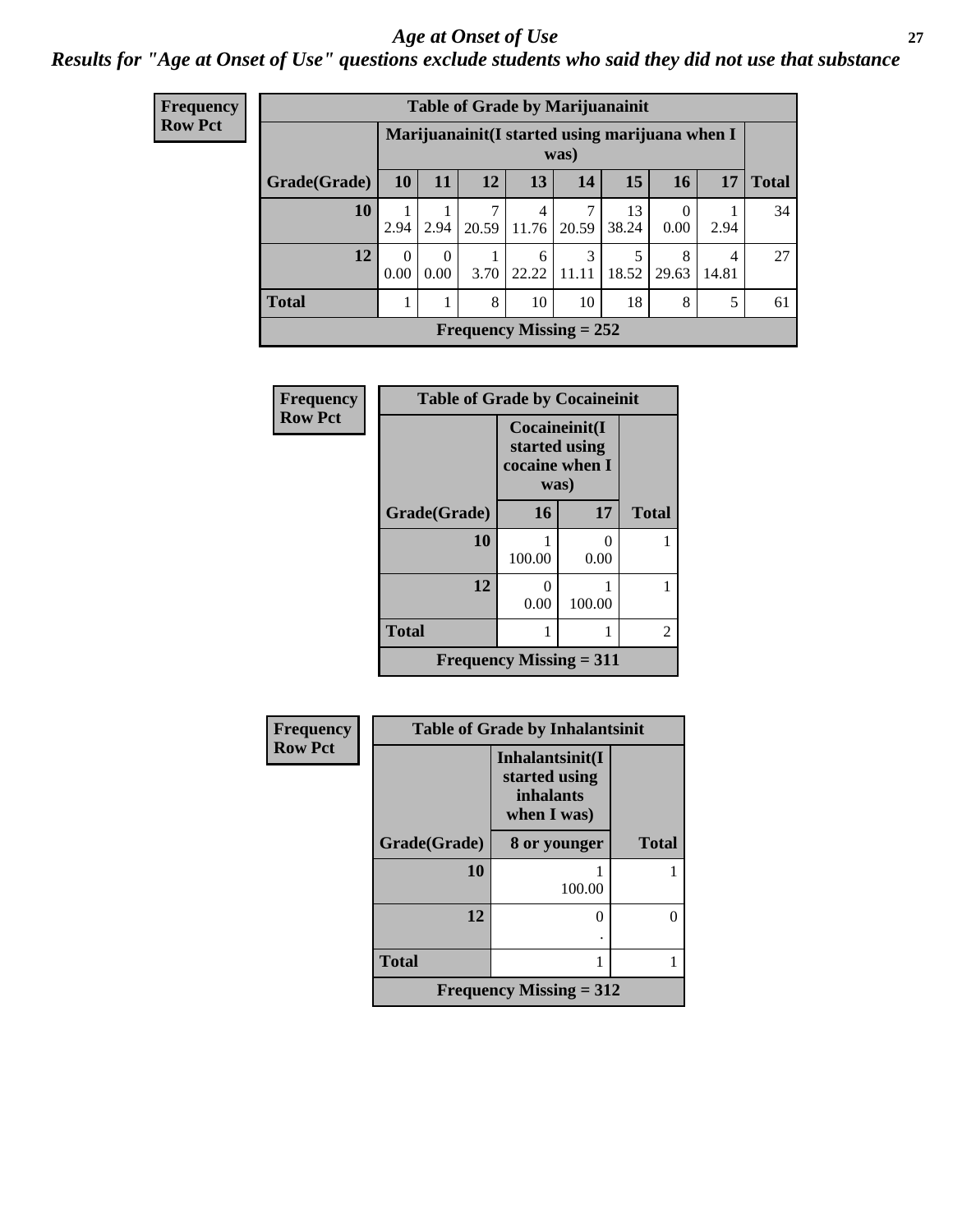# *Age at Onset of Use*

***Results for "Age at Onset of Use" questions exclude students who said they did not use that substance***

**Frequency**
**Row Pct**

| Table of Grade by Marijuanainit | | | | | | | | | |
|---|---|---|---|---|---|---|---|---|---|
| | Marijuanainit(I started using marijuana when I was) | | | | | | | | |
| Grade(Grade) | 10 | 11 | 12 | 13 | 14 | 15 | 16 | 17 | Total |
| 10 | 1<br>2.94 | 1<br>2.94 | 7<br>20.59 | 4<br>11.76 | 7<br>20.59 | 13<br>38.24 | 0<br>0.00 | 1<br>2.94 | 34 |
| 12 | 0<br>0.00 | 0<br>0.00 | 1<br>3.70 | 6<br>22.22 | 3<br>11.11 | 5<br>18.52 | 8<br>29.63 | 4<br>14.81 | 27 |
| Total | 1 | 1 | 8 | 10 | 10 | 18 | 8 | 5 | 61 |
| Frequency Missing = 252 | | | | | | | | | |

**Frequency**
**Row Pct**

| Table of Grade by Cocaineinit | | | |
|---|---|---|---|
| | Cocaineinit(I started using cocaine when I was) | | |
| Grade(Grade) | 16 | 17 | Total |
| 10 | 1<br>100.00 | 0<br>0.00 | 1 |
| 12 | 0<br>0.00 | 1<br>100.00 | 1 |
| Total | 1 | 1 | 2 |
| Frequency Missing = 311 | | | |

**Frequency**
**Row Pct**

| Table of Grade by Inhalantsinit | | |
|---|---|---|
| | Inhalantsinit(I started using inhalants when I was) | |
| Grade(Grade) | 8 or younger | Total |
| 10 | 1<br>100.00 | 1 |
| 12 | 0<br>. | 0 |
| Total | 1 | 1 |
| Frequency Missing = 312 | | |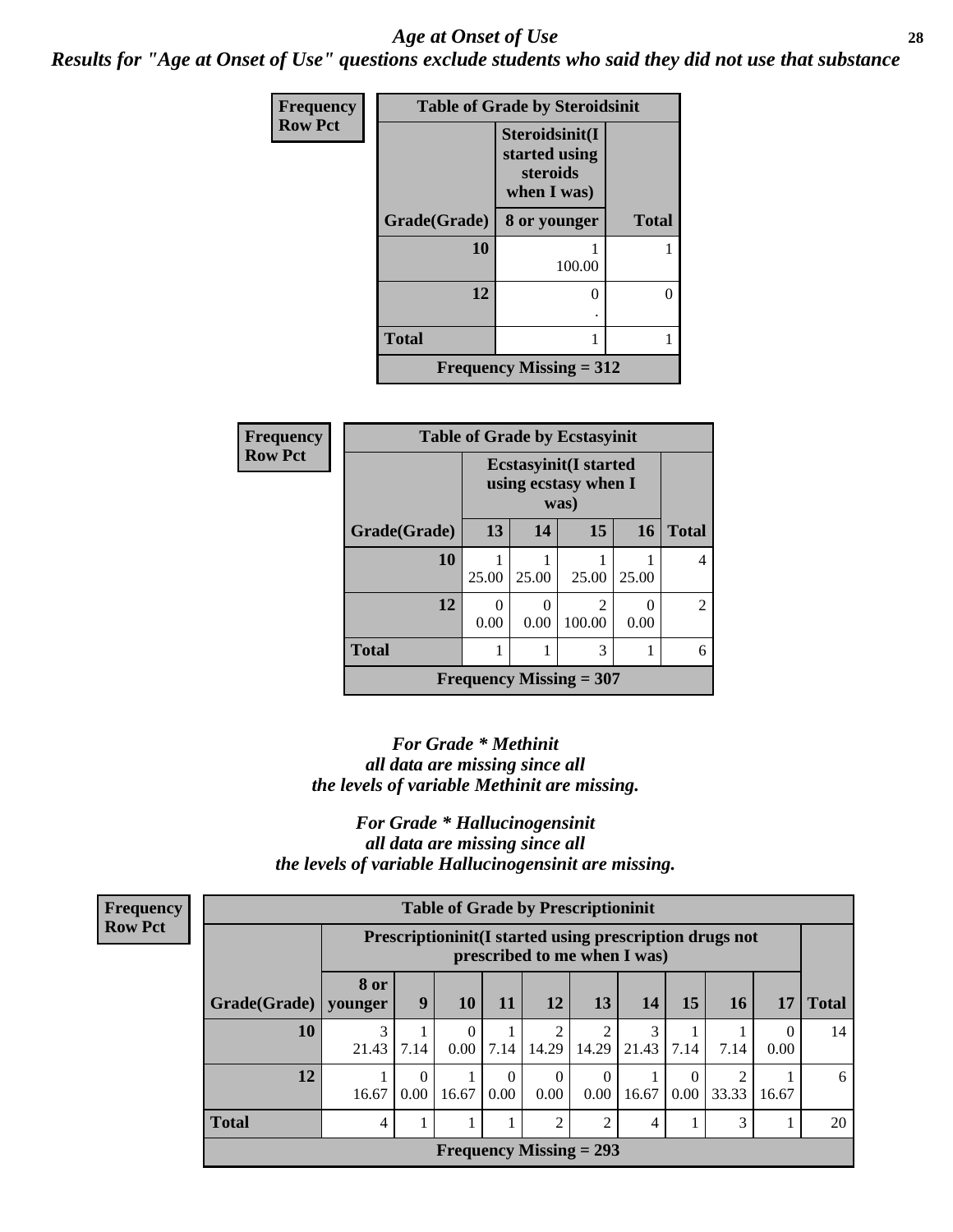## Age at Onset of Use

***Results for "Age at Onset of Use" questions exclude students who said they did not use that substance***

**Frequency**
**Row Pct**

| Table of Grade by Steroidsinit | | |
|---|---|---|
| | Steroidsinit(I started using steroids when I was) | |
| Grade(Grade) | 8 or younger | Total |
| 10 | 1<br>100.00 | 1 |
| 12 | 0<br>. | 0 |
| Total | 1 | 1 |
| Frequency Missing = 312 | | |

**Frequency**
**Row Pct**

| Table of Grade by Ecstasyinit | | | | | |
|---|---|---|---|---|---|
| | Ecstasyinit(I started using ecstasy when I was) | | | | |
| Grade(Grade) | 13 | 14 | 15 | 16 | Total |
| 10 | 1<br>25.00 | 1<br>25.00 | 1<br>25.00 | 1<br>25.00 | 4 |
| 12 | 0<br>0.00 | 0<br>0.00 | 2<br>100.00 | 0<br>0.00 | 2 |
| Total | 1 | 1 | 3 | 1 | 6 |
| Frequency Missing = 307 | | | | | |

***For Grade \* Methinit all data are missing since all the levels of variable Methinit are missing.***

***For Grade \* Hallucinogensinit all data are missing since all the levels of variable Hallucinogensinit are missing.***

**Frequency**
**Row Pct**

| Table of Grade by Prescriptioninit | | | | | | | | | | | |
|---|---|---|---|---|---|---|---|---|---|---|---|
| | Prescriptioninit(I started using prescription drugs not prescribed to me when I was) | | | | | | | | | | |
| Grade(Grade) | 8 or younger | 9 | 10 | 11 | 12 | 13 | 14 | 15 | 16 | 17 | Total |
| 10 | 3<br>21.43 | 1<br>7.14 | 0<br>0.00 | 1<br>7.14 | 2<br>14.29 | 2<br>14.29 | 3<br>21.43 | 1<br>7.14 | 1<br>7.14 | 0<br>0.00 | 14 |
| 12 | 1<br>16.67 | 0<br>0.00 | 1<br>16.67 | 0<br>0.00 | 0<br>0.00 | 0<br>0.00 | 1<br>16.67 | 0<br>0.00 | 2<br>33.33 | 1<br>16.67 | 6 |
| Total | 4 | 1 | 1 | 1 | 2 | 2 | 4 | 1 | 3 | 1 | 20 |
| Frequency Missing = 293 | | | | | | | | | | | |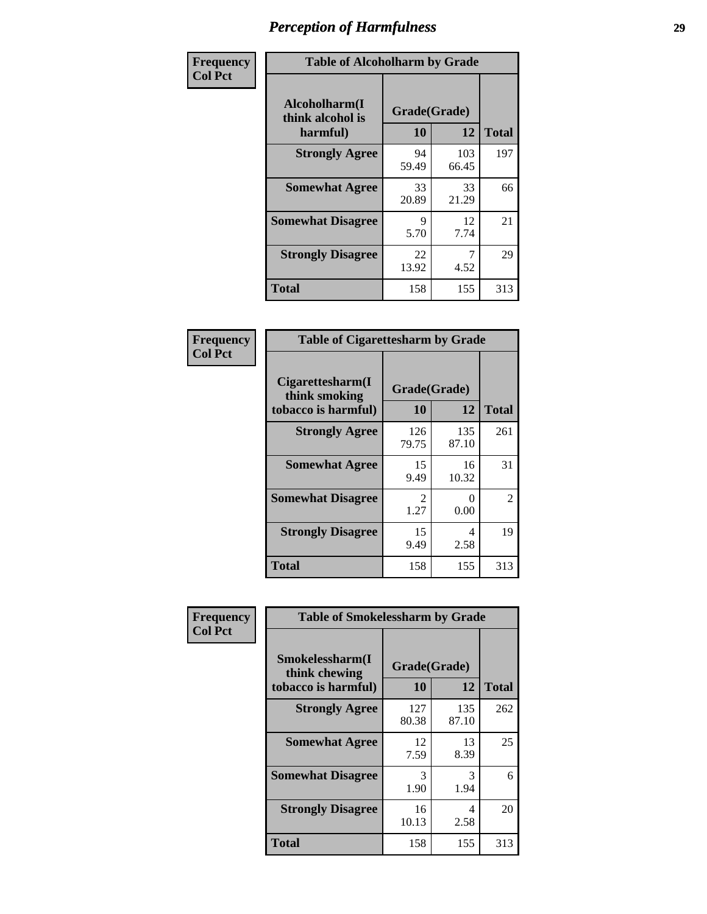# Perception of Harmfulness

**Frequency**
**Col Pct**

| Table of Alcoholharm by Grade | | | |
|---|---|---|---|
| **Alcoholharm(I think alcohol is harmful)** | **Grade(Grade)** | | **Total** |
| | **10** | **12** | |
| **Strongly Agree** | 94<br>59.49 | 103<br>66.45 | 197 |
| **Somewhat Agree** | 33<br>20.89 | 33<br>21.29 | 66 |
| **Somewhat Disagree** | 9<br>5.70 | 12<br>7.74 | 21 |
| **Strongly Disagree** | 22<br>13.92 | 7<br>4.52 | 29 |
| **Total** | 158 | 155 | 313 |

**Frequency**
**Col Pct**

| Table of Cigarettesharm by Grade | | | |
|---|---|---|---|
| **Cigarettesharm(I think smoking tobacco is harmful)** | **Grade(Grade)** | | **Total** |
| | **10** | **12** | |
| **Strongly Agree** | 126<br>79.75 | 135<br>87.10 | 261 |
| **Somewhat Agree** | 15<br>9.49 | 16<br>10.32 | 31 |
| **Somewhat Disagree** | 2<br>1.27 | 0<br>0.00 | 2 |
| **Strongly Disagree** | 15<br>9.49 | 4<br>2.58 | 19 |
| **Total** | 158 | 155 | 313 |

**Frequency**
**Col Pct**

| Table of Smokelessharm by Grade | | | |
|---|---|---|---|
| **Smokelessharm(I think chewing tobacco is harmful)** | **Grade(Grade)** | | **Total** |
| | **10** | **12** | |
| **Strongly Agree** | 127<br>80.38 | 135<br>87.10 | 262 |
| **Somewhat Agree** | 12<br>7.59 | 13<br>8.39 | 25 |
| **Somewhat Disagree** | 3<br>1.90 | 3<br>1.94 | 6 |
| **Strongly Disagree** | 16<br>10.13 | 4<br>2.58 | 20 |
| **Total** | 158 | 155 | 313 |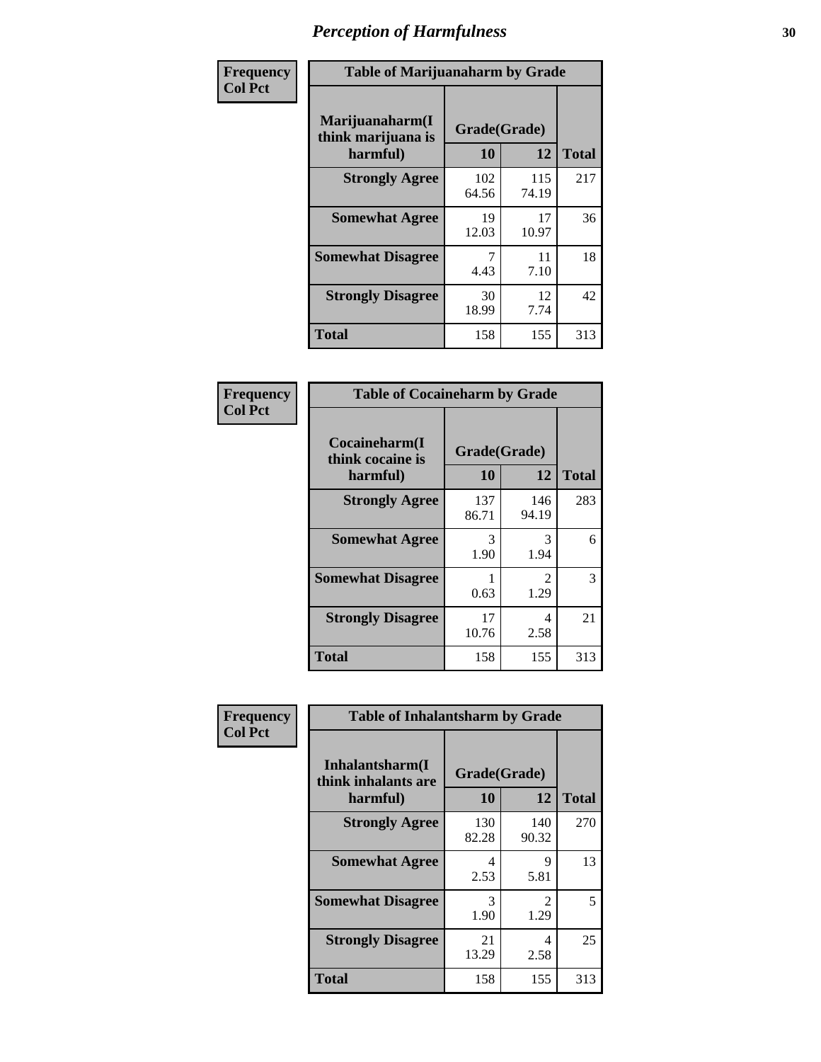# Perception of Harmfulness

**Frequency**
**Col Pct**

**Table of Marijuanaharm by Grade**

| Marijuanaharm(I think marijuana is harmful) | Grade(Grade) | | Total |
|---|---|---|---|
| | 10 | 12 | |
| **Strongly Agree** | 102<br>64.56 | 115<br>74.19 | 217 |
| **Somewhat Agree** | 19<br>12.03 | 17<br>10.97 | 36 |
| **Somewhat Disagree** | 7<br>4.43 | 11<br>7.10 | 18 |
| **Strongly Disagree** | 30<br>18.99 | 12<br>7.74 | 42 |
| **Total** | 158 | 155 | 313 |

**Frequency**
**Col Pct**

**Table of Cocaineharm by Grade**

| Cocaineharm(I think cocaine is harmful) | Grade(Grade) | | Total |
|---|---|---|---|
| | 10 | 12 | |
| **Strongly Agree** | 137<br>86.71 | 146<br>94.19 | 283 |
| **Somewhat Agree** | 3<br>1.90 | 3<br>1.94 | 6 |
| **Somewhat Disagree** | 1<br>0.63 | 2<br>1.29 | 3 |
| **Strongly Disagree** | 17<br>10.76 | 4<br>2.58 | 21 |
| **Total** | 158 | 155 | 313 |

**Frequency**
**Col Pct**

**Table of Inhalantsharm by Grade**

| Inhalantsharm(I think inhalants are harmful) | Grade(Grade) | | Total |
|---|---|---|---|
| | 10 | 12 | |
| **Strongly Agree** | 130<br>82.28 | 140<br>90.32 | 270 |
| **Somewhat Agree** | 4<br>2.53 | 9<br>5.81 | 13 |
| **Somewhat Disagree** | 3<br>1.90 | 2<br>1.29 | 5 |
| **Strongly Disagree** | 21<br>13.29 | 4<br>2.58 | 25 |
| **Total** | 158 | 155 | 313 |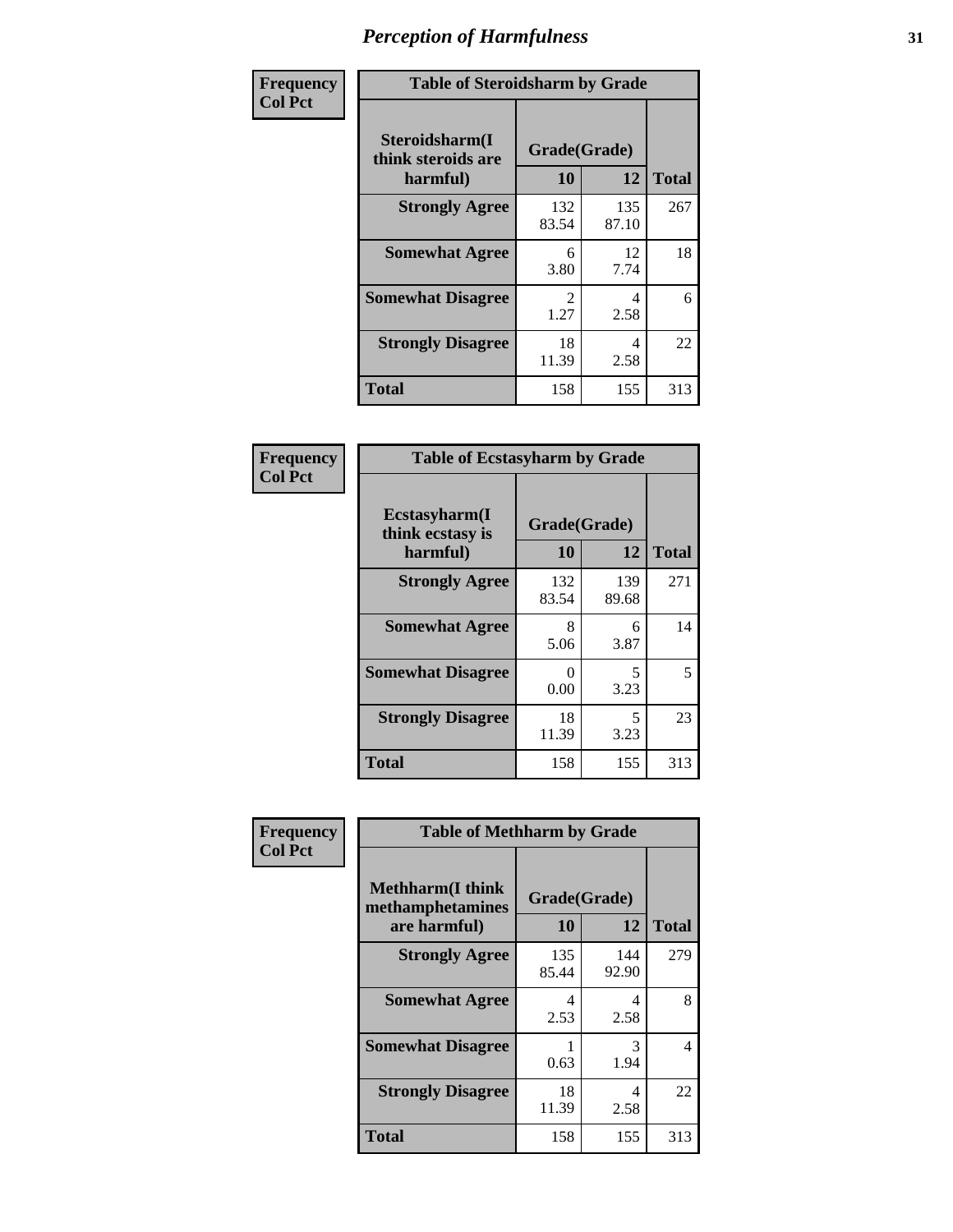# Perception of Harmfulness

**Frequency**
**Col Pct**

| Table of Steroidsharm by Grade | | | |
|---|---|---|---|
| Steroidsharm(I think steroids are harmful) | Grade(Grade) | | Total |
| | 10 | 12 | |
| **Strongly Agree** | 132<br>83.54 | 135<br>87.10 | 267 |
| **Somewhat Agree** | 6<br>3.80 | 12<br>7.74 | 18 |
| **Somewhat Disagree** | 2<br>1.27 | 4<br>2.58 | 6 |
| **Strongly Disagree** | 18<br>11.39 | 4<br>2.58 | 22 |
| **Total** | 158 | 155 | 313 |

**Frequency**
**Col Pct**

| Table of Ecstasyharm by Grade | | | |
|---|---|---|---|
| Ecstasyharm(I think ecstasy is harmful) | Grade(Grade) | | Total |
| | 10 | 12 | |
| **Strongly Agree** | 132<br>83.54 | 139<br>89.68 | 271 |
| **Somewhat Agree** | 8<br>5.06 | 6<br>3.87 | 14 |
| **Somewhat Disagree** | 0<br>0.00 | 5<br>3.23 | 5 |
| **Strongly Disagree** | 18<br>11.39 | 5<br>3.23 | 23 |
| **Total** | 158 | 155 | 313 |

**Frequency**
**Col Pct**

| Table of Methharm by Grade | | | |
|---|---|---|---|
| Methharm(I think methamphetamines are harmful) | Grade(Grade) | | Total |
| | 10 | 12 | |
| **Strongly Agree** | 135<br>85.44 | 144<br>92.90 | 279 |
| **Somewhat Agree** | 4<br>2.53 | 4<br>2.58 | 8 |
| **Somewhat Disagree** | 1<br>0.63 | 3<br>1.94 | 4 |
| **Strongly Disagree** | 18<br>11.39 | 4<br>2.58 | 22 |
| **Total** | 158 | 155 | 313 |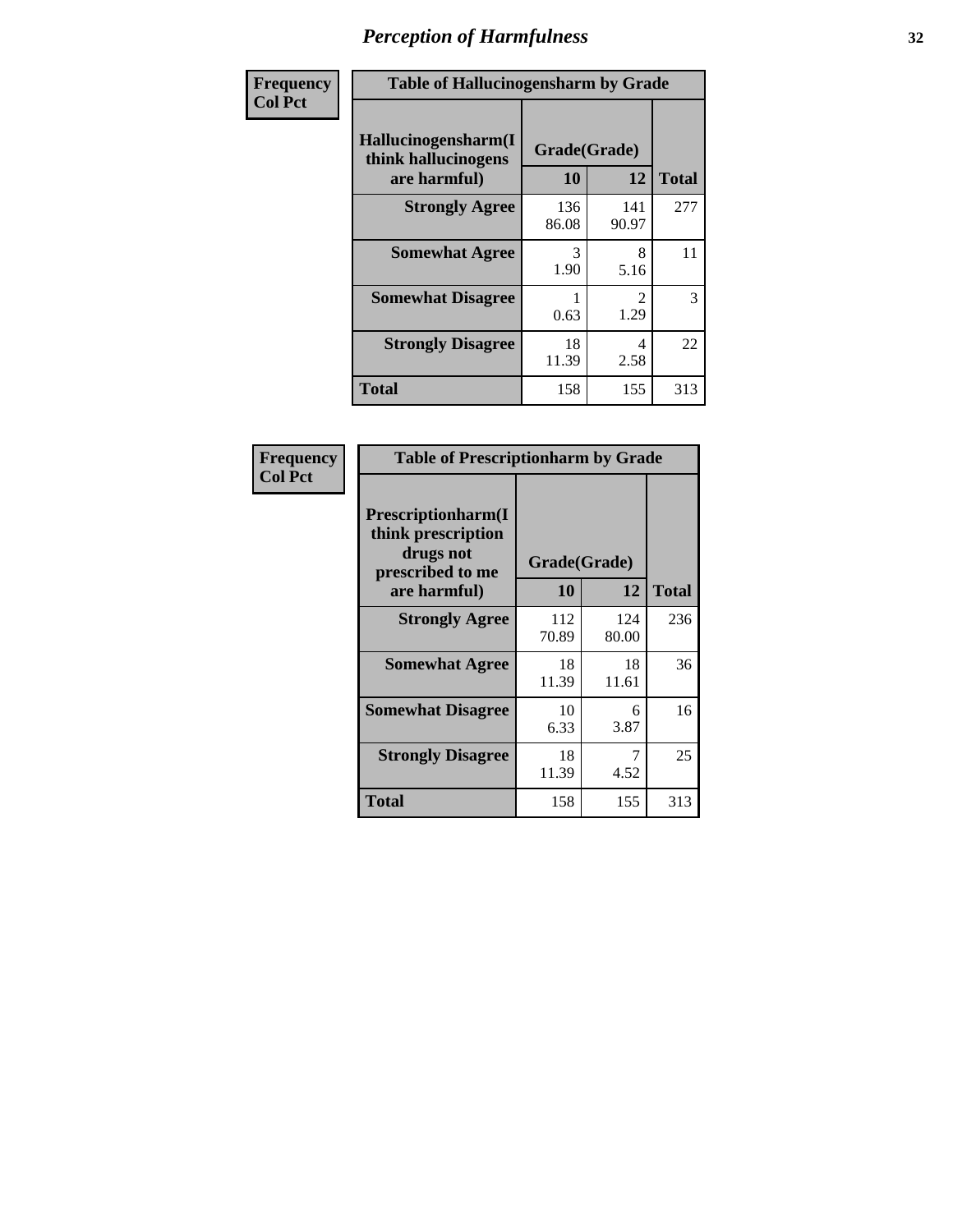# Perception of Harmfulness

| Frequency Col Pct | Table of Hallucinogensharm by Grade | | |
|---|---|---|---|
| Hallucinogensharm(I think hallucinogens are harmful) | Grade(Grade) | | |
| | 10 | 12 | Total |
| Strongly Agree | 136 86.08 | 141 90.97 | 277 |
| Somewhat Agree | 3 1.90 | 8 5.16 | 11 |
| Somewhat Disagree | 1 0.63 | 2 1.29 | 3 |
| Strongly Disagree | 18 11.39 | 4 2.58 | 22 |
| Total | 158 | 155 | 313 |

| Frequency Col Pct | Table of Prescriptionharm by Grade | | |
|---|---|---|---|
| Prescriptionharm(I think prescription drugs not prescribed to me are harmful) | Grade(Grade) | | |
| | 10 | 12 | Total |
| Strongly Agree | 112 70.89 | 124 80.00 | 236 |
| Somewhat Agree | 18 11.39 | 18 11.61 | 36 |
| Somewhat Disagree | 10 6.33 | 6 3.87 | 16 |
| Strongly Disagree | 18 11.39 | 7 4.52 | 25 |
| Total | 158 | 155 | 313 |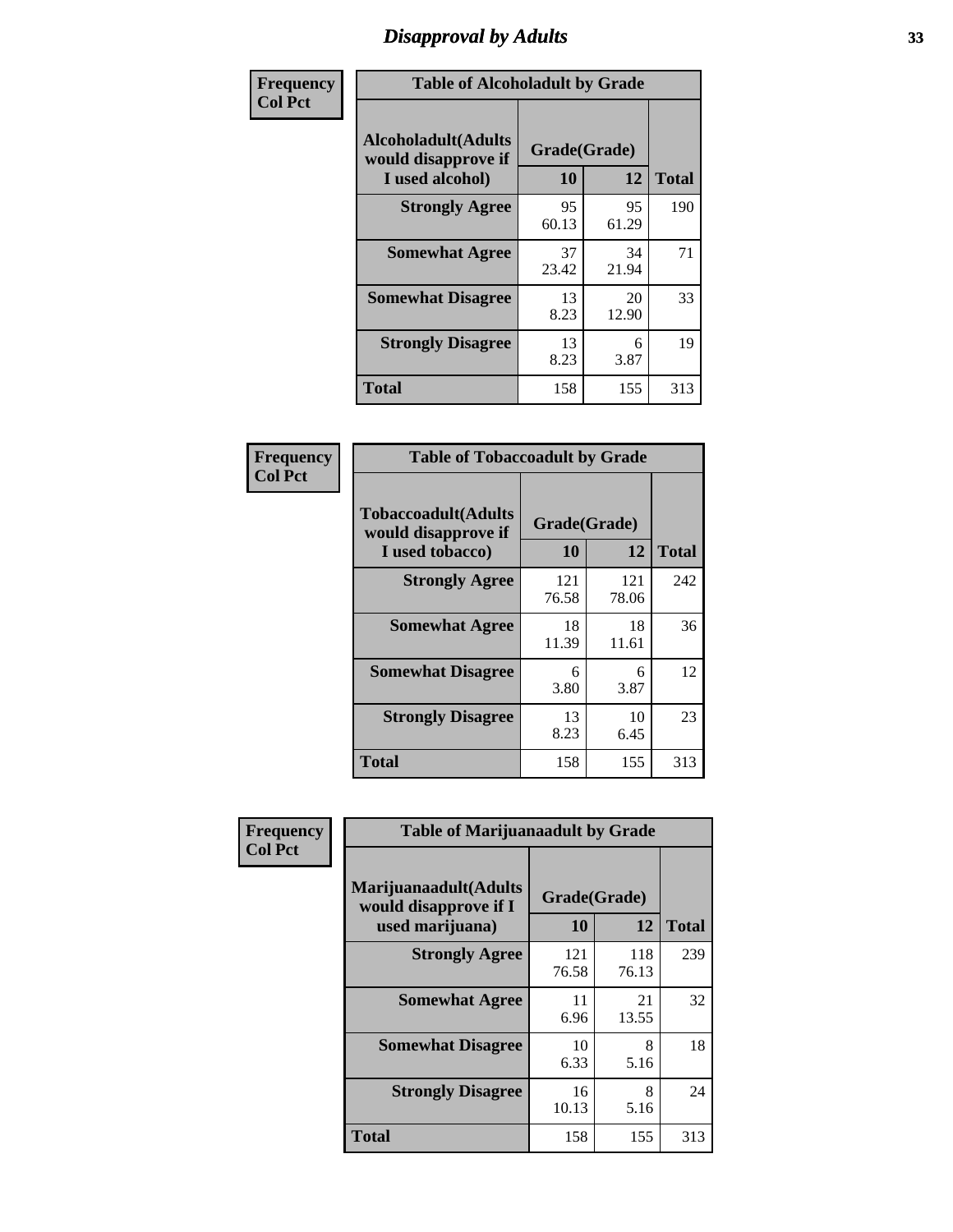# Disapproval by Adults

| Frequency Col Pct | Table of Alcoholadult by Grade | | |
|---|---|---|---|
| Alcoholadult(Adults would disapprove if I used alcohol) | Grade(Grade) | | Total |
| | 10 | 12 | |
| Strongly Agree | 95 60.13 | 95 61.29 | 190 |
| Somewhat Agree | 37 23.42 | 34 21.94 | 71 |
| Somewhat Disagree | 13 8.23 | 20 12.90 | 33 |
| Strongly Disagree | 13 8.23 | 6 3.87 | 19 |
| Total | 158 | 155 | 313 |

| Frequency Col Pct | Table of Tobaccoadult by Grade | | |
|---|---|---|---|
| Tobaccoadult(Adults would disapprove if I used tobacco) | Grade(Grade) | | Total |
| | 10 | 12 | |
| Strongly Agree | 121 76.58 | 121 78.06 | 242 |
| Somewhat Agree | 18 11.39 | 18 11.61 | 36 |
| Somewhat Disagree | 6 3.80 | 6 3.87 | 12 |
| Strongly Disagree | 13 8.23 | 10 6.45 | 23 |
| Total | 158 | 155 | 313 |

| Frequency Col Pct | Table of Marijuanaadult by Grade | | |
|---|---|---|---|
| Marijuanaadult(Adults would disapprove if I used marijuana) | Grade(Grade) | | Total |
| | 10 | 12 | |
| Strongly Agree | 121 76.58 | 118 76.13 | 239 |
| Somewhat Agree | 11 6.96 | 21 13.55 | 32 |
| Somewhat Disagree | 10 6.33 | 8 5.16 | 18 |
| Strongly Disagree | 16 10.13 | 8 5.16 | 24 |
| Total | 158 | 155 | 313 |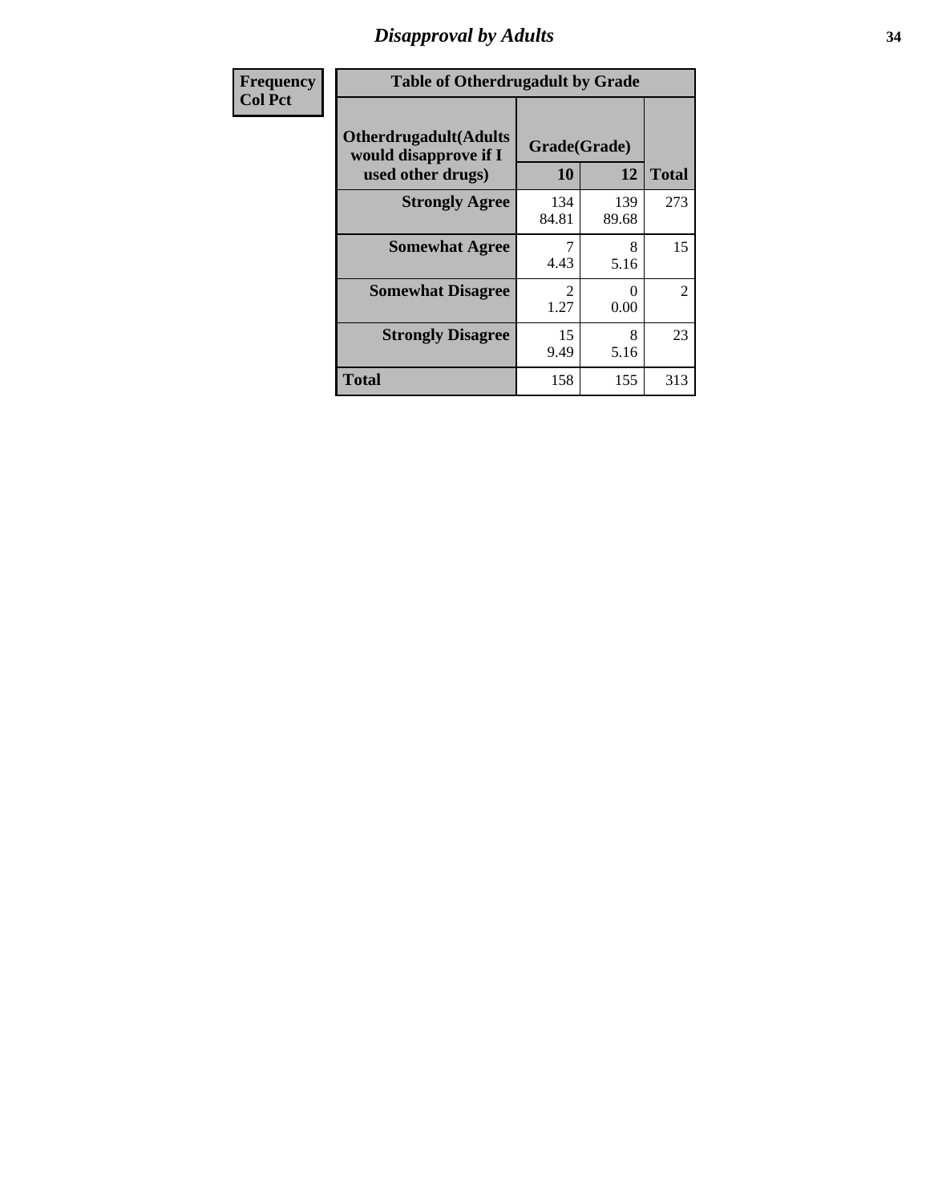| Frequency<br>Col Pct | Table of Otherdrugadult by Grade | | | |
|---|---|---|---|---|
| | Otherdrugadult(Adults would disapprove if I used other drugs) | Grade(Grade) | | |
| | | 10 | 12 | Total |
| | Strongly Agree | 134<br>84.81 | 139<br>89.68 | 273 |
| | Somewhat Agree | 7<br>4.43 | 8<br>5.16 | 15 |
| | Somewhat Disagree | 2<br>1.27 | 0<br>0.00 | 2 |
| | Strongly Disagree | 15<br>9.49 | 8<br>5.16 | 23 |
| | Total | 158 | 155 | 313 |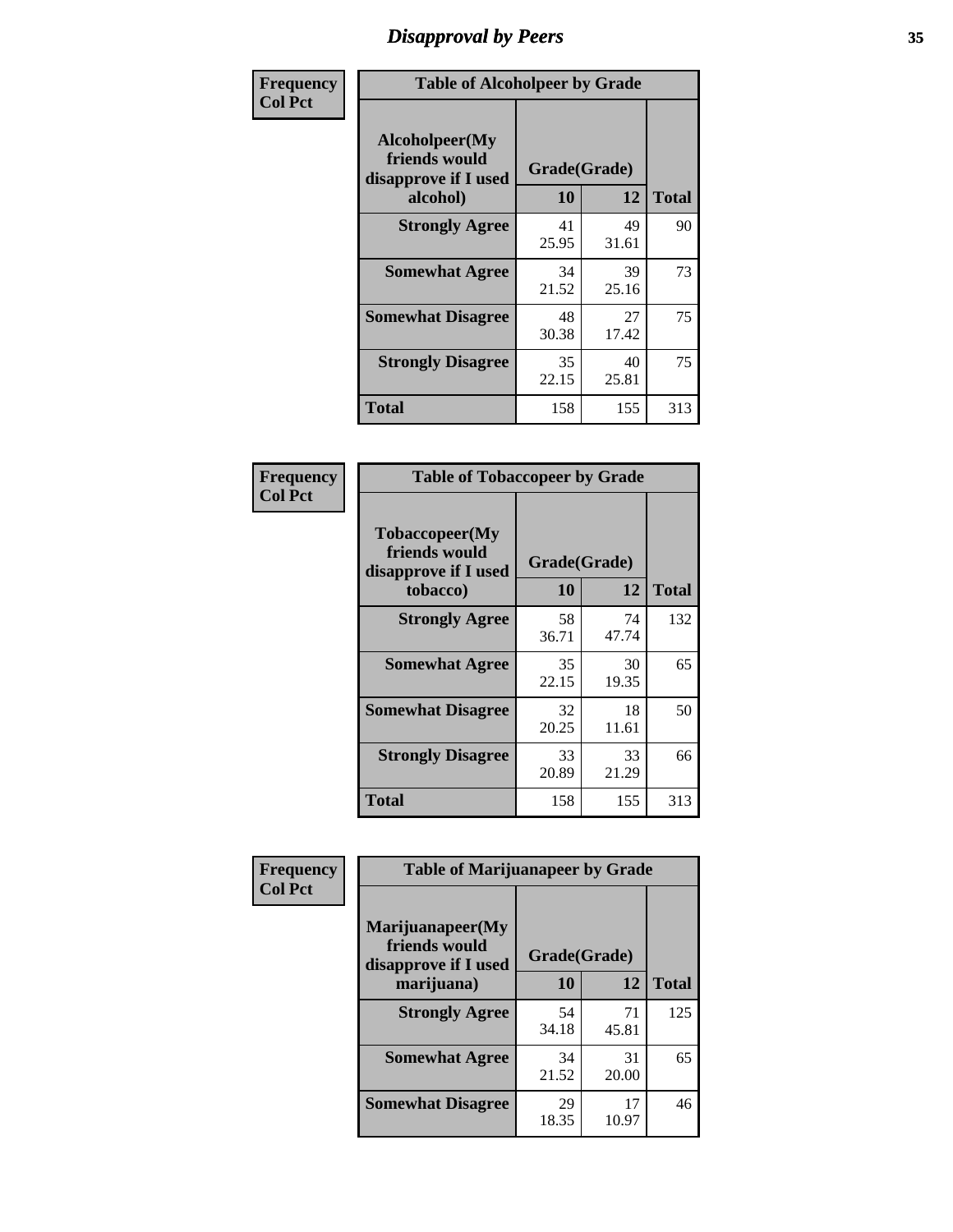# Disapproval by Peers

| Frequency<br>Col Pct | Table of Alcoholpeer by Grade | | |
|---|---|---|---|
| Alcoholpeer(My friends would disapprove if I used alcohol) | Grade(Grade) | | |
| | 10 | 12 | Total |
| Strongly Agree | 41<br>25.95 | 49<br>31.61 | 90 |
| Somewhat Agree | 34<br>21.52 | 39<br>25.16 | 73 |
| Somewhat Disagree | 48<br>30.38 | 27<br>17.42 | 75 |
| Strongly Disagree | 35<br>22.15 | 40<br>25.81 | 75 |
| Total | 158 | 155 | 313 |

| Frequency<br>Col Pct | Table of Tobaccopeer by Grade | | |
|---|---|---|---|
| Tobaccopeer(My friends would disapprove if I used tobacco) | Grade(Grade) | | |
| | 10 | 12 | Total |
| Strongly Agree | 58<br>36.71 | 74<br>47.74 | 132 |
| Somewhat Agree | 35<br>22.15 | 30<br>19.35 | 65 |
| Somewhat Disagree | 32<br>20.25 | 18<br>11.61 | 50 |
| Strongly Disagree | 33<br>20.89 | 33<br>21.29 | 66 |
| Total | 158 | 155 | 313 |

| Frequency<br>Col Pct | Table of Marijuanapeer by Grade | | |
|---|---|---|---|
| Marijuanapeer(My friends would disapprove if I used marijuana) | Grade(Grade) | | |
| | 10 | 12 | Total |
| Strongly Agree | 54<br>34.18 | 71<br>45.81 | 125 |
| Somewhat Agree | 34<br>21.52 | 31<br>20.00 | 65 |
| Somewhat Disagree | 29<br>18.35 | 17<br>10.97 | 46 |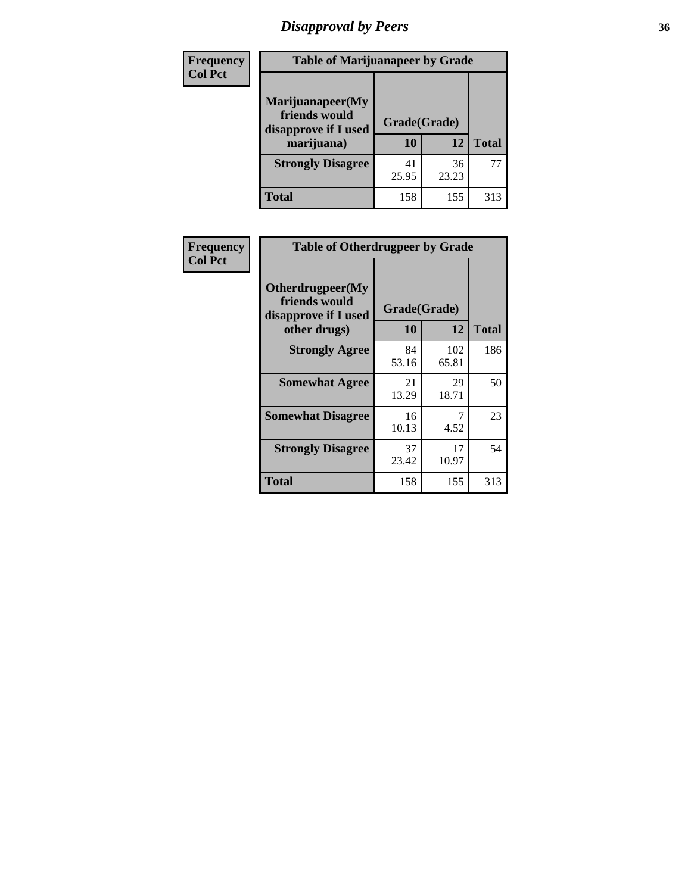# Disapproval by Peers

| Frequency<br>Col Pct | Table of Marijuanapeer by Grade | | |
|---|---|---|---|
| Marijuanapeer(My friends would disapprove if I used marijuana) | Grade(Grade) | | |
| | 10 | 12 | Total |
| Strongly Disagree | 41<br>25.95 | 36<br>23.23 | 77 |
| Total | 158 | 155 | 313 |

| Frequency<br>Col Pct | Table of Otherdrugpeer by Grade | | |
|---|---|---|---|
| Otherdrugpeer(My friends would disapprove if I used other drugs) | Grade(Grade) | | |
| | 10 | 12 | Total |
| Strongly Agree | 84<br>53.16 | 102<br>65.81 | 186 |
| Somewhat Agree | 21<br>13.29 | 29<br>18.71 | 50 |
| Somewhat Disagree | 16<br>10.13 | 7<br>4.52 | 23 |
| Strongly Disagree | 37<br>23.42 | 17<br>10.97 | 54 |
| Total | 158 | 155 | 313 |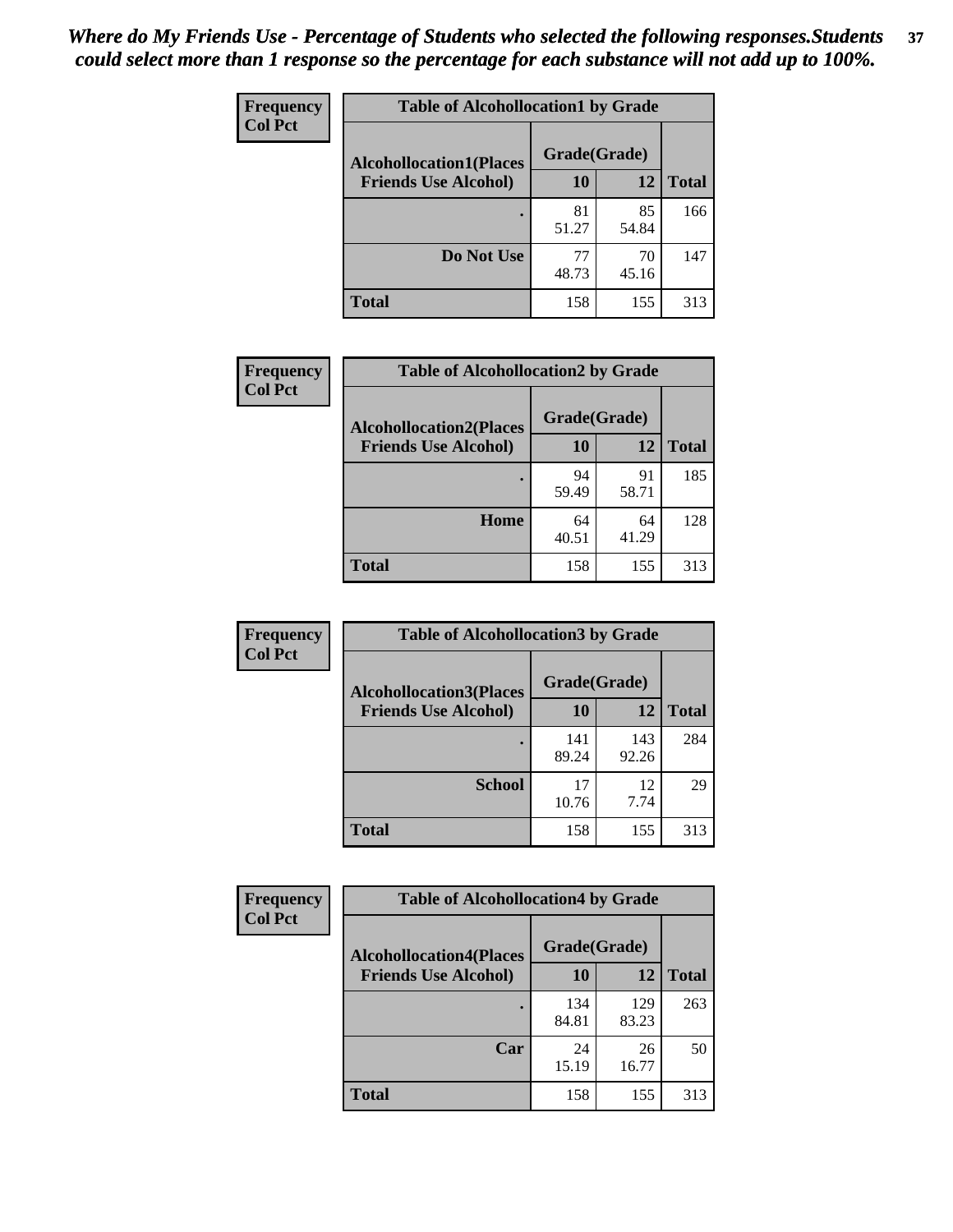*Where do My Friends Use - Percentage of Students who selected the following responses.Students could select more than 1 response so the percentage for each substance will not add up to 100%.*

**Frequency**
**Col Pct**

| Table of Alcohollocation1 by Grade | | | |
|---|---|---|---|
| **Alcohollocation1(Places Friends Use Alcohol)** | **Grade(Grade)** | | **Total** |
| | **10** | **12** | |
| **.** | 81<br>51.27 | 85<br>54.84 | 166 |
| **Do Not Use** | 77<br>48.73 | 70<br>45.16 | 147 |
| **Total** | 158 | 155 | 313 |

**Frequency**
**Col Pct**

| Table of Alcohollocation2 by Grade | | | |
|---|---|---|---|
| **Alcohollocation2(Places Friends Use Alcohol)** | **Grade(Grade)** | | **Total** |
| | **10** | **12** | |
| **.** | 94<br>59.49 | 91<br>58.71 | 185 |
| **Home** | 64<br>40.51 | 64<br>41.29 | 128 |
| **Total** | 158 | 155 | 313 |

**Frequency**
**Col Pct**

| Table of Alcohollocation3 by Grade | | | |
|---|---|---|---|
| **Alcohollocation3(Places Friends Use Alcohol)** | **Grade(Grade)** | | **Total** |
| | **10** | **12** | |
| **.** | 141<br>89.24 | 143<br>92.26 | 284 |
| **School** | 17<br>10.76 | 12<br>7.74 | 29 |
| **Total** | 158 | 155 | 313 |

**Frequency**
**Col Pct**

| Table of Alcohollocation4 by Grade | | | |
|---|---|---|---|
| **Alcohollocation4(Places Friends Use Alcohol)** | **Grade(Grade)** | | **Total** |
| | **10** | **12** | |
| **.** | 134<br>84.81 | 129<br>83.23 | 263 |
| **Car** | 24<br>15.19 | 26<br>16.77 | 50 |
| **Total** | 158 | 155 | 313 |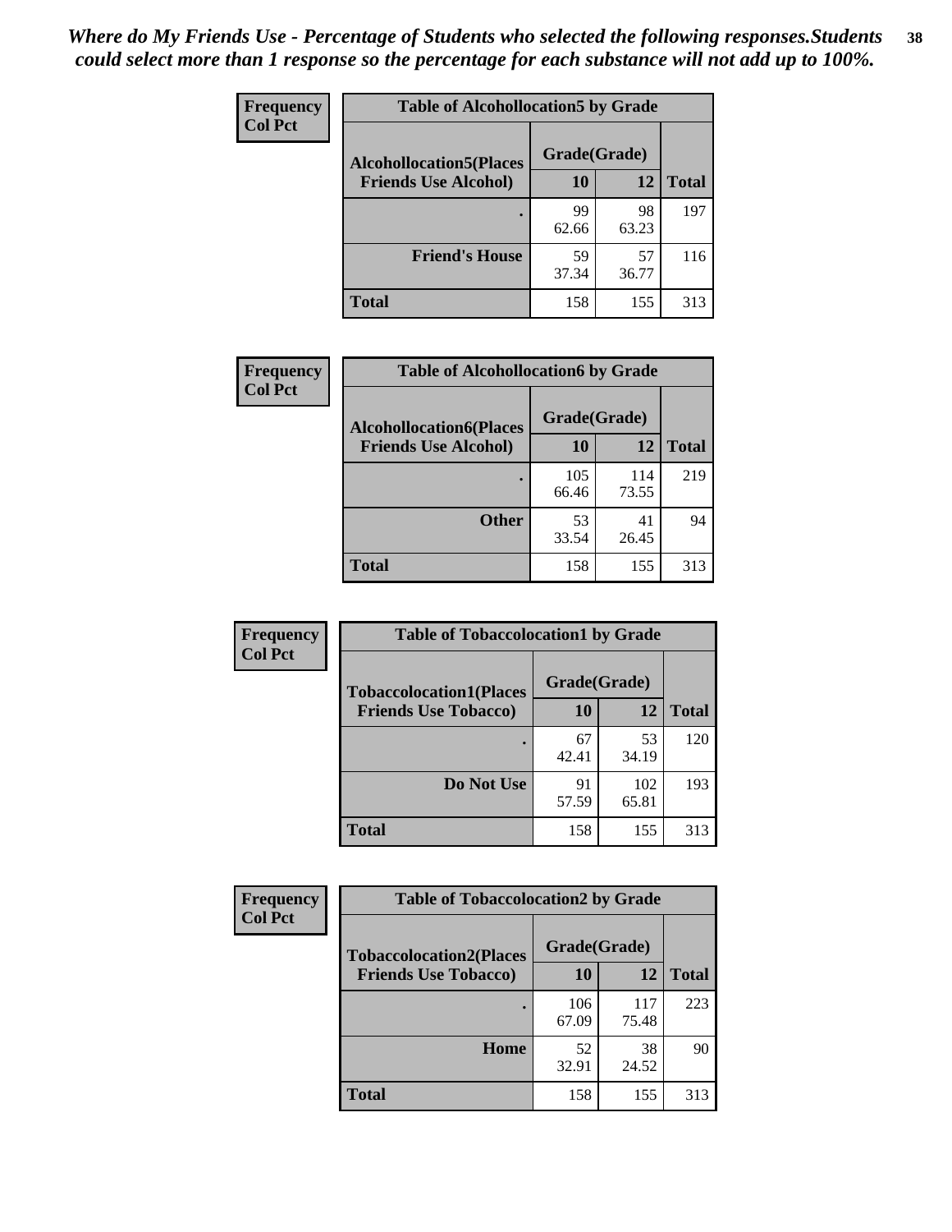*Where do My Friends Use - Percentage of Students who selected the following responses.Students could select more than 1 response so the percentage for each substance will not add up to 100%.*

**Frequency**
**Col Pct**

| Table of Alcohollocation5 by Grade | | | |
|---|---|---|---|
| **Alcohollocation5(Places Friends Use Alcohol)** | **Grade(Grade)** | | |
| | **10** | **12** | **Total** |
| . | 99<br>62.66 | 98<br>63.23 | 197 |
| **Friend's House** | 59<br>37.34 | 57<br>36.77 | 116 |
| **Total** | 158 | 155 | 313 |

**Frequency**
**Col Pct**

| Table of Alcohollocation6 by Grade | | | |
|---|---|---|---|
| **Alcohollocation6(Places Friends Use Alcohol)** | **Grade(Grade)** | | |
| | **10** | **12** | **Total** |
| . | 105<br>66.46 | 114<br>73.55 | 219 |
| **Other** | 53<br>33.54 | 41<br>26.45 | 94 |
| **Total** | 158 | 155 | 313 |

**Frequency**
**Col Pct**

| Table of Tobaccolocation1 by Grade | | | |
|---|---|---|---|
| **Tobaccolocation1(Places Friends Use Tobacco)** | **Grade(Grade)** | | |
| | **10** | **12** | **Total** |
| . | 67<br>42.41 | 53<br>34.19 | 120 |
| **Do Not Use** | 91<br>57.59 | 102<br>65.81 | 193 |
| **Total** | 158 | 155 | 313 |

**Frequency**
**Col Pct**

| Table of Tobaccolocation2 by Grade | | | |
|---|---|---|---|
| **Tobaccolocation2(Places Friends Use Tobacco)** | **Grade(Grade)** | | |
| | **10** | **12** | **Total** |
| . | 106<br>67.09 | 117<br>75.48 | 223 |
| **Home** | 52<br>32.91 | 38<br>24.52 | 90 |
| **Total** | 158 | 155 | 313 |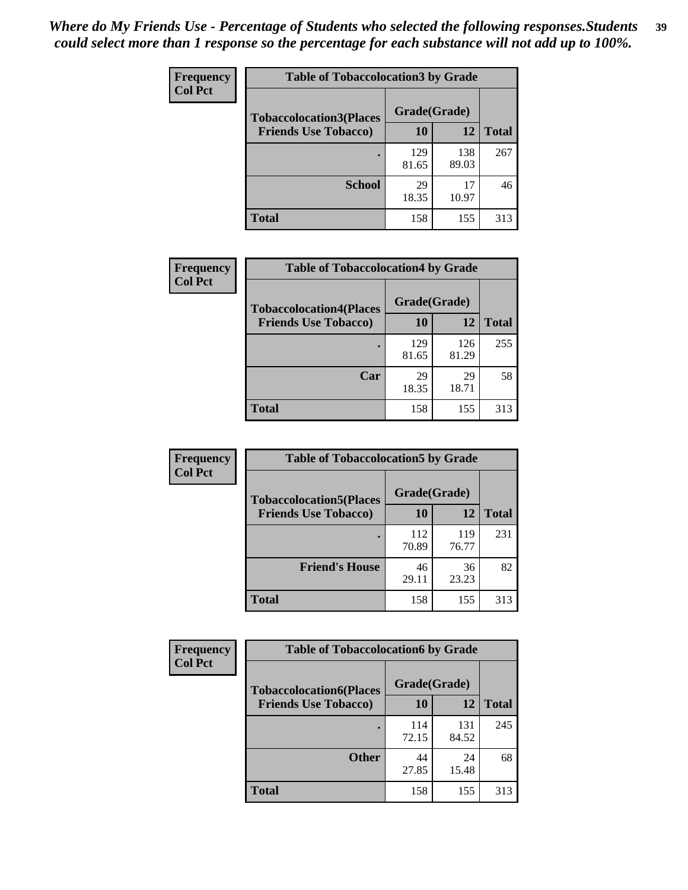*Where do My Friends Use - Percentage of Students who selected the following responses.Students could select more than 1 response so the percentage for each substance will not add up to 100%.*

**Frequency**
**Col Pct**

| Table of Tobaccolocation3 by Grade | | | |
|---|---|---|---|
| **Tobaccolocation3(Places Friends Use Tobacco)** | **Grade(Grade)** | | **Total** |
| | **10** | **12** | |
| **.** | 129<br>81.65 | 138<br>89.03 | 267 |
| **School** | 29<br>18.35 | 17<br>10.97 | 46 |
| **Total** | 158 | 155 | 313 |

**Frequency**
**Col Pct**

| Table of Tobaccolocation4 by Grade | | | |
|---|---|---|---|
| **Tobaccolocation4(Places Friends Use Tobacco)** | **Grade(Grade)** | | **Total** |
| | **10** | **12** | |
| **.** | 129<br>81.65 | 126<br>81.29 | 255 |
| **Car** | 29<br>18.35 | 29<br>18.71 | 58 |
| **Total** | 158 | 155 | 313 |

**Frequency**
**Col Pct**

| Table of Tobaccolocation5 by Grade | | | |
|---|---|---|---|
| **Tobaccolocation5(Places Friends Use Tobacco)** | **Grade(Grade)** | | **Total** |
| | **10** | **12** | |
| **.** | 112<br>70.89 | 119<br>76.77 | 231 |
| **Friend's House** | 46<br>29.11 | 36<br>23.23 | 82 |
| **Total** | 158 | 155 | 313 |

**Frequency**
**Col Pct**

| Table of Tobaccolocation6 by Grade | | | |
|---|---|---|---|
| **Tobaccolocation6(Places Friends Use Tobacco)** | **Grade(Grade)** | | **Total** |
| | **10** | **12** | |
| **.** | 114<br>72.15 | 131<br>84.52 | 245 |
| **Other** | 44<br>27.85 | 24<br>15.48 | 68 |
| **Total** | 158 | 155 | 313 |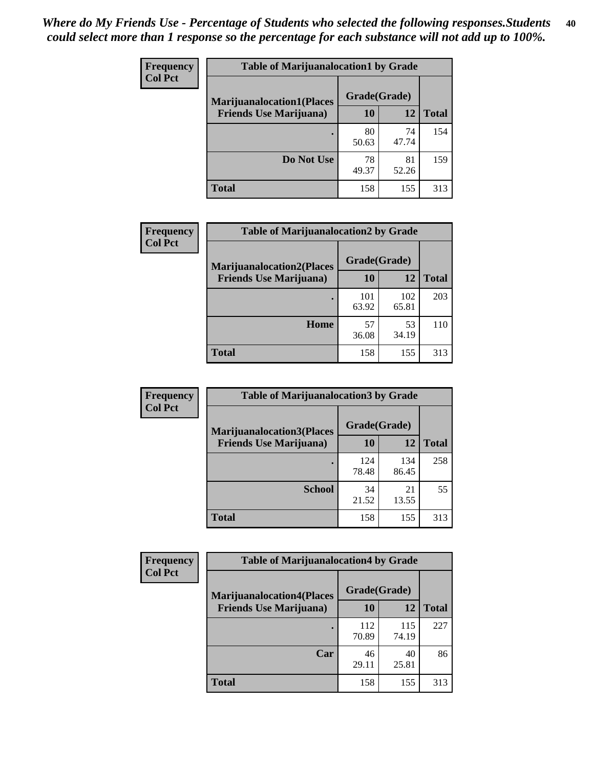*Where do My Friends Use - Percentage of Students who selected the following responses.Students could select more than 1 response so the percentage for each substance will not add up to 100%.*

**Frequency**
**Col Pct**

| Table of Marijuanalocation1 by Grade | | | |
|---|---|---|---|
| **Marijuanalocation1(Places Friends Use Marijuana)** | **Grade(Grade)** | | **Total** |
| | **10** | **12** | |
| **.** | 80<br>50.63 | 74<br>47.74 | 154 |
| **Do Not Use** | 78<br>49.37 | 81<br>52.26 | 159 |
| **Total** | 158 | 155 | 313 |

**Frequency**
**Col Pct**

| Table of Marijuanalocation2 by Grade | | | |
|---|---|---|---|
| **Marijuanalocation2(Places Friends Use Marijuana)** | **Grade(Grade)** | | **Total** |
| | **10** | **12** | |
| **.** | 101<br>63.92 | 102<br>65.81 | 203 |
| **Home** | 57<br>36.08 | 53<br>34.19 | 110 |
| **Total** | 158 | 155 | 313 |

**Frequency**
**Col Pct**

| Table of Marijuanalocation3 by Grade | | | |
|---|---|---|---|
| **Marijuanalocation3(Places Friends Use Marijuana)** | **Grade(Grade)** | | **Total** |
| | **10** | **12** | |
| **.** | 124<br>78.48 | 134<br>86.45 | 258 |
| **School** | 34<br>21.52 | 21<br>13.55 | 55 |
| **Total** | 158 | 155 | 313 |

**Frequency**
**Col Pct**

| Table of Marijuanalocation4 by Grade | | | |
|---|---|---|---|
| **Marijuanalocation4(Places Friends Use Marijuana)** | **Grade(Grade)** | | **Total** |
| | **10** | **12** | |
| **.** | 112<br>70.89 | 115<br>74.19 | 227 |
| **Car** | 46<br>29.11 | 40<br>25.81 | 86 |
| **Total** | 158 | 155 | 313 |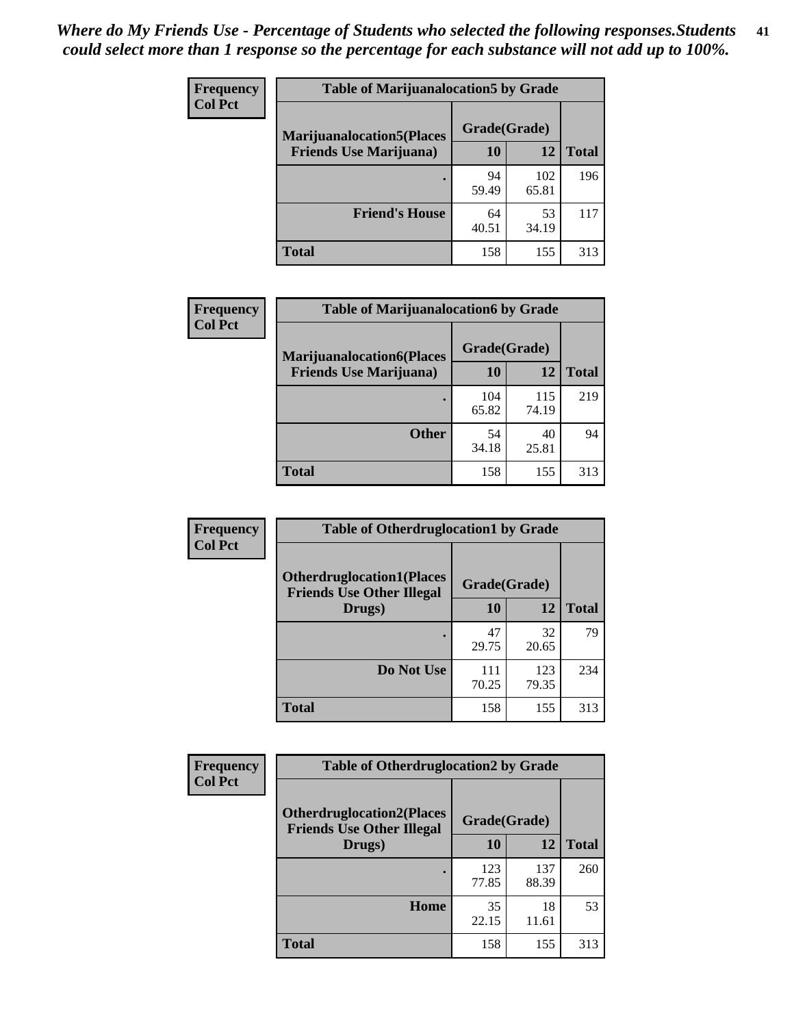*Where do My Friends Use - Percentage of Students who selected the following responses.Students could select more than 1 response so the percentage for each substance will not add up to 100%.*

**Frequency**
**Col Pct**

| Table of Marijuanalocation5 by Grade | | | |
|---|---|---|---|
| **Marijuanalocation5(Places Friends Use Marijuana)** | **Grade(Grade)** | | **Total** |
| | **10** | **12** | |
| **.** | 94<br>59.49 | 102<br>65.81 | 196 |
| **Friend's House** | 64<br>40.51 | 53<br>34.19 | 117 |
| **Total** | 158 | 155 | 313 |

**Frequency**
**Col Pct**

| Table of Marijuanalocation6 by Grade | | | |
|---|---|---|---|
| **Marijuanalocation6(Places Friends Use Marijuana)** | **Grade(Grade)** | | **Total** |
| | **10** | **12** | |
| **.** | 104<br>65.82 | 115<br>74.19 | 219 |
| **Other** | 54<br>34.18 | 40<br>25.81 | 94 |
| **Total** | 158 | 155 | 313 |

**Frequency**
**Col Pct**

| Table of Otherdruglocation1 by Grade | | | |
|---|---|---|---|
| **Otherdruglocation1(Places Friends Use Other Illegal Drugs)** | **Grade(Grade)** | | **Total** |
| | **10** | **12** | |
| **.** | 47<br>29.75 | 32<br>20.65 | 79 |
| **Do Not Use** | 111<br>70.25 | 123<br>79.35 | 234 |
| **Total** | 158 | 155 | 313 |

**Frequency**
**Col Pct**

| Table of Otherdruglocation2 by Grade | | | |
|---|---|---|---|
| **Otherdruglocation2(Places Friends Use Other Illegal Drugs)** | **Grade(Grade)** | | **Total** |
| | **10** | **12** | |
| **.** | 123<br>77.85 | 137<br>88.39 | 260 |
| **Home** | 35<br>22.15 | 18<br>11.61 | 53 |
| **Total** | 158 | 155 | 313 |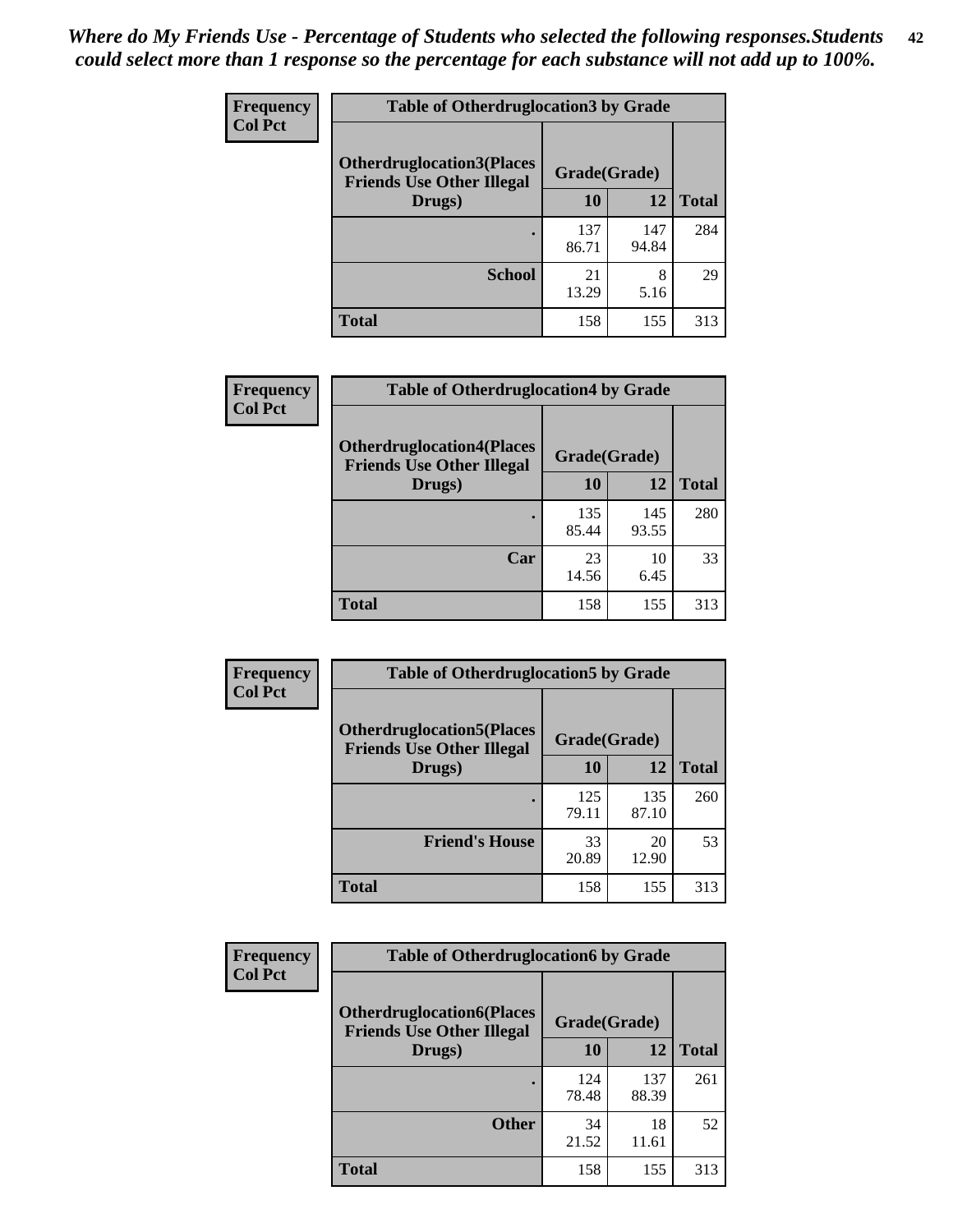*Where do My Friends Use - Percentage of Students who selected the following responses.Students could select more than 1 response so the percentage for each substance will not add up to 100%.*

**Frequency**
**Col Pct**

| Table of Otherdruglocation3 by Grade | | | |
|---|---|---|---|
| **Otherdruglocation3(Places Friends Use Other Illegal Drugs)** | **Grade(Grade)** | | |
| | **10** | **12** | **Total** |
| **.** | 137<br>86.71 | 147<br>94.84 | 284 |
| **School** | 21<br>13.29 | 8<br>5.16 | 29 |
| **Total** | 158 | 155 | 313 |

**Frequency**
**Col Pct**

| Table of Otherdruglocation4 by Grade | | | |
|---|---|---|---|
| **Otherdruglocation4(Places Friends Use Other Illegal Drugs)** | **Grade(Grade)** | | |
| | **10** | **12** | **Total** |
| **.** | 135<br>85.44 | 145<br>93.55 | 280 |
| **Car** | 23<br>14.56 | 10<br>6.45 | 33 |
| **Total** | 158 | 155 | 313 |

**Frequency**
**Col Pct**

| Table of Otherdruglocation5 by Grade | | | |
|---|---|---|---|
| **Otherdruglocation5(Places Friends Use Other Illegal Drugs)** | **Grade(Grade)** | | |
| | **10** | **12** | **Total** |
| **.** | 125<br>79.11 | 135<br>87.10 | 260 |
| **Friend's House** | 33<br>20.89 | 20<br>12.90 | 53 |
| **Total** | 158 | 155 | 313 |

**Frequency**
**Col Pct**

| Table of Otherdruglocation6 by Grade | | | |
|---|---|---|---|
| **Otherdruglocation6(Places Friends Use Other Illegal Drugs)** | **Grade(Grade)** | | |
| | **10** | **12** | **Total** |
| **.** | 124<br>78.48 | 137<br>88.39 | 261 |
| **Other** | 34<br>21.52 | 18<br>11.61 | 52 |
| **Total** | 158 | 155 | 313 |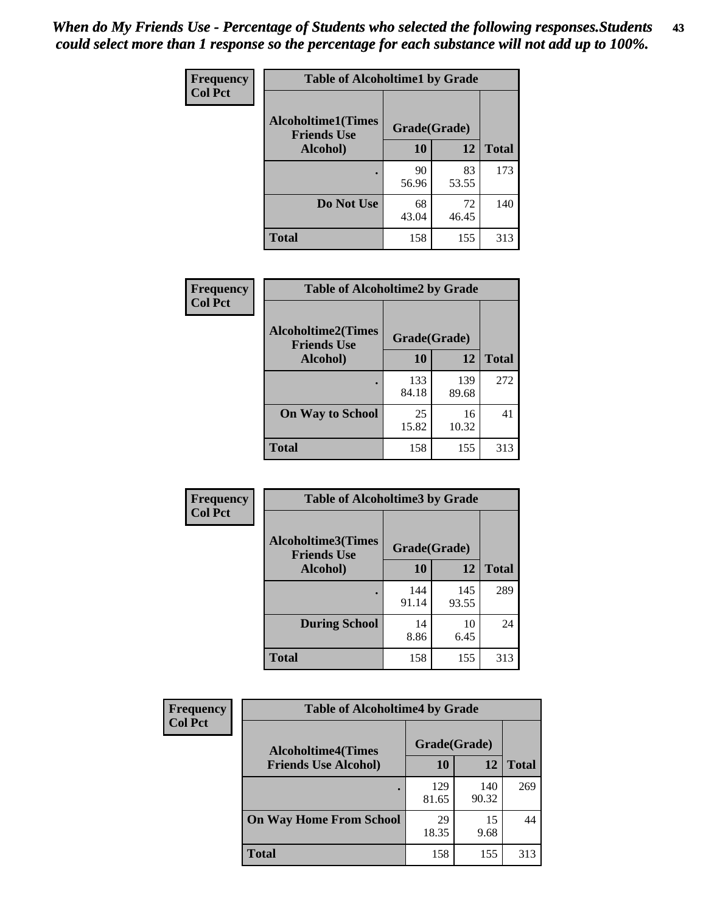*When do My Friends Use - Percentage of Students who selected the following responses.Students could select more than 1 response so the percentage for each substance will not add up to 100%.*

**Frequency / Col Pct**

**Table of Alcoholtime1 by Grade**

| Alcoholtime1(Times Friends Use Alcohol) | Grade(Grade) | | Total |
|---|---|---|---|
| | 10 | 12 | |
| . | 90<br>56.96 | 83<br>53.55 | 173 |
| Do Not Use | 68<br>43.04 | 72<br>46.45 | 140 |
| Total | 158 | 155 | 313 |

**Frequency / Col Pct**

**Table of Alcoholtime2 by Grade**

| Alcoholtime2(Times Friends Use Alcohol) | Grade(Grade) | | Total |
|---|---|---|---|
| | 10 | 12 | |
| . | 133<br>84.18 | 139<br>89.68 | 272 |
| On Way to School | 25<br>15.82 | 16<br>10.32 | 41 |
| Total | 158 | 155 | 313 |

**Frequency / Col Pct**

**Table of Alcoholtime3 by Grade**

| Alcoholtime3(Times Friends Use Alcohol) | Grade(Grade) | | Total |
|---|---|---|---|
| | 10 | 12 | |
| . | 144<br>91.14 | 145<br>93.55 | 289 |
| During School | 14<br>8.86 | 10<br>6.45 | 24 |
| Total | 158 | 155 | 313 |

**Frequency / Col Pct**

**Table of Alcoholtime4 by Grade**

| Alcoholtime4(Times Friends Use Alcohol) | Grade(Grade) | | Total |
|---|---|---|---|
| | 10 | 12 | |
| . | 129<br>81.65 | 140<br>90.32 | 269 |
| On Way Home From School | 29<br>18.35 | 15<br>9.68 | 44 |
| Total | 158 | 155 | 313 |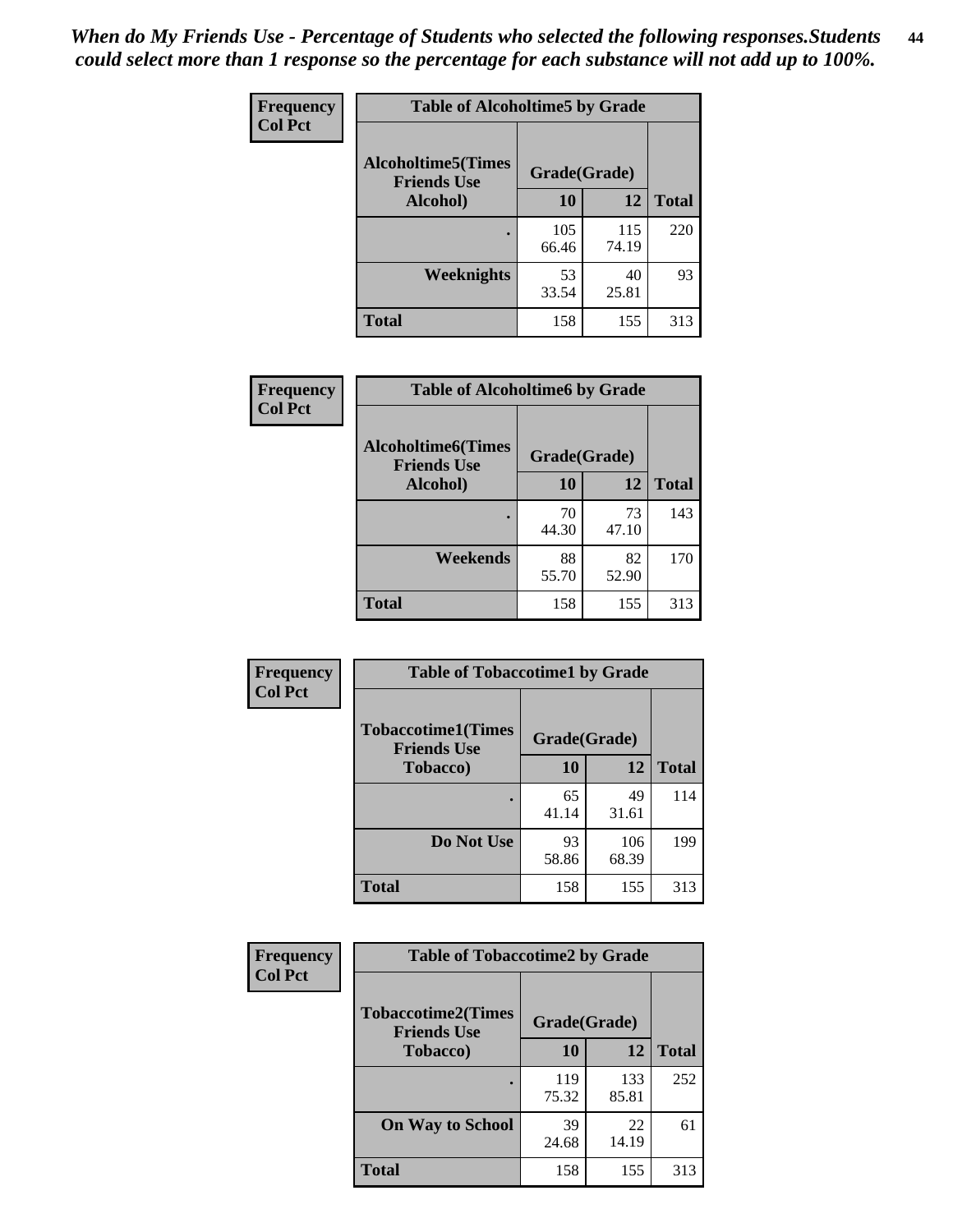*When do My Friends Use - Percentage of Students who selected the following responses.Students could select more than 1 response so the percentage for each substance will not add up to 100%.*

**Frequency**
**Col Pct**

| Table of Alcoholtime5 by Grade | | | |
|---|---|---|---|
| **Alcoholtime5(Times Friends Use Alcohol)** | **Grade(Grade)** | | **Total** |
| | **10** | **12** | |
| **.** | 105<br>66.46 | 115<br>74.19 | 220 |
| **Weeknights** | 53<br>33.54 | 40<br>25.81 | 93 |
| **Total** | 158 | 155 | 313 |

**Frequency**
**Col Pct**

| Table of Alcoholtime6 by Grade | | | |
|---|---|---|---|
| **Alcoholtime6(Times Friends Use Alcohol)** | **Grade(Grade)** | | **Total** |
| | **10** | **12** | |
| **.** | 70<br>44.30 | 73<br>47.10 | 143 |
| **Weekends** | 88<br>55.70 | 82<br>52.90 | 170 |
| **Total** | 158 | 155 | 313 |

**Frequency**
**Col Pct**

| Table of Tobaccotime1 by Grade | | | |
|---|---|---|---|
| **Tobaccotime1(Times Friends Use Tobacco)** | **Grade(Grade)** | | **Total** |
| | **10** | **12** | |
| **.** | 65<br>41.14 | 49<br>31.61 | 114 |
| **Do Not Use** | 93<br>58.86 | 106<br>68.39 | 199 |
| **Total** | 158 | 155 | 313 |

**Frequency**
**Col Pct**

| Table of Tobaccotime2 by Grade | | | |
|---|---|---|---|
| **Tobaccotime2(Times Friends Use Tobacco)** | **Grade(Grade)** | | **Total** |
| | **10** | **12** | |
| **.** | 119<br>75.32 | 133<br>85.81 | 252 |
| **On Way to School** | 39<br>24.68 | 22<br>14.19 | 61 |
| **Total** | 158 | 155 | 313 |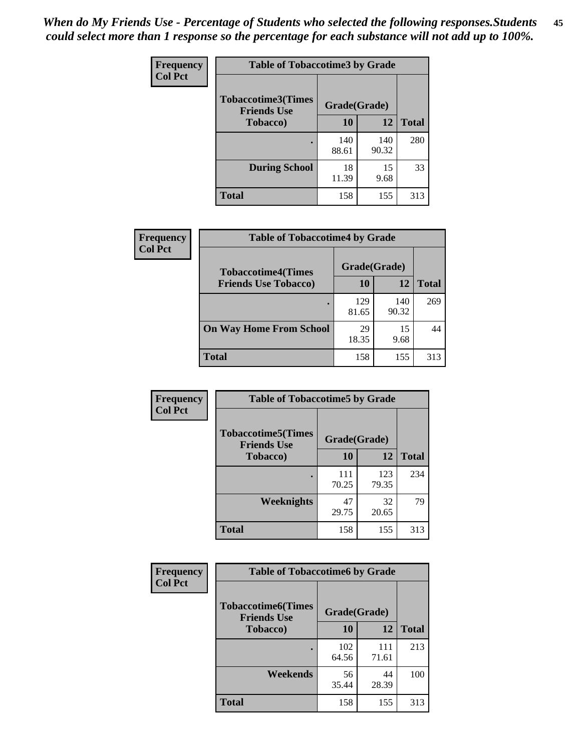*When do My Friends Use - Percentage of Students who selected the following responses.Students could select more than 1 response so the percentage for each substance will not add up to 100%.*

**Frequency**
**Col Pct**

| Table of Tobaccotime3 by Grade | | | |
|---|---|---|---|
| Tobaccotime3(Times Friends Use Tobacco) | Grade(Grade) | | |
| | 10 | 12 | Total |
| . | 140<br>88.61 | 140<br>90.32 | 280 |
| During School | 18<br>11.39 | 15<br>9.68 | 33 |
| Total | 158 | 155 | 313 |

**Frequency**
**Col Pct**

| Table of Tobaccotime4 by Grade | | | |
|---|---|---|---|
| Tobaccotime4(Times Friends Use Tobacco) | Grade(Grade) | | |
| | 10 | 12 | Total |
| . | 129<br>81.65 | 140<br>90.32 | 269 |
| On Way Home From School | 29<br>18.35 | 15<br>9.68 | 44 |
| Total | 158 | 155 | 313 |

**Frequency**
**Col Pct**

| Table of Tobaccotime5 by Grade | | | |
|---|---|---|---|
| Tobaccotime5(Times Friends Use Tobacco) | Grade(Grade) | | |
| | 10 | 12 | Total |
| . | 111<br>70.25 | 123<br>79.35 | 234 |
| Weeknights | 47<br>29.75 | 32<br>20.65 | 79 |
| Total | 158 | 155 | 313 |

**Frequency**
**Col Pct**

| Table of Tobaccotime6 by Grade | | | |
|---|---|---|---|
| Tobaccotime6(Times Friends Use Tobacco) | Grade(Grade) | | |
| | 10 | 12 | Total |
| . | 102<br>64.56 | 111<br>71.61 | 213 |
| Weekends | 56<br>35.44 | 44<br>28.39 | 100 |
| Total | 158 | 155 | 313 |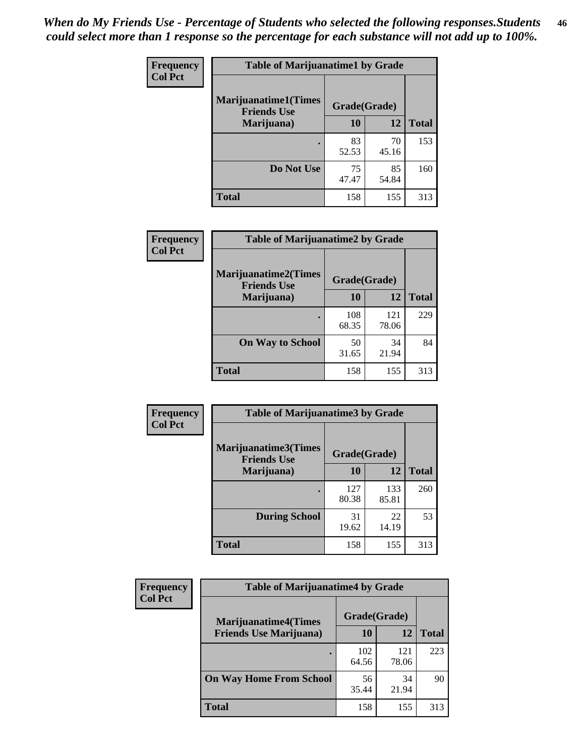*When do My Friends Use - Percentage of Students who selected the following responses.Students could select more than 1 response so the percentage for each substance will not add up to 100%.*

**Frequency / Col Pct**

| Table of Marijuanatime1 by Grade | | | |
|---|---|---|---|
| **Marijuanatime1(Times Friends Use Marijuana)** | **Grade(Grade)** | | **Total** |
| | **10** | **12** | |
| **.** | 83<br>52.53 | 70<br>45.16 | 153 |
| **Do Not Use** | 75<br>47.47 | 85<br>54.84 | 160 |
| **Total** | 158 | 155 | 313 |

**Frequency / Col Pct**

| Table of Marijuanatime2 by Grade | | | |
|---|---|---|---|
| **Marijuanatime2(Times Friends Use Marijuana)** | **Grade(Grade)** | | **Total** |
| | **10** | **12** | |
| **.** | 108<br>68.35 | 121<br>78.06 | 229 |
| **On Way to School** | 50<br>31.65 | 34<br>21.94 | 84 |
| **Total** | 158 | 155 | 313 |

**Frequency / Col Pct**

| Table of Marijuanatime3 by Grade | | | |
|---|---|---|---|
| **Marijuanatime3(Times Friends Use Marijuana)** | **Grade(Grade)** | | **Total** |
| | **10** | **12** | |
| **.** | 127<br>80.38 | 133<br>85.81 | 260 |
| **During School** | 31<br>19.62 | 22<br>14.19 | 53 |
| **Total** | 158 | 155 | 313 |

**Frequency / Col Pct**

| Table of Marijuanatime4 by Grade | | | |
|---|---|---|---|
| **Marijuanatime4(Times Friends Use Marijuana)** | **Grade(Grade)** | | **Total** |
| | **10** | **12** | |
| **.** | 102<br>64.56 | 121<br>78.06 | 223 |
| **On Way Home From School** | 56<br>35.44 | 34<br>21.94 | 90 |
| **Total** | 158 | 155 | 313 |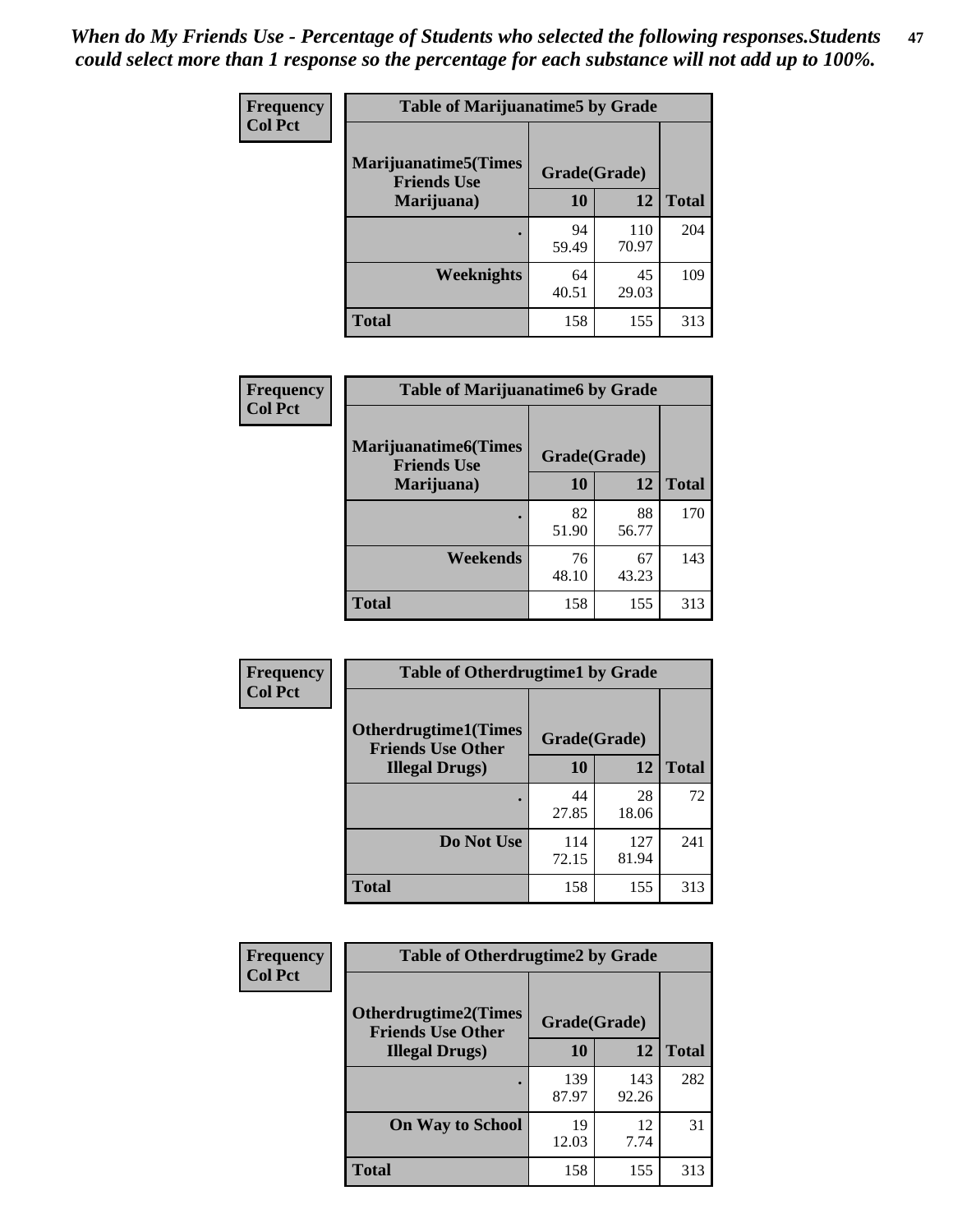*When do My Friends Use - Percentage of Students who selected the following responses.Students could select more than 1 response so the percentage for each substance will not add up to 100%.*

**Frequency**
**Col Pct**

| Table of Marijuanatime5 by Grade | | | |
|---|---|---|---|
| **Marijuanatime5(Times Friends Use Marijuana)** | **Grade(Grade)** | | **Total** |
| | **10** | **12** | |
| **.** | 94<br>59.49 | 110<br>70.97 | 204 |
| **Weeknights** | 64<br>40.51 | 45<br>29.03 | 109 |
| **Total** | 158 | 155 | 313 |

**Frequency**
**Col Pct**

| Table of Marijuanatime6 by Grade | | | |
|---|---|---|---|
| **Marijuanatime6(Times Friends Use Marijuana)** | **Grade(Grade)** | | **Total** |
| | **10** | **12** | |
| **.** | 82<br>51.90 | 88<br>56.77 | 170 |
| **Weekends** | 76<br>48.10 | 67<br>43.23 | 143 |
| **Total** | 158 | 155 | 313 |

**Frequency**
**Col Pct**

| Table of Otherdrugtime1 by Grade | | | |
|---|---|---|---|
| **Otherdrugtime1(Times Friends Use Other Illegal Drugs)** | **Grade(Grade)** | | **Total** |
| | **10** | **12** | |
| **.** | 44<br>27.85 | 28<br>18.06 | 72 |
| **Do Not Use** | 114<br>72.15 | 127<br>81.94 | 241 |
| **Total** | 158 | 155 | 313 |

**Frequency**
**Col Pct**

| Table of Otherdrugtime2 by Grade | | | |
|---|---|---|---|
| **Otherdrugtime2(Times Friends Use Other Illegal Drugs)** | **Grade(Grade)** | | **Total** |
| | **10** | **12** | |
| **.** | 139<br>87.97 | 143<br>92.26 | 282 |
| **On Way to School** | 19<br>12.03 | 12<br>7.74 | 31 |
| **Total** | 158 | 155 | 313 |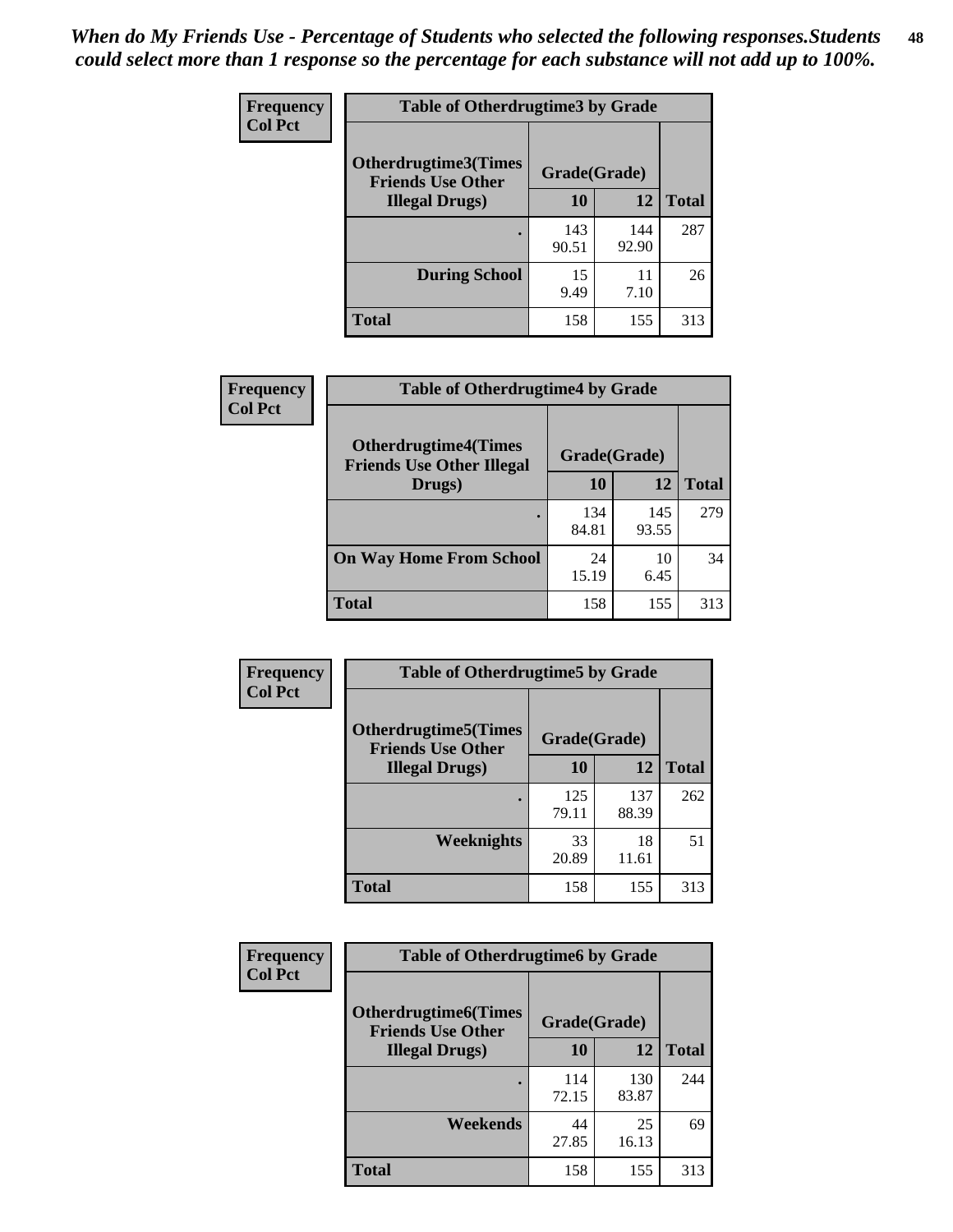*When do My Friends Use - Percentage of Students who selected the following responses.Students could select more than 1 response so the percentage for each substance will not add up to 100%.*

**Frequency**
**Col Pct**

| Table of Otherdrugtime3 by Grade | | | |
|---|---|---|---|
| **Otherdrugtime3(Times Friends Use Other Illegal Drugs)** | **Grade(Grade)** | | **Total** |
| | **10** | **12** | |
| **.** | 143<br>90.51 | 144<br>92.90 | 287 |
| **During School** | 15<br>9.49 | 11<br>7.10 | 26 |
| **Total** | 158 | 155 | 313 |

**Frequency**
**Col Pct**

| Table of Otherdrugtime4 by Grade | | | |
|---|---|---|---|
| **Otherdrugtime4(Times Friends Use Other Illegal Drugs)** | **Grade(Grade)** | | **Total** |
| | **10** | **12** | |
| **.** | 134<br>84.81 | 145<br>93.55 | 279 |
| **On Way Home From School** | 24<br>15.19 | 10<br>6.45 | 34 |
| **Total** | 158 | 155 | 313 |

**Frequency**
**Col Pct**

| Table of Otherdrugtime5 by Grade | | | |
|---|---|---|---|
| **Otherdrugtime5(Times Friends Use Other Illegal Drugs)** | **Grade(Grade)** | | **Total** |
| | **10** | **12** | |
| **.** | 125<br>79.11 | 137<br>88.39 | 262 |
| **Weeknights** | 33<br>20.89 | 18<br>11.61 | 51 |
| **Total** | 158 | 155 | 313 |

**Frequency**
**Col Pct**

| Table of Otherdrugtime6 by Grade | | | |
|---|---|---|---|
| **Otherdrugtime6(Times Friends Use Other Illegal Drugs)** | **Grade(Grade)** | | **Total** |
| | **10** | **12** | |
| **.** | 114<br>72.15 | 130<br>83.87 | 244 |
| **Weekends** | 44<br>27.85 | 25<br>16.13 | 69 |
| **Total** | 158 | 155 | 313 |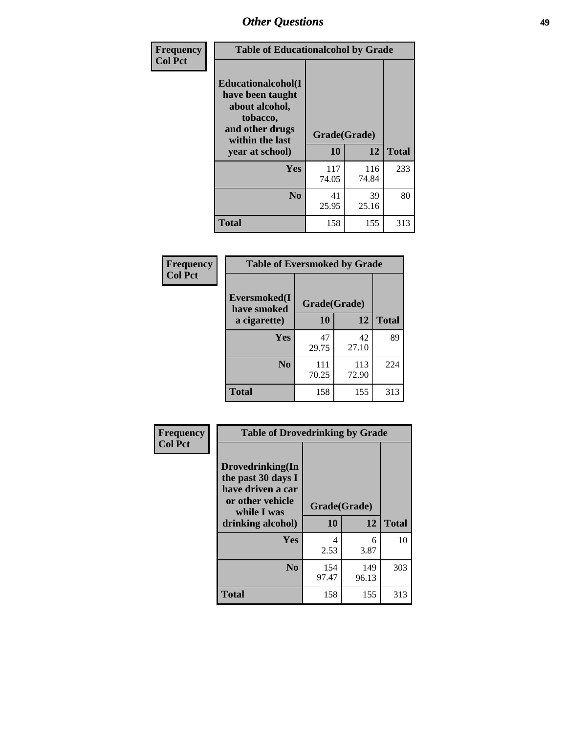| Frequency Col Pct | Table of Educationalcohol by Grade | | |
|---|---|---|---|
| Educationalcohol(I have been taught about alcohol, tobacco, and other drugs within the last year at school) | Grade(Grade) | | |
| | 10 | 12 | Total |
| Yes | 117<br>74.05 | 116<br>74.84 | 233 |
| No | 41<br>25.95 | 39<br>25.16 | 80 |
| Total | 158 | 155 | 313 |

| Frequency Col Pct | Table of Eversmoked by Grade | | |
|---|---|---|---|
| Eversmoked(I have smoked a cigarette) | Grade(Grade) | | |
| | 10 | 12 | Total |
| Yes | 47<br>29.75 | 42<br>27.10 | 89 |
| No | 111<br>70.25 | 113<br>72.90 | 224 |
| Total | 158 | 155 | 313 |

| Frequency Col Pct | Table of Drovedrinking by Grade | | |
|---|---|---|---|
| Drovedrinking(In the past 30 days I have driven a car or other vehicle while I was drinking alcohol) | Grade(Grade) | | |
| | 10 | 12 | Total |
| Yes | 4<br>2.53 | 6<br>3.87 | 10 |
| No | 154<br>97.47 | 149<br>96.13 | 303 |
| Total | 158 | 155 | 313 |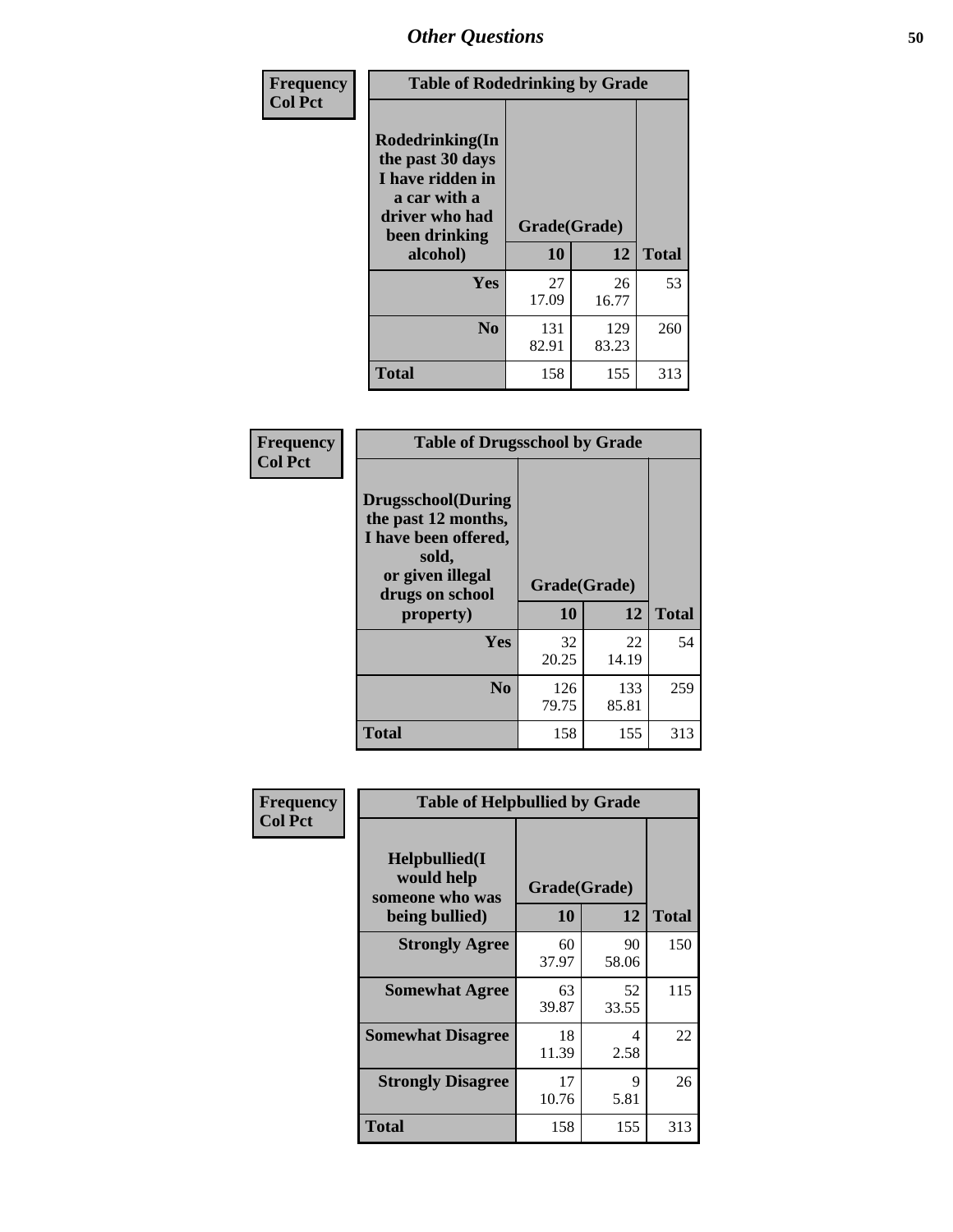## Other Questions

**Frequency**
**Col Pct**

| Table of Rodedrinking by Grade | | | |
|---|---|---|---|
| Rodedrinking(In the past 30 days I have ridden in a car with a driver who had been drinking alcohol) | Grade(Grade) | | |
| | 10 | 12 | Total |
| Yes | 27<br>17.09 | 26<br>16.77 | 53 |
| No | 131<br>82.91 | 129<br>83.23 | 260 |
| Total | 158 | 155 | 313 |

**Frequency**
**Col Pct**

| Table of Drugsschool by Grade | | | |
|---|---|---|---|
| Drugsschool(During the past 12 months, I have been offered, sold, or given illegal drugs on school property) | Grade(Grade) | | |
| | 10 | 12 | Total |
| Yes | 32<br>20.25 | 22<br>14.19 | 54 |
| No | 126<br>79.75 | 133<br>85.81 | 259 |
| Total | 158 | 155 | 313 |

**Frequency**
**Col Pct**

| Table of Helpbullied by Grade | | | |
|---|---|---|---|
| Helpbullied(I would help someone who was being bullied) | Grade(Grade) | | |
| | 10 | 12 | Total |
| Strongly Agree | 60<br>37.97 | 90<br>58.06 | 150 |
| Somewhat Agree | 63<br>39.87 | 52<br>33.55 | 115 |
| Somewhat Disagree | 18<br>11.39 | 4<br>2.58 | 22 |
| Strongly Disagree | 17<br>10.76 | 9<br>5.81 | 26 |
| Total | 158 | 155 | 313 |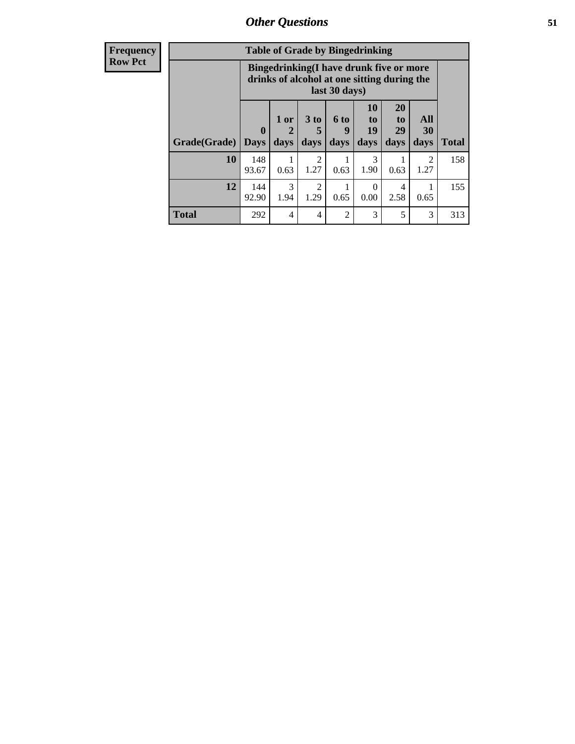| Frequency Row Pct |
|---|

**Table of Grade by Bingedrinking**

| Grade(Grade) | Bingedrinking(I have drunk five or more drinks of alcohol at one sitting during the last 30 days) | | | | | | | Total |
|---|---|---|---|---|---|---|---|---|
| | 0 Days | 1 or 2 days | 3 to 5 days | 6 to 9 days | 10 to 19 days | 20 to 29 days | All 30 days | |
| **10** | 148<br>93.67 | 1<br>0.63 | 2<br>1.27 | 1<br>0.63 | 3<br>1.90 | 1<br>0.63 | 2<br>1.27 | 158 |
| **12** | 144<br>92.90 | 3<br>1.94 | 2<br>1.29 | 1<br>0.65 | 0<br>0.00 | 4<br>2.58 | 1<br>0.65 | 155 |
| **Total** | 292 | 4 | 4 | 2 | 3 | 5 | 3 | 313 |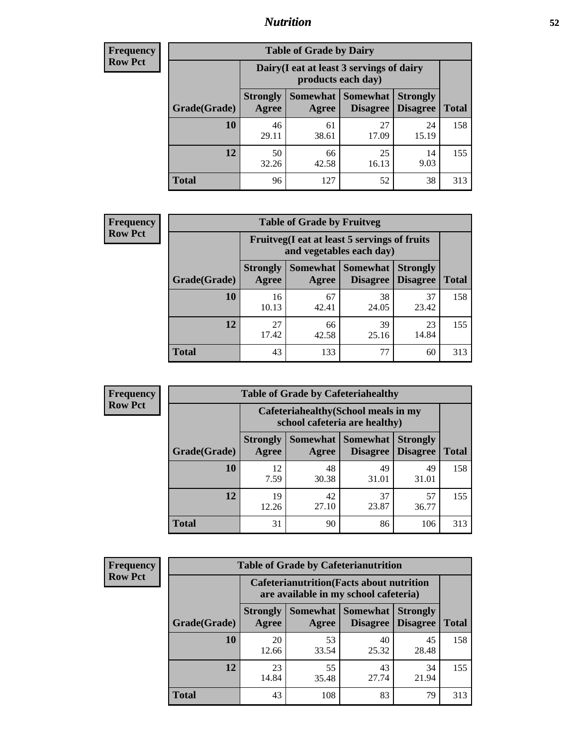## Nutrition

**Frequency**
**Row Pct**

| Table of Grade by Dairy | | | | | |
|---|---|---|---|---|---|
| | Dairy(I eat at least 3 servings of dairy products each day) | | | | |
| Grade(Grade) | Strongly Agree | Somewhat Agree | Somewhat Disagree | Strongly Disagree | Total |
| 10 | 46<br>29.11 | 61<br>38.61 | 27<br>17.09 | 24<br>15.19 | 158 |
| 12 | 50<br>32.26 | 66<br>42.58 | 25<br>16.13 | 14<br>9.03 | 155 |
| Total | 96 | 127 | 52 | 38 | 313 |

**Frequency**
**Row Pct**

| Table of Grade by Fruitveg | | | | | |
|---|---|---|---|---|---|
| | Fruitveg(I eat at least 5 servings of fruits and vegetables each day) | | | | |
| Grade(Grade) | Strongly Agree | Somewhat Agree | Somewhat Disagree | Strongly Disagree | Total |
| 10 | 16<br>10.13 | 67<br>42.41 | 38<br>24.05 | 37<br>23.42 | 158 |
| 12 | 27<br>17.42 | 66<br>42.58 | 39<br>25.16 | 23<br>14.84 | 155 |
| Total | 43 | 133 | 77 | 60 | 313 |

**Frequency**
**Row Pct**

| Table of Grade by Cafeteriahealthy | | | | | |
|---|---|---|---|---|---|
| | Cafeteriahealthy(School meals in my school cafeteria are healthy) | | | | |
| Grade(Grade) | Strongly Agree | Somewhat Agree | Somewhat Disagree | Strongly Disagree | Total |
| 10 | 12<br>7.59 | 48<br>30.38 | 49<br>31.01 | 49<br>31.01 | 158 |
| 12 | 19<br>12.26 | 42<br>27.10 | 37<br>23.87 | 57<br>36.77 | 155 |
| Total | 31 | 90 | 86 | 106 | 313 |

**Frequency**
**Row Pct**

| Table of Grade by Cafeterianutrition | | | | | |
|---|---|---|---|---|---|
| | Cafeterianutrition(Facts about nutrition are available in my school cafeteria) | | | | |
| Grade(Grade) | Strongly Agree | Somewhat Agree | Somewhat Disagree | Strongly Disagree | Total |
| 10 | 20<br>12.66 | 53<br>33.54 | 40<br>25.32 | 45<br>28.48 | 158 |
| 12 | 23<br>14.84 | 55<br>35.48 | 43<br>27.74 | 34<br>21.94 | 155 |
| Total | 43 | 108 | 83 | 79 | 313 |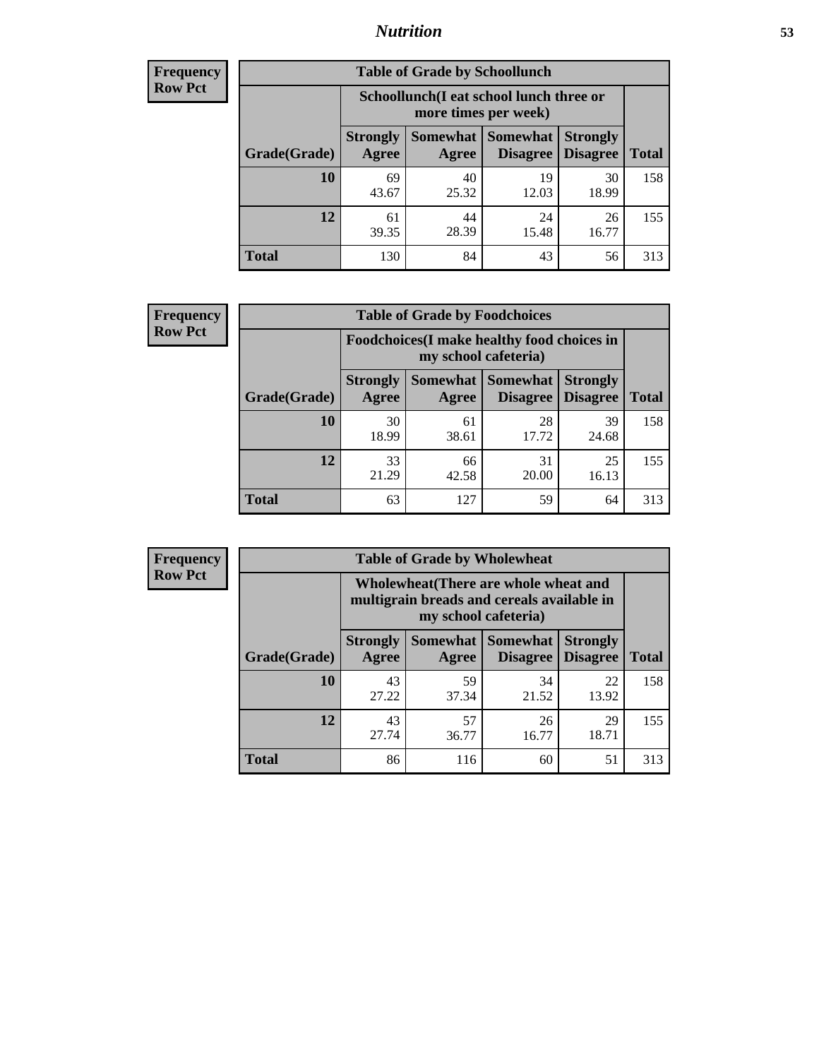## Nutrition

**Frequency**
**Row Pct**

| Table of Grade by Schoollunch | | | | | |
|---|---|---|---|---|---|
| | Schoollunch(I eat school lunch three or more times per week) | | | | |
| Grade(Grade) | Strongly Agree | Somewhat Agree | Somewhat Disagree | Strongly Disagree | Total |
| **10** | 69<br>43.67 | 40<br>25.32 | 19<br>12.03 | 30<br>18.99 | 158 |
| **12** | 61<br>39.35 | 44<br>28.39 | 24<br>15.48 | 26<br>16.77 | 155 |
| **Total** | 130 | 84 | 43 | 56 | 313 |

**Frequency**
**Row Pct**

| Table of Grade by Foodchoices | | | | | |
|---|---|---|---|---|---|
| | Foodchoices(I make healthy food choices in my school cafeteria) | | | | |
| Grade(Grade) | Strongly Agree | Somewhat Agree | Somewhat Disagree | Strongly Disagree | Total |
| **10** | 30<br>18.99 | 61<br>38.61 | 28<br>17.72 | 39<br>24.68 | 158 |
| **12** | 33<br>21.29 | 66<br>42.58 | 31<br>20.00 | 25<br>16.13 | 155 |
| **Total** | 63 | 127 | 59 | 64 | 313 |

**Frequency**
**Row Pct**

| Table of Grade by Wholewheat | | | | | |
|---|---|---|---|---|---|
| | Wholewheat(There are whole wheat and multigrain breads and cereals available in my school cafeteria) | | | | |
| Grade(Grade) | Strongly Agree | Somewhat Agree | Somewhat Disagree | Strongly Disagree | Total |
| **10** | 43<br>27.22 | 59<br>37.34 | 34<br>21.52 | 22<br>13.92 | 158 |
| **12** | 43<br>27.74 | 57<br>36.77 | 26<br>16.77 | 29<br>18.71 | 155 |
| **Total** | 86 | 116 | 60 | 51 | 313 |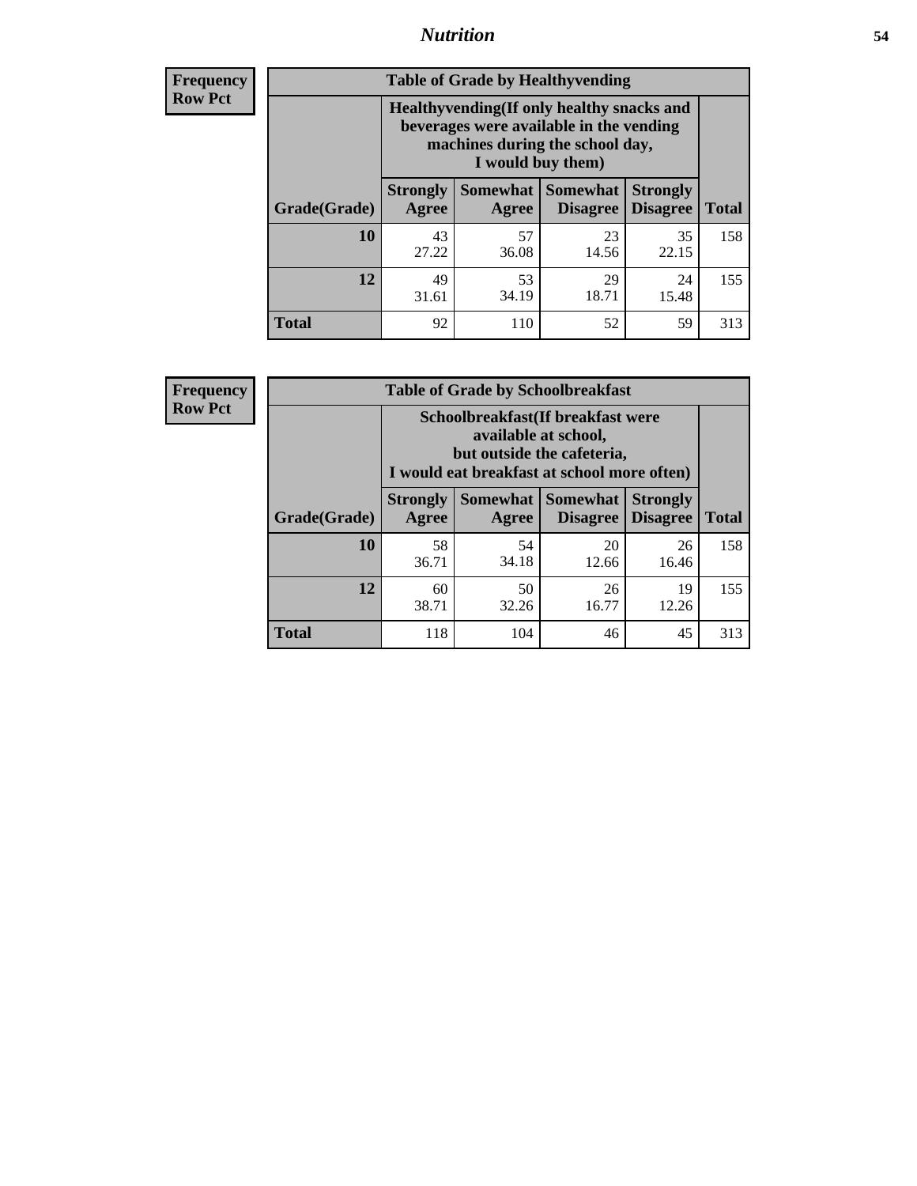| Frequency<br>Row Pct | | | | | |
|---|---|---|---|---|---|

**Table of Grade by Healthyvending**

| Grade(Grade) | Healthyvending(If only healthy snacks and beverages were available in the vending machines during the school day, I would buy them) Strongly Agree | Somewhat Agree | Somewhat Disagree | Strongly Disagree | Total |
|---|---|---|---|---|---|
| **10** | 43<br>27.22 | 57<br>36.08 | 23<br>14.56 | 35<br>22.15 | 158 |
| **12** | 49<br>31.61 | 53<br>34.19 | 29<br>18.71 | 24<br>15.48 | 155 |
| **Total** | 92 | 110 | 52 | 59 | 313 |

| Frequency<br>Row Pct | | | | | |
|---|---|---|---|---|---|

**Table of Grade by Schoolbreakfast**

| Grade(Grade) | Schoolbreakfast(If breakfast were available at school, but outside the cafeteria, I would eat breakfast at school more often) Strongly Agree | Somewhat Agree | Somewhat Disagree | Strongly Disagree | Total |
|---|---|---|---|---|---|
| **10** | 58<br>36.71 | 54<br>34.18 | 20<br>12.66 | 26<br>16.46 | 158 |
| **12** | 60<br>38.71 | 50<br>32.26 | 26<br>16.77 | 19<br>12.26 | 155 |
| **Total** | 118 | 104 | 46 | 45 | 313 |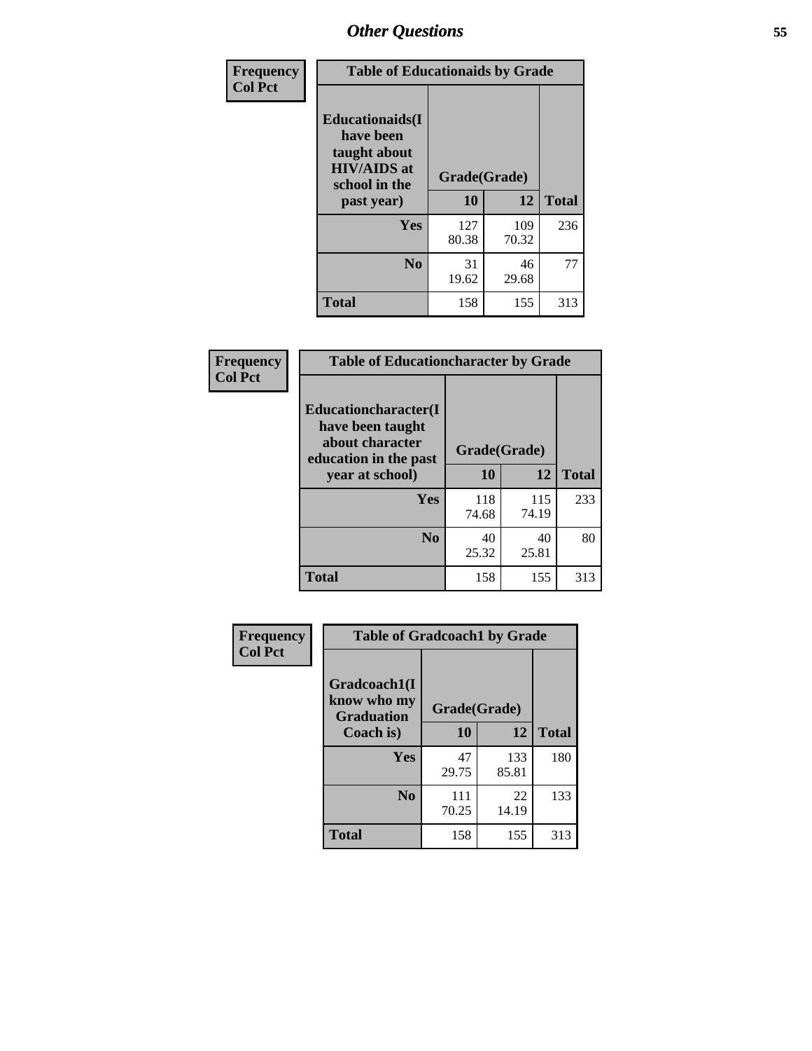## Other Questions

**Frequency / Col Pct**

| Table of Educationaids by Grade | | | |
|---|---|---|---|
| **Educationaids(I have been taught about HIV/AIDS at school in the past year)** | **Grade(Grade)** | | |
| | **10** | **12** | **Total** |
| **Yes** | 127<br>80.38 | 109<br>70.32 | 236 |
| **No** | 31<br>19.62 | 46<br>29.68 | 77 |
| **Total** | 158 | 155 | 313 |

**Frequency / Col Pct**

| Table of Educationcharacter by Grade | | | |
|---|---|---|---|
| **Educationcharacter(I have been taught about character education in the past year at school)** | **Grade(Grade)** | | |
| | **10** | **12** | **Total** |
| **Yes** | 118<br>74.68 | 115<br>74.19 | 233 |
| **No** | 40<br>25.32 | 40<br>25.81 | 80 |
| **Total** | 158 | 155 | 313 |

**Frequency / Col Pct**

| Table of Gradcoach1 by Grade | | | |
|---|---|---|---|
| **Gradcoach1(I know who my Graduation Coach is)** | **Grade(Grade)** | | |
| | **10** | **12** | **Total** |
| **Yes** | 47<br>29.75 | 133<br>85.81 | 180 |
| **No** | 111<br>70.25 | 22<br>14.19 | 133 |
| **Total** | 158 | 155 | 313 |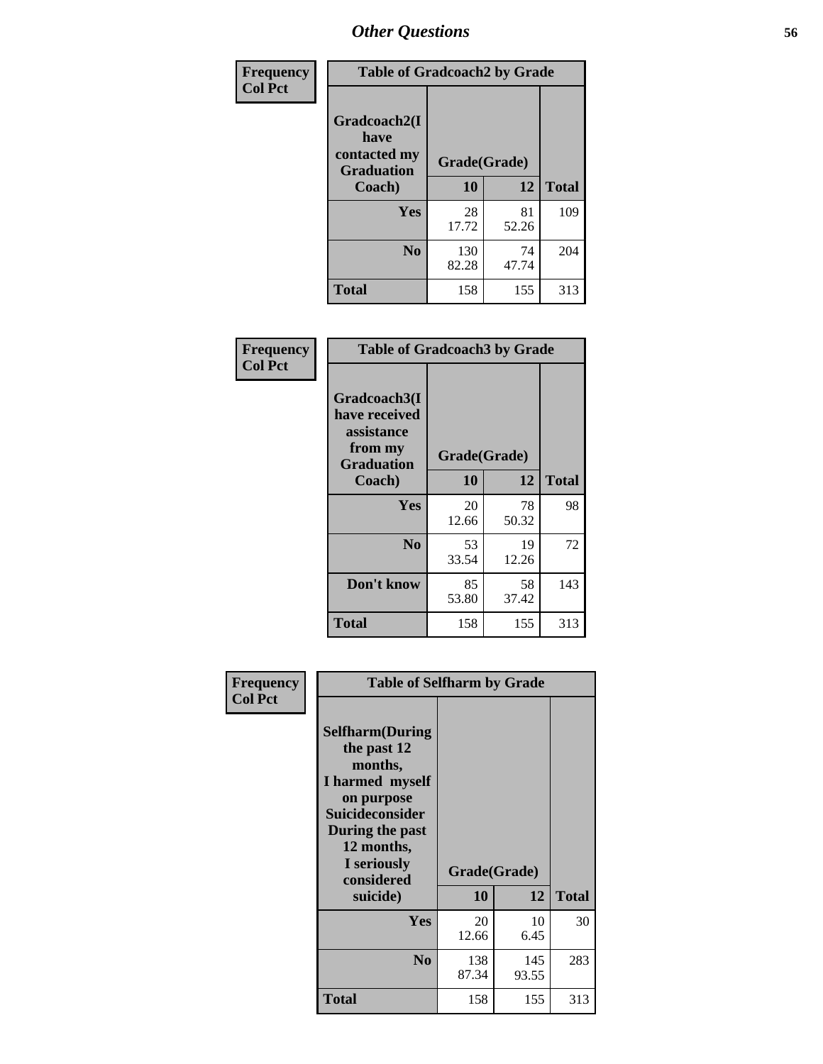## Other Questions

**Frequency**
**Col Pct**

| Table of Gradcoach2 by Grade | | | |
|---|---|---|---|
| Gradcoach2(I have contacted my Graduation Coach) | Grade(Grade) | | |
| | 10 | 12 | Total |
| Yes | 28<br>17.72 | 81<br>52.26 | 109 |
| No | 130<br>82.28 | 74<br>47.74 | 204 |
| Total | 158 | 155 | 313 |

**Frequency**
**Col Pct**

| Table of Gradcoach3 by Grade | | | |
|---|---|---|---|
| Gradcoach3(I have received assistance from my Graduation Coach) | Grade(Grade) | | |
| | 10 | 12 | Total |
| Yes | 20<br>12.66 | 78<br>50.32 | 98 |
| No | 53<br>33.54 | 19<br>12.26 | 72 |
| Don't know | 85<br>53.80 | 58<br>37.42 | 143 |
| Total | 158 | 155 | 313 |

**Frequency**
**Col Pct**

| Table of Selfharm by Grade | | | |
|---|---|---|---|
| Selfharm(During the past 12 months, I harmed myself on purpose Suicideconsider During the past 12 months, I seriously considered suicide) | Grade(Grade) | | |
| | 10 | 12 | Total |
| Yes | 20<br>12.66 | 10<br>6.45 | 30 |
| No | 138<br>87.34 | 145<br>93.55 | 283 |
| Total | 158 | 155 | 313 |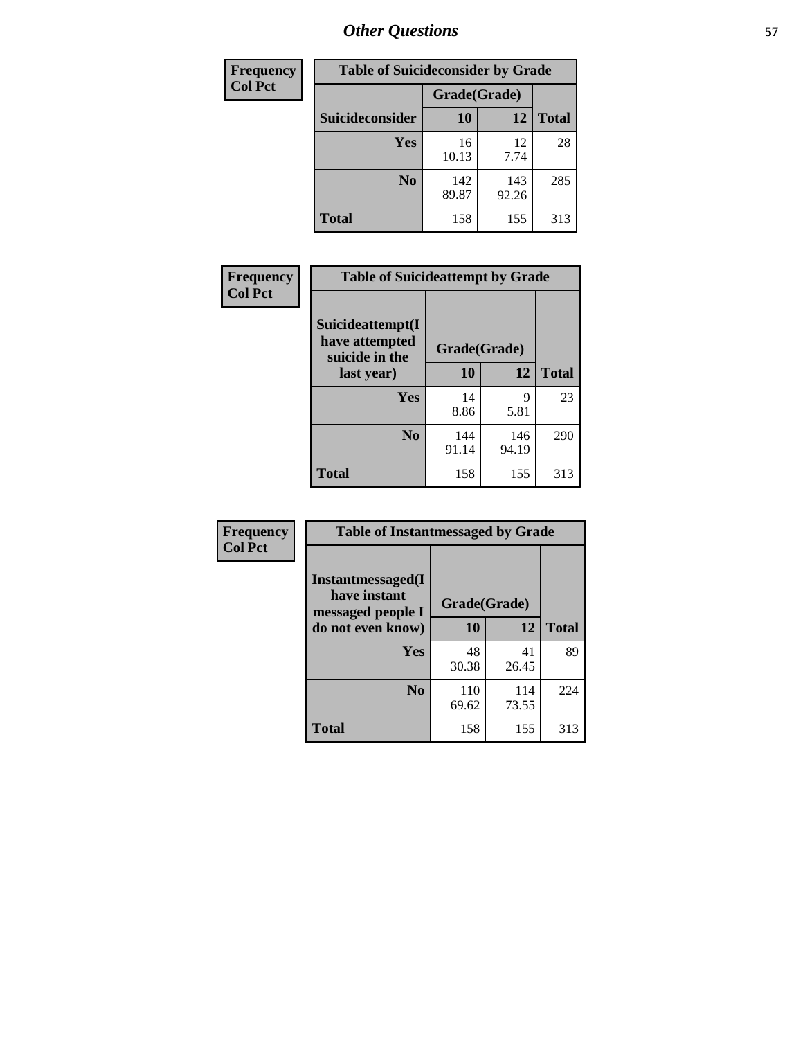## Other Questions

| Frequency<br>Col Pct |
|---|

**Table of Suicideconsider by Grade**

| Suicideconsider | Grade(Grade) 10 | 12 | Total |
|---|---|---|---|
| Yes | 16<br>10.13 | 12<br>7.74 | 28 |
| No | 142<br>89.87 | 143<br>92.26 | 285 |
| Total | 158 | 155 | 313 |

| Frequency<br>Col Pct |
|---|

**Table of Suicideattempt by Grade**

| Suicideattempt(I have attempted suicide in the last year) | Grade(Grade) 10 | 12 | Total |
|---|---|---|---|
| Yes | 14<br>8.86 | 9<br>5.81 | 23 |
| No | 144<br>91.14 | 146<br>94.19 | 290 |
| Total | 158 | 155 | 313 |

| Frequency<br>Col Pct |
|---|

**Table of Instantmessaged by Grade**

| Instantmessaged(I have instant messaged people I do not even know) | Grade(Grade) 10 | 12 | Total |
|---|---|---|---|
| Yes | 48<br>30.38 | 41<br>26.45 | 89 |
| No | 110<br>69.62 | 114<br>73.55 | 224 |
| Total | 158 | 155 | 313 |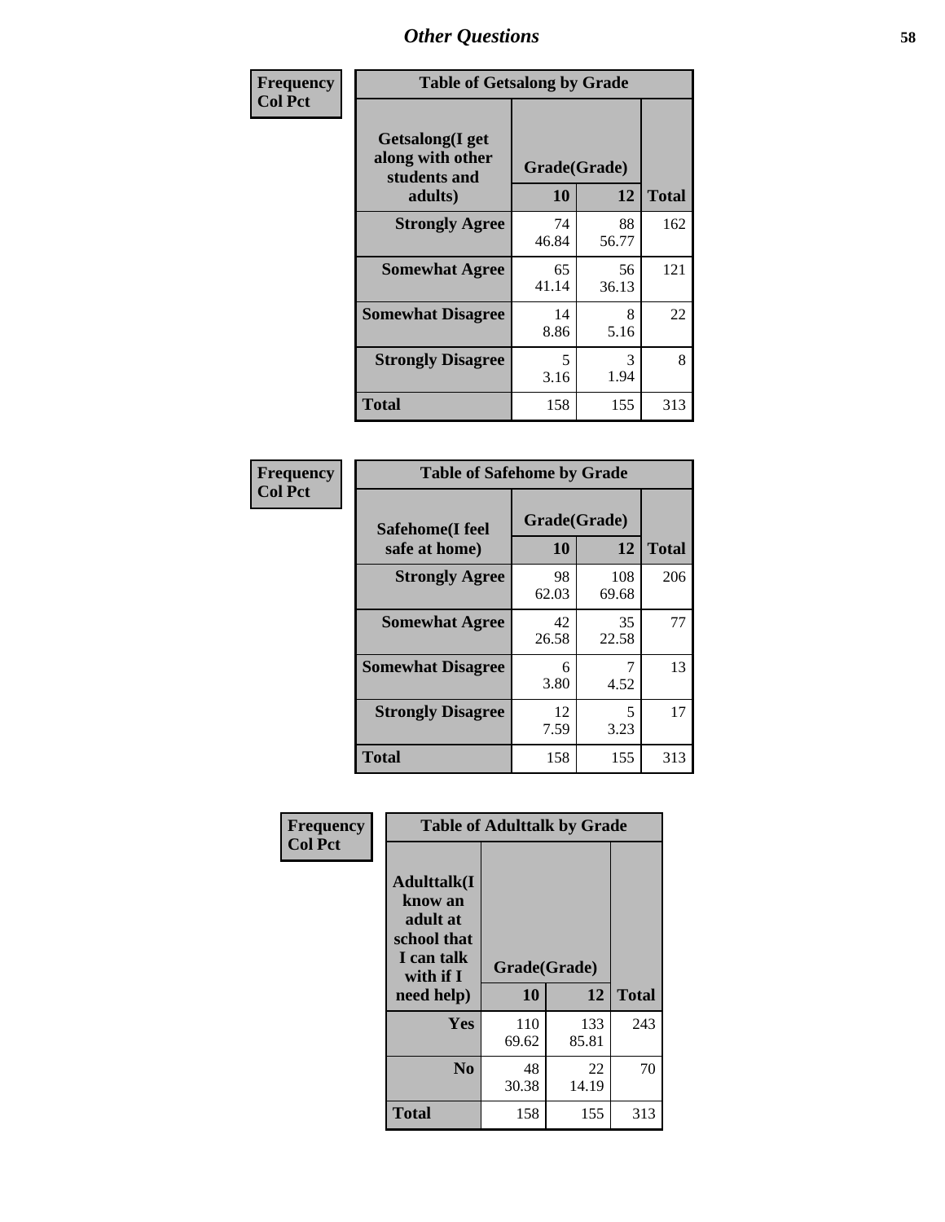# Other Questions

**Frequency**
**Col Pct**

| Table of Getsalong by Grade | | | |
|---|---|---|---|
| **Getsalong(I get along with other students and adults)** | **Grade(Grade)** | | |
| | **10** | **12** | **Total** |
| **Strongly Agree** | 74<br>46.84 | 88<br>56.77 | 162 |
| **Somewhat Agree** | 65<br>41.14 | 56<br>36.13 | 121 |
| **Somewhat Disagree** | 14<br>8.86 | 8<br>5.16 | 22 |
| **Strongly Disagree** | 5<br>3.16 | 3<br>1.94 | 8 |
| **Total** | 158 | 155 | 313 |

**Frequency**
**Col Pct**

| Table of Safehome by Grade | | | |
|---|---|---|---|
| **Safehome(I feel safe at home)** | **Grade(Grade)** | | |
| | **10** | **12** | **Total** |
| **Strongly Agree** | 98<br>62.03 | 108<br>69.68 | 206 |
| **Somewhat Agree** | 42<br>26.58 | 35<br>22.58 | 77 |
| **Somewhat Disagree** | 6<br>3.80 | 7<br>4.52 | 13 |
| **Strongly Disagree** | 12<br>7.59 | 5<br>3.23 | 17 |
| **Total** | 158 | 155 | 313 |

**Frequency**
**Col Pct**

| Table of Adulttalk by Grade | | | |
|---|---|---|---|
| **Adulttalk(I know an adult at school that I can talk with if I need help)** | **Grade(Grade)** | | |
| | **10** | **12** | **Total** |
| **Yes** | 110<br>69.62 | 133<br>85.81 | 243 |
| **No** | 48<br>30.38 | 22<br>14.19 | 70 |
| **Total** | 158 | 155 | 313 |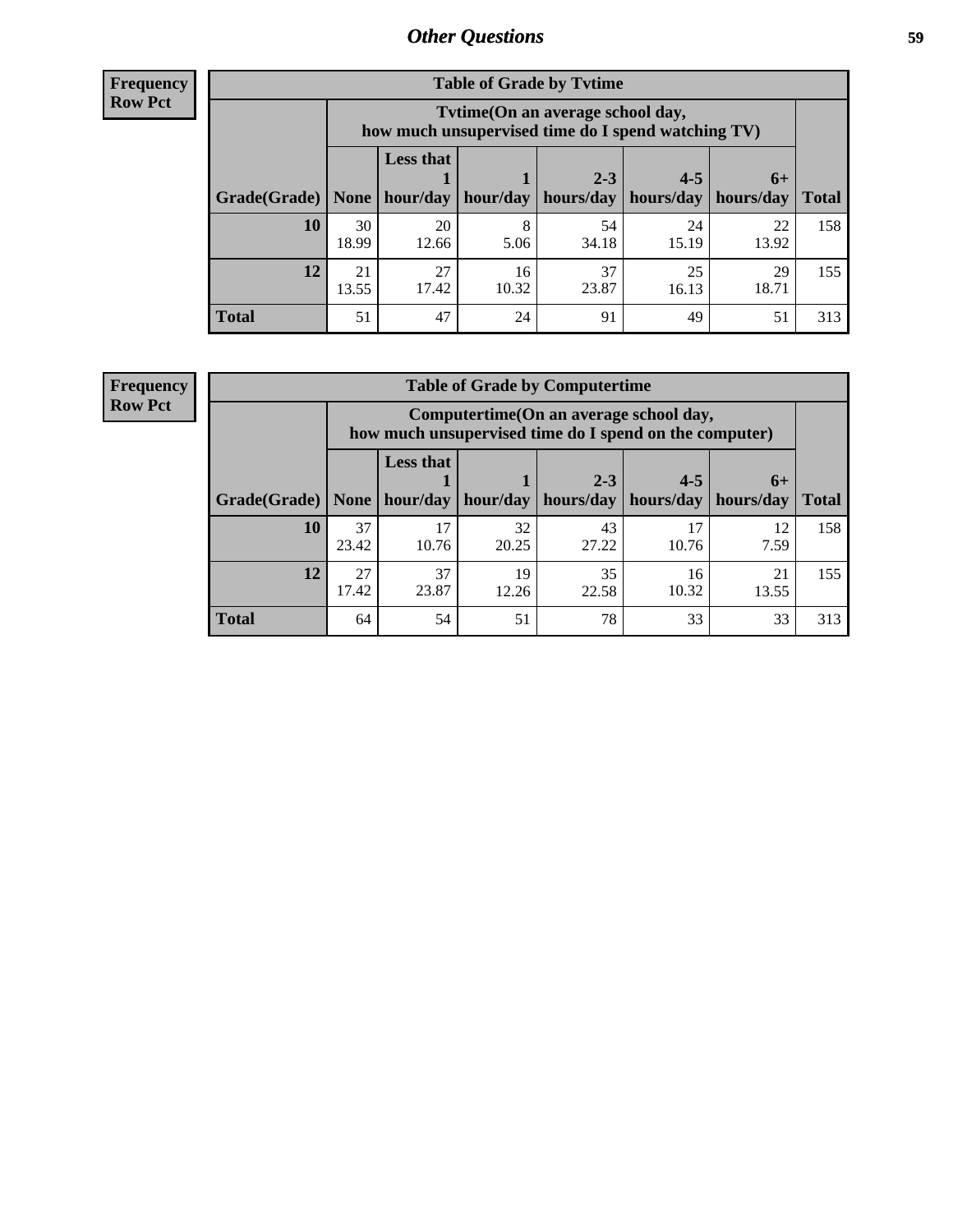**Frequency**
**Row Pct**

| Table of Grade by Tvtime | | | | | | | |
|---|---|---|---|---|---|---|---|
| | Tvtime(On an average school day, how much unsupervised time do I spend watching TV) | | | | | | |
| Grade(Grade) | None | Less that 1 hour/day | 1 hour/day | 2-3 hours/day | 4-5 hours/day | 6+ hours/day | Total |
| **10** | 30<br>18.99 | 20<br>12.66 | 8<br>5.06 | 54<br>34.18 | 24<br>15.19 | 22<br>13.92 | 158 |
| **12** | 21<br>13.55 | 27<br>17.42 | 16<br>10.32 | 37<br>23.87 | 25<br>16.13 | 29<br>18.71 | 155 |
| **Total** | 51 | 47 | 24 | 91 | 49 | 51 | 313 |

**Frequency**
**Row Pct**

| Table of Grade by Computertime | | | | | | | |
|---|---|---|---|---|---|---|---|
| | Computertime(On an average school day, how much unsupervised time do I spend on the computer) | | | | | | |
| Grade(Grade) | None | Less that 1 hour/day | 1 hour/day | 2-3 hours/day | 4-5 hours/day | 6+ hours/day | Total |
| **10** | 37<br>23.42 | 17<br>10.76 | 32<br>20.25 | 43<br>27.22 | 17<br>10.76 | 12<br>7.59 | 158 |
| **12** | 27<br>17.42 | 37<br>23.87 | 19<br>12.26 | 35<br>22.58 | 16<br>10.32 | 21<br>13.55 | 155 |
| **Total** | 64 | 54 | 51 | 78 | 33 | 33 | 313 |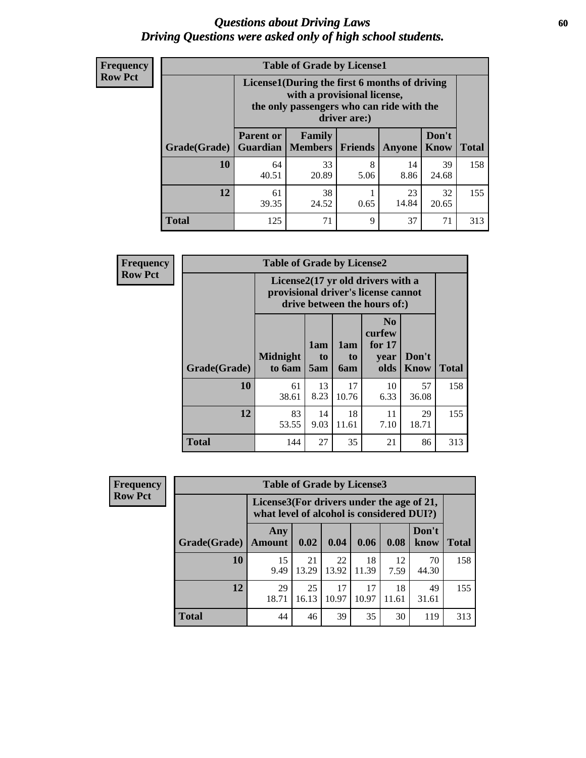# *Questions about Driving Laws*
## *Driving Questions were asked only of high school students.*

**Frequency**
**Row Pct**

**Table of Grade by License1**

| Grade(Grade) | License1(During the first 6 months of driving with a provisional license, the only passengers who can ride with the driver are:) | | | | | Total |
|---|---|---|---|---|---|---|
| | Parent or Guardian | Family Members | Friends | Anyone | Don't Know | |
| 10 | 64<br>40.51 | 33<br>20.89 | 8<br>5.06 | 14<br>8.86 | 39<br>24.68 | 158 |
| 12 | 61<br>39.35 | 38<br>24.52 | 1<br>0.65 | 23<br>14.84 | 32<br>20.65 | 155 |
| Total | 125 | 71 | 9 | 37 | 71 | 313 |

**Frequency**
**Row Pct**

**Table of Grade by License2**

| Grade(Grade) | License2(17 yr old drivers with a provisional driver's license cannot drive between the hours of:) | | | | | Total |
|---|---|---|---|---|---|---|
| | Midnight to 6am | 1am to 5am | 1am to 6am | No curfew for 17 year olds | Don't Know | |
| 10 | 61<br>38.61 | 13<br>8.23 | 17<br>10.76 | 10<br>6.33 | 57<br>36.08 | 158 |
| 12 | 83<br>53.55 | 14<br>9.03 | 18<br>11.61 | 11<br>7.10 | 29<br>18.71 | 155 |
| Total | 144 | 27 | 35 | 21 | 86 | 313 |

**Frequency**
**Row Pct**

**Table of Grade by License3**

| Grade(Grade) | License3(For drivers under the age of 21, what level of alcohol is considered DUI?) | | | | | | Total |
|---|---|---|---|---|---|---|---|
| | Any Amount | 0.02 | 0.04 | 0.06 | 0.08 | Don't know | |
| 10 | 15<br>9.49 | 21<br>13.29 | 22<br>13.92 | 18<br>11.39 | 12<br>7.59 | 70<br>44.30 | 158 |
| 12 | 29<br>18.71 | 25<br>16.13 | 17<br>10.97 | 17<br>10.97 | 18<br>11.61 | 49<br>31.61 | 155 |
| Total | 44 | 46 | 39 | 35 | 30 | 119 | 313 |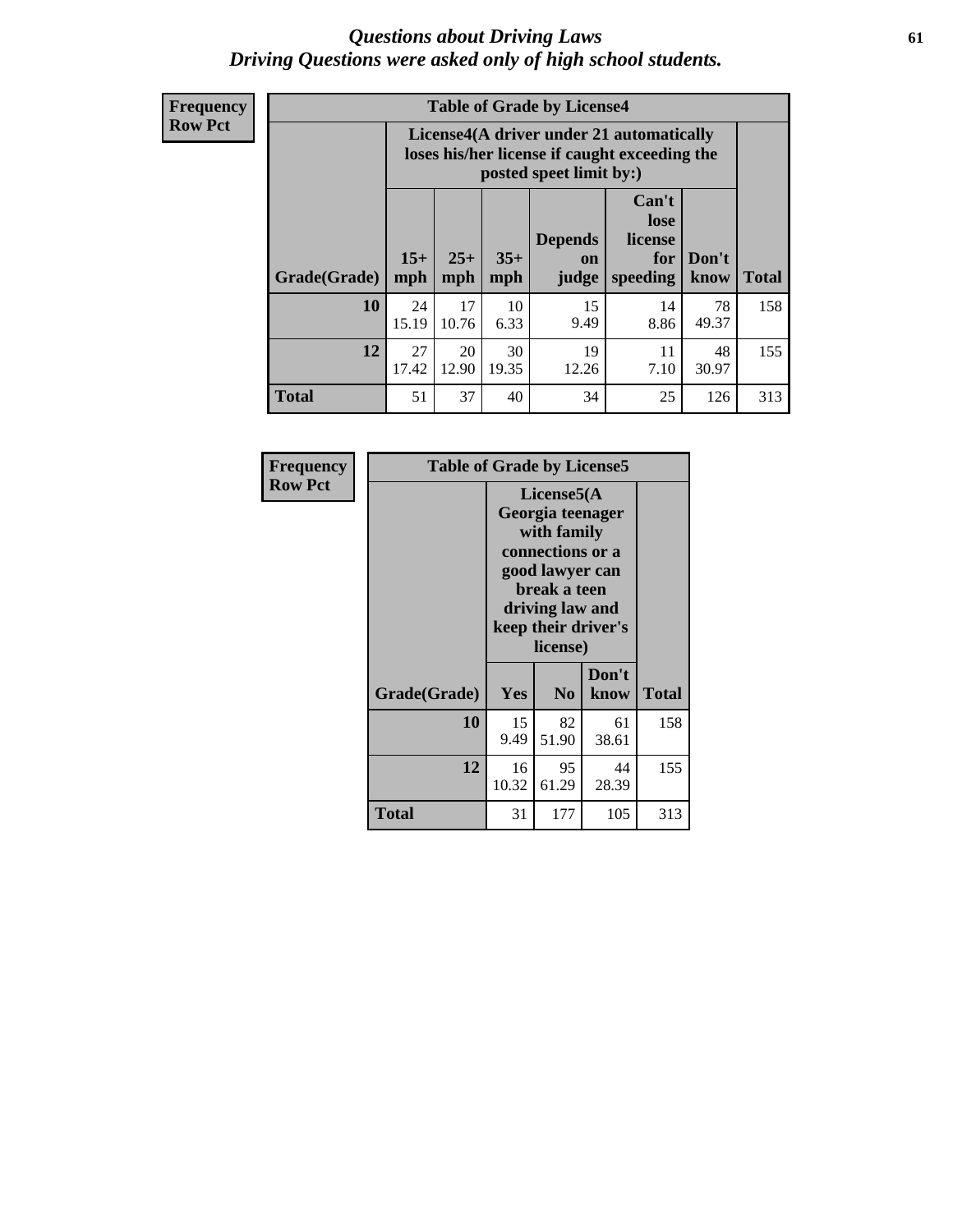# *Questions about Driving Laws*
# *Driving Questions were asked only of high school students.*

**Frequency**
**Row Pct**

**Table of Grade by License4**

| Grade(Grade) | License4(A driver under 21 automatically loses his/her license if caught exceeding the posted speet limit by:) | | | | | | Total |
|---|---|---|---|---|---|---|---|
| | 15+ mph | 25+ mph | 35+ mph | Depends on judge | Can't lose license for speeding | Don't know | |
| **10** | 24<br>15.19 | 17<br>10.76 | 10<br>6.33 | 15<br>9.49 | 14<br>8.86 | 78<br>49.37 | 158 |
| **12** | 27<br>17.42 | 20<br>12.90 | 30<br>19.35 | 19<br>12.26 | 11<br>7.10 | 48<br>30.97 | 155 |
| **Total** | 51 | 37 | 40 | 34 | 25 | 126 | 313 |

**Frequency**
**Row Pct**

**Table of Grade by License5**

| Grade(Grade) | License5(A Georgia teenager with family connections or a good lawyer can break a teen driving law and keep their driver's license) | | | Total |
|---|---|---|---|---|
| | Yes | No | Don't know | |
| **10** | 15<br>9.49 | 82<br>51.90 | 61<br>38.61 | 158 |
| **12** | 16<br>10.32 | 95<br>61.29 | 44<br>28.39 | 155 |
| **Total** | 31 | 177 | 105 | 313 |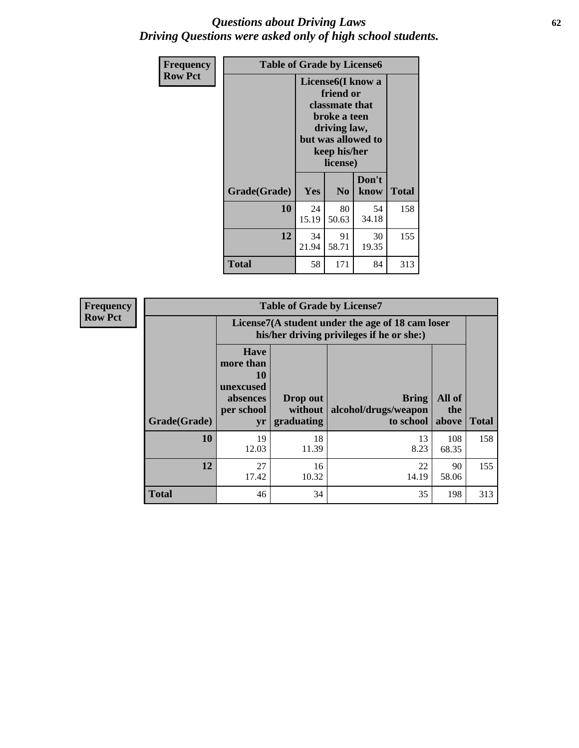*Questions about Driving Laws*
*Driving Questions were asked only of high school students.*

**Frequency**
**Row Pct**

| Table of Grade by License6 | | | | |
|---|---|---|---|---|
| | License6(I know a friend or classmate that broke a teen driving law, but was allowed to keep his/her license) | | | |
| Grade(Grade) | Yes | No | Don't know | Total |
| 10 | 24<br>15.19 | 80<br>50.63 | 54<br>34.18 | 158 |
| 12 | 34<br>21.94 | 91<br>58.71 | 30<br>19.35 | 155 |
| Total | 58 | 171 | 84 | 313 |

**Frequency**
**Row Pct**

| Table of Grade by License7 | | | | | |
|---|---|---|---|---|---|
| | License7(A student under the age of 18 cam loser his/her driving privileges if he or she:) | | | | |
| Grade(Grade) | Have more than 10 unexcused absences per school yr | Drop out without graduating | Bring alcohol/drugs/weapon to school | All of the above | Total |
| 10 | 19<br>12.03 | 18<br>11.39 | 13<br>8.23 | 108<br>68.35 | 158 |
| 12 | 27<br>17.42 | 16<br>10.32 | 22<br>14.19 | 90<br>58.06 | 155 |
| Total | 46 | 34 | 35 | 198 | 313 |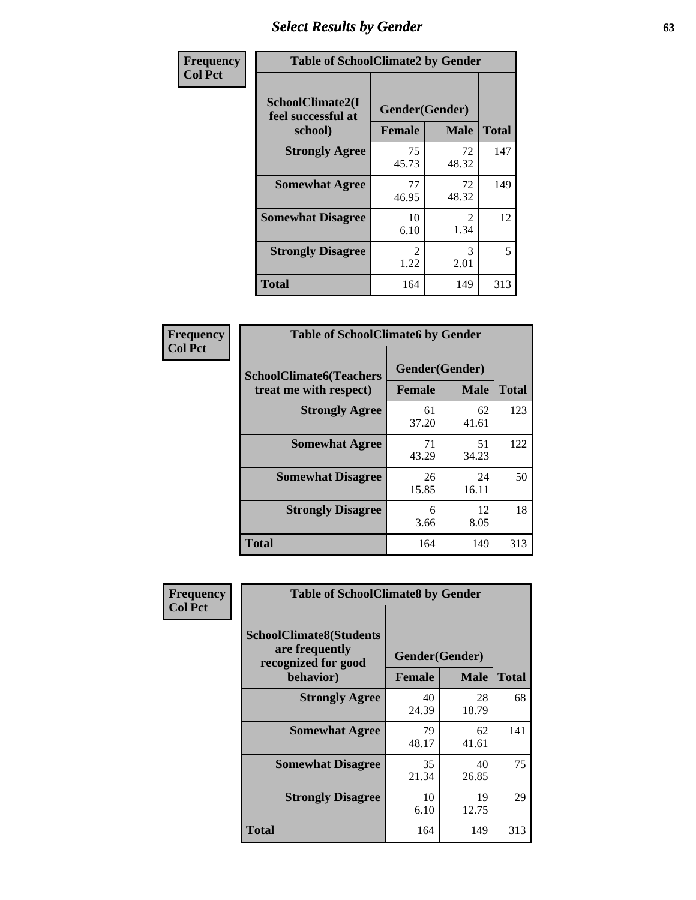# Select Results by Gender

**Frequency**
**Col Pct**

**Table of SchoolClimate2 by Gender**

| SchoolClimate2(I feel successful at school) | Gender(Gender) | | Total |
|---|---|---|---|
| | Female | Male | |
| Strongly Agree | 75<br>45.73 | 72<br>48.32 | 147 |
| Somewhat Agree | 77<br>46.95 | 72<br>48.32 | 149 |
| Somewhat Disagree | 10<br>6.10 | 2<br>1.34 | 12 |
| Strongly Disagree | 2<br>1.22 | 3<br>2.01 | 5 |
| Total | 164 | 149 | 313 |

**Frequency**
**Col Pct**

**Table of SchoolClimate6 by Gender**

| SchoolClimate6(Teachers treat me with respect) | Gender(Gender) | | Total |
|---|---|---|---|
| | Female | Male | |
| Strongly Agree | 61<br>37.20 | 62<br>41.61 | 123 |
| Somewhat Agree | 71<br>43.29 | 51<br>34.23 | 122 |
| Somewhat Disagree | 26<br>15.85 | 24<br>16.11 | 50 |
| Strongly Disagree | 6<br>3.66 | 12<br>8.05 | 18 |
| Total | 164 | 149 | 313 |

**Frequency**
**Col Pct**

**Table of SchoolClimate8 by Gender**

| SchoolClimate8(Students are frequently recognized for good behavior) | Gender(Gender) | | Total |
|---|---|---|---|
| | Female | Male | |
| Strongly Agree | 40<br>24.39 | 28<br>18.79 | 68 |
| Somewhat Agree | 79<br>48.17 | 62<br>41.61 | 141 |
| Somewhat Disagree | 35<br>21.34 | 40<br>26.85 | 75 |
| Strongly Disagree | 10<br>6.10 | 19<br>12.75 | 29 |
| Total | 164 | 149 | 313 |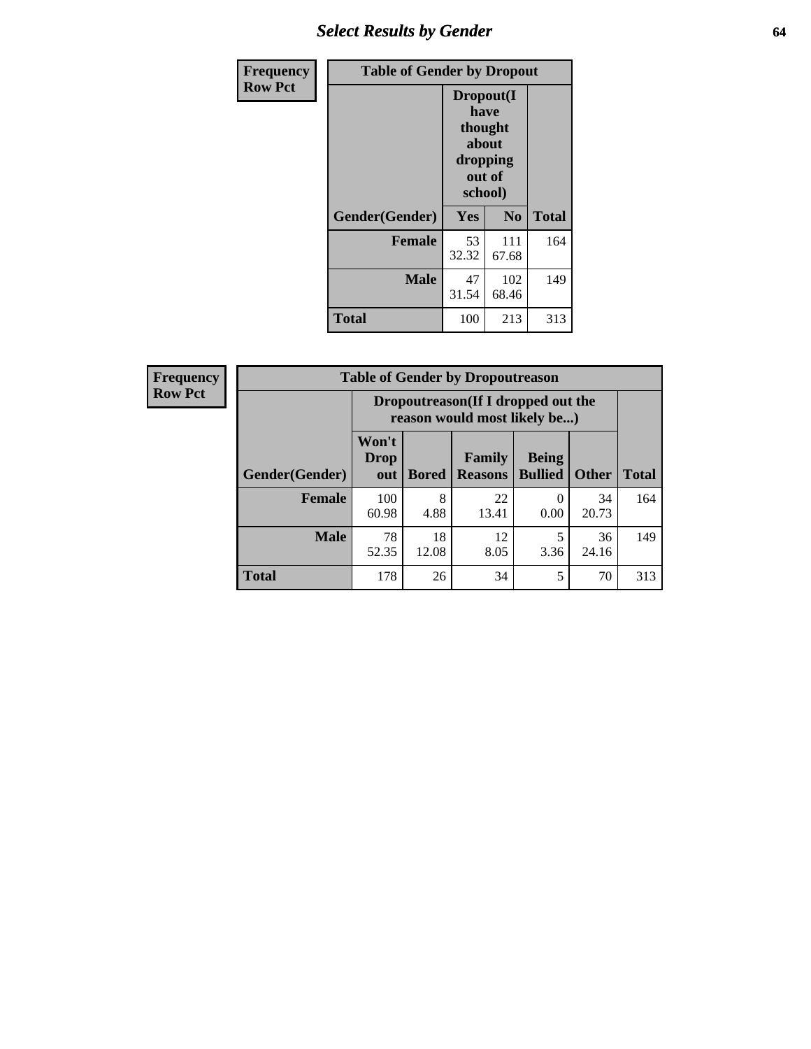## Table of Gender by Dropout

Frequency / Row Pct

| Gender(Gender) | Dropout(I have thought about dropping out of school) | | Total |
|---|---|---|---|
| | Yes | No | |
| Female | 53<br>32.32 | 111<br>67.68 | 164 |
| Male | 47<br>31.54 | 102<br>68.46 | 149 |
| Total | 100 | 213 | 313 |

## Table of Gender by Dropoutreason

Frequency / Row Pct

| Gender(Gender) | Dropoutreason(If I dropped out the reason would most likely be...) | | | | | Total |
|---|---|---|---|---|---|---|
| | Won't Drop out | Bored | Family Reasons | Being Bullied | Other | |
| Female | 100<br>60.98 | 8<br>4.88 | 22<br>13.41 | 0<br>0.00 | 34<br>20.73 | 164 |
| Male | 78<br>52.35 | 18<br>12.08 | 12<br>8.05 | 5<br>3.36 | 36<br>24.16 | 149 |
| Total | 178 | 26 | 34 | 5 | 70 | 313 |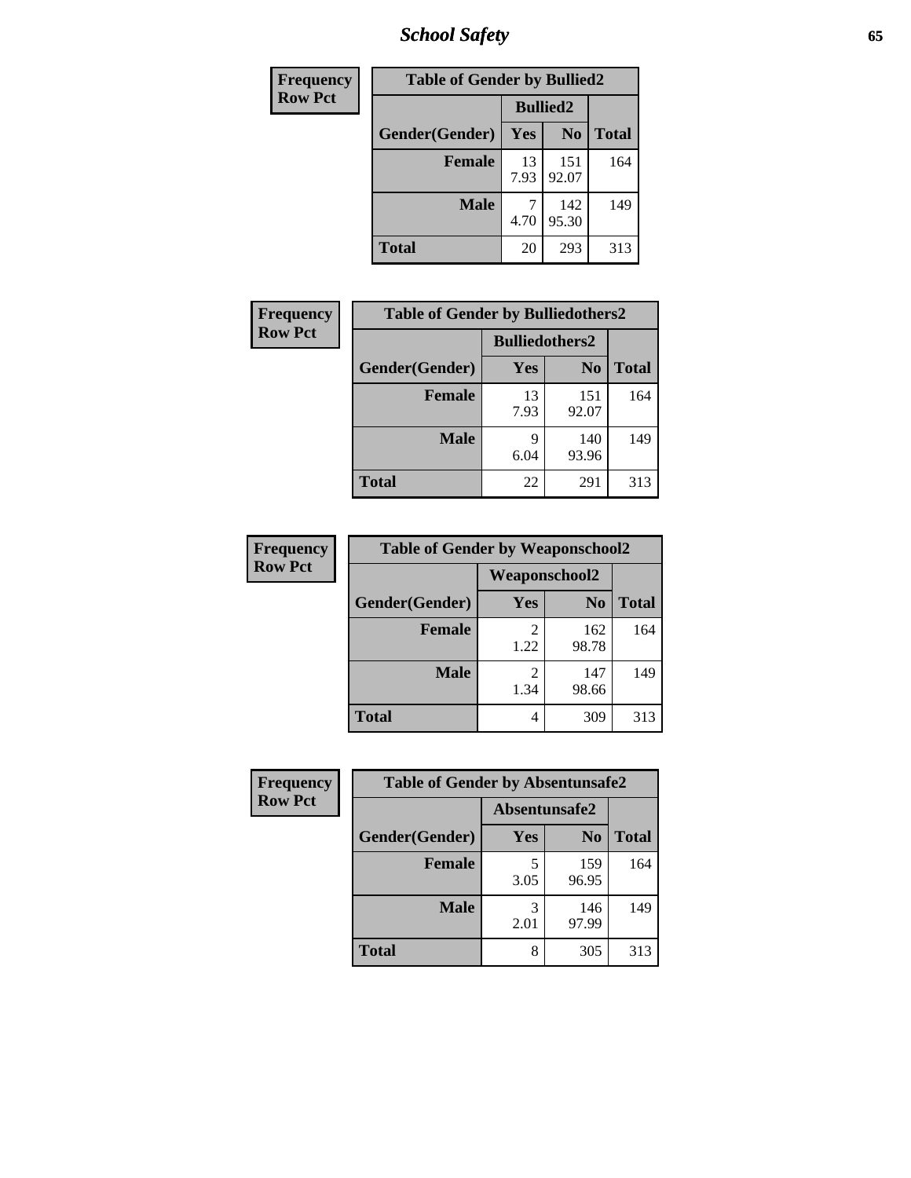# School Safety

| Frequency<br>Row Pct | Table of Gender by Bullied2 | | |
|---|---|---|---|
| | Bullied2 | | |
| Gender(Gender) | Yes | No | Total |
| Female | 13<br>7.93 | 151<br>92.07 | 164 |
| Male | 7<br>4.70 | 142<br>95.30 | 149 |
| Total | 20 | 293 | 313 |

| Frequency<br>Row Pct | Table of Gender by Bulliedothers2 | | |
|---|---|---|---|
| | Bulliedothers2 | | |
| Gender(Gender) | Yes | No | Total |
| Female | 13<br>7.93 | 151<br>92.07 | 164 |
| Male | 9<br>6.04 | 140<br>93.96 | 149 |
| Total | 22 | 291 | 313 |

| Frequency<br>Row Pct | Table of Gender by Weaponschool2 | | |
|---|---|---|---|
| | Weaponschool2 | | |
| Gender(Gender) | Yes | No | Total |
| Female | 2<br>1.22 | 162<br>98.78 | 164 |
| Male | 2<br>1.34 | 147<br>98.66 | 149 |
| Total | 4 | 309 | 313 |

| Frequency<br>Row Pct | Table of Gender by Absentunsafe2 | | |
|---|---|---|---|
| | Absentunsafe2 | | |
| Gender(Gender) | Yes | No | Total |
| Female | 5<br>3.05 | 159<br>96.95 | 164 |
| Male | 3<br>2.01 | 146<br>97.99 | 149 |
| Total | 8 | 305 | 313 |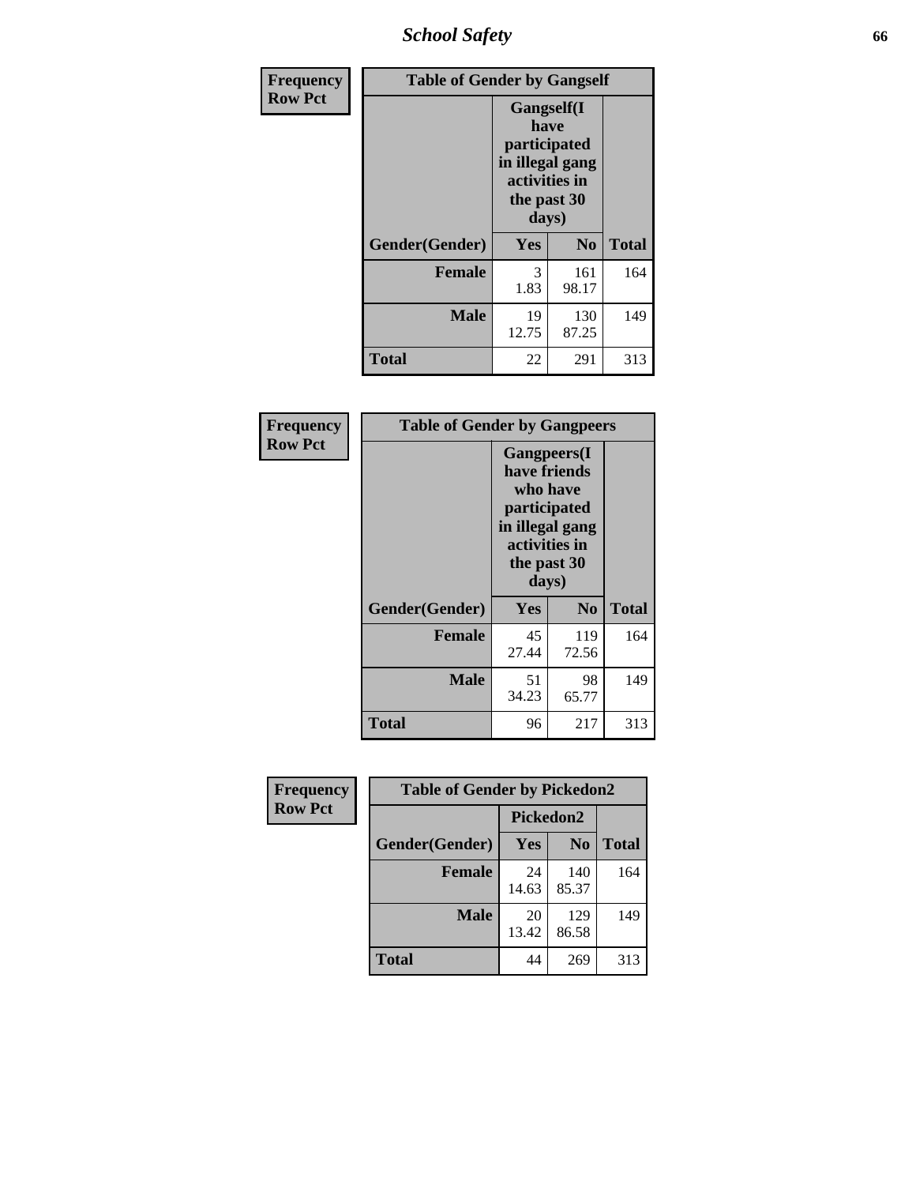| Frequency Row Pct | Table of Gender by Gangself | | |
|---|---|---|---|
| | Gangself(I have participated in illegal gang activities in the past 30 days) | | |
| Gender(Gender) | Yes | No | Total |
| Female | 3<br>1.83 | 161<br>98.17 | 164 |
| Male | 19<br>12.75 | 130<br>87.25 | 149 |
| Total | 22 | 291 | 313 |

| Frequency Row Pct | Table of Gender by Gangpeers | | |
|---|---|---|---|
| | Gangpeers(I have friends who have participated in illegal gang activities in the past 30 days) | | |
| Gender(Gender) | Yes | No | Total |
| Female | 45<br>27.44 | 119<br>72.56 | 164 |
| Male | 51<br>34.23 | 98<br>65.77 | 149 |
| Total | 96 | 217 | 313 |

| Frequency Row Pct | Table of Gender by Pickedon2 | | |
|---|---|---|---|
| | Pickedon2 | | |
| Gender(Gender) | Yes | No | Total |
| Female | 24<br>14.63 | 140<br>85.37 | 164 |
| Male | 20<br>13.42 | 129<br>86.58 | 149 |
| Total | 44 | 269 | 313 |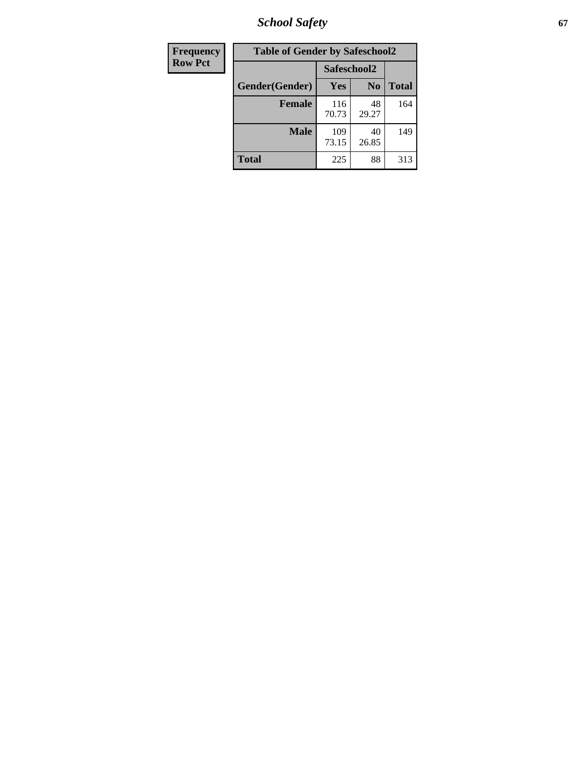| Frequency |
|---|
| Row Pct |

| Table of Gender by Safeschool2 | | | |
|---|---|---|---|
| | Safeschool2 | | |
| Gender(Gender) | Yes | No | Total |
| Female | 116<br>70.73 | 48<br>29.27 | 164 |
| Male | 109<br>73.15 | 40<br>26.85 | 149 |
| Total | 225 | 88 | 313 |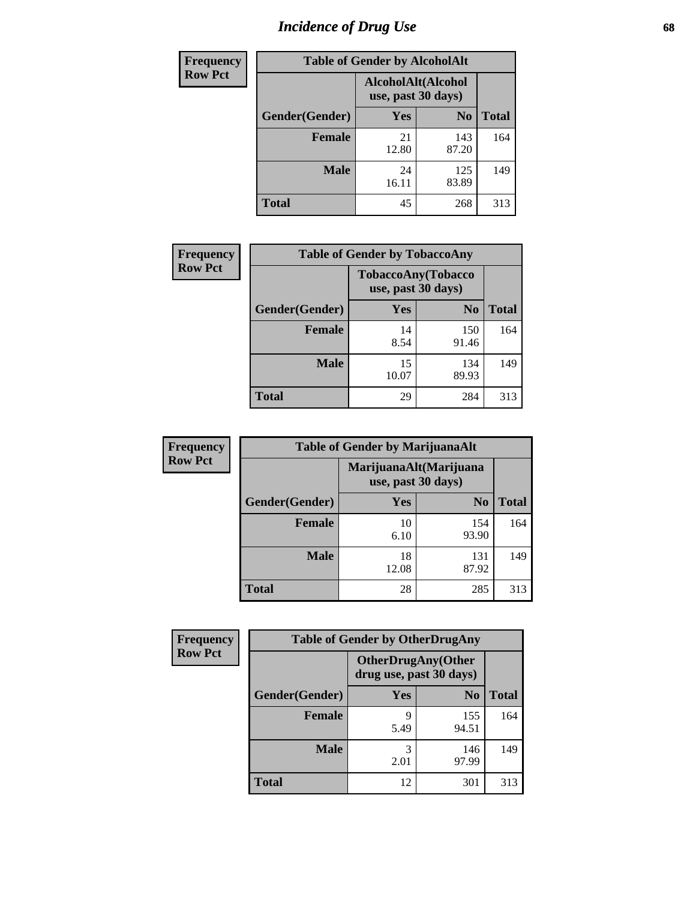# Incidence of Drug Use

| Frequency Row Pct | Table of Gender by AlcoholAlt | | |
|---|---|---|---|
| | AlcoholAlt(Alcohol use, past 30 days) | | |
| Gender(Gender) | Yes | No | Total |
| Female | 21<br>12.80 | 143<br>87.20 | 164 |
| Male | 24<br>16.11 | 125<br>83.89 | 149 |
| Total | 45 | 268 | 313 |

| Frequency Row Pct | Table of Gender by TobaccoAny | | |
|---|---|---|---|
| | TobaccoAny(Tobacco use, past 30 days) | | |
| Gender(Gender) | Yes | No | Total |
| Female | 14<br>8.54 | 150<br>91.46 | 164 |
| Male | 15<br>10.07 | 134<br>89.93 | 149 |
| Total | 29 | 284 | 313 |

| Frequency Row Pct | Table of Gender by MarijuanaAlt | | |
|---|---|---|---|
| | MarijuanaAlt(Marijuana use, past 30 days) | | |
| Gender(Gender) | Yes | No | Total |
| Female | 10<br>6.10 | 154<br>93.90 | 164 |
| Male | 18<br>12.08 | 131<br>87.92 | 149 |
| Total | 28 | 285 | 313 |

| Frequency Row Pct | Table of Gender by OtherDrugAny | | |
|---|---|---|---|
| | OtherDrugAny(Other drug use, past 30 days) | | |
| Gender(Gender) | Yes | No | Total |
| Female | 9<br>5.49 | 155<br>94.51 | 164 |
| Male | 3<br>2.01 | 146<br>97.99 | 149 |
| Total | 12 | 301 | 313 |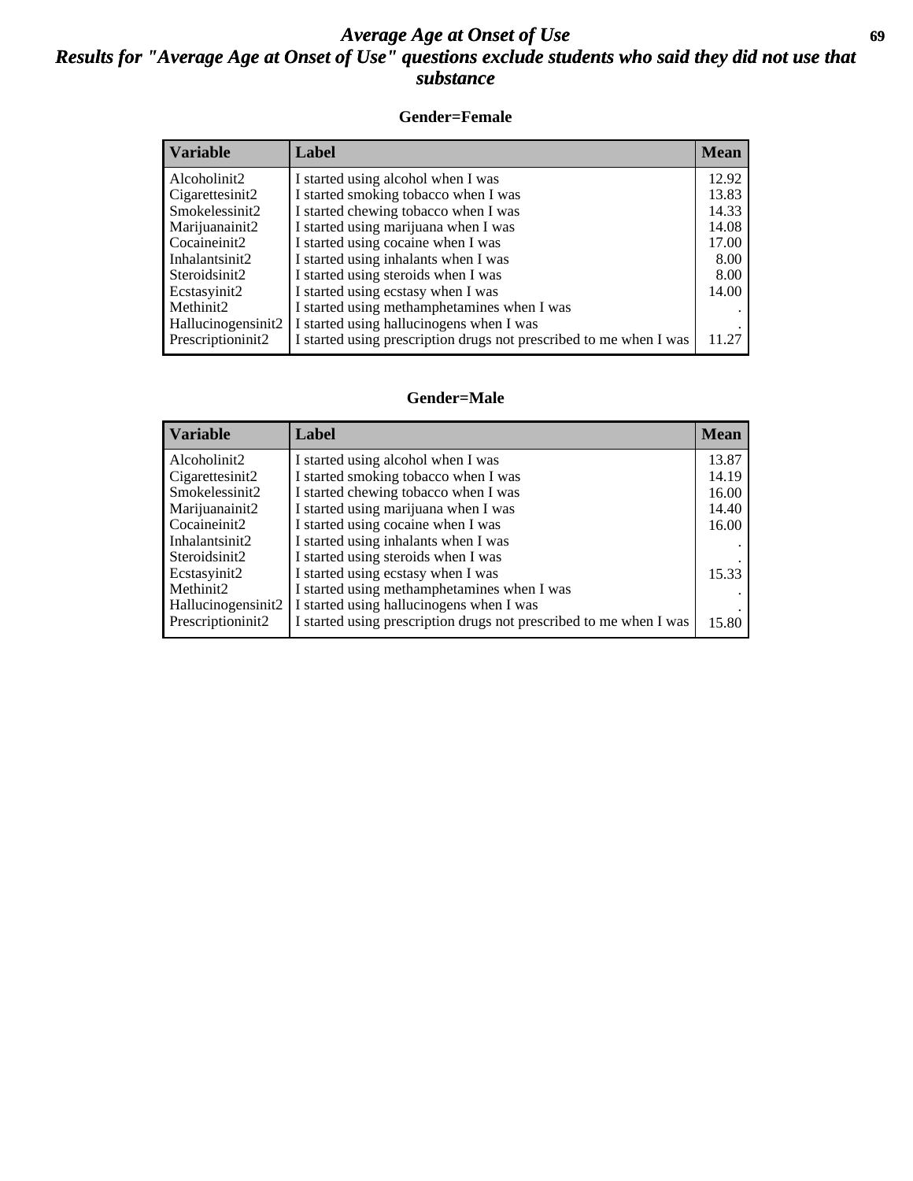# Average Age at Onset of Use

## Results for "Average Age at Onset of Use" questions exclude students who said they did not use that substance

### Gender=Female

| Variable | Label | Mean |
|---|---|---|
| Alcoholinit2 | I started using alcohol when I was | 12.92 |
| Cigarettesinit2 | I started smoking tobacco when I was | 13.83 |
| Smokelessinit2 | I started chewing tobacco when I was | 14.33 |
| Marijuanainit2 | I started using marijuana when I was | 14.08 |
| Cocaineinit2 | I started using cocaine when I was | 17.00 |
| Inhalantsinit2 | I started using inhalants when I was | 8.00 |
| Steroidsinit2 | I started using steroids when I was | 8.00 |
| Ecstasyinit2 | I started using ecstasy when I was | 14.00 |
| Methinit2 | I started using methamphetamines when I was | . |
| Hallucinogensinit2 | I started using hallucinogens when I was | . |
| Prescriptioninit2 | I started using prescription drugs not prescribed to me when I was | 11.27 |

### Gender=Male

| Variable | Label | Mean |
|---|---|---|
| Alcoholinit2 | I started using alcohol when I was | 13.87 |
| Cigarettesinit2 | I started smoking tobacco when I was | 14.19 |
| Smokelessinit2 | I started chewing tobacco when I was | 16.00 |
| Marijuanainit2 | I started using marijuana when I was | 14.40 |
| Cocaineinit2 | I started using cocaine when I was | 16.00 |
| Inhalantsinit2 | I started using inhalants when I was | . |
| Steroidsinit2 | I started using steroids when I was | . |
| Ecstasyinit2 | I started using ecstasy when I was | 15.33 |
| Methinit2 | I started using methamphetamines when I was | . |
| Hallucinogensinit2 | I started using hallucinogens when I was | . |
| Prescriptioninit2 | I started using prescription drugs not prescribed to me when I was | 15.80 |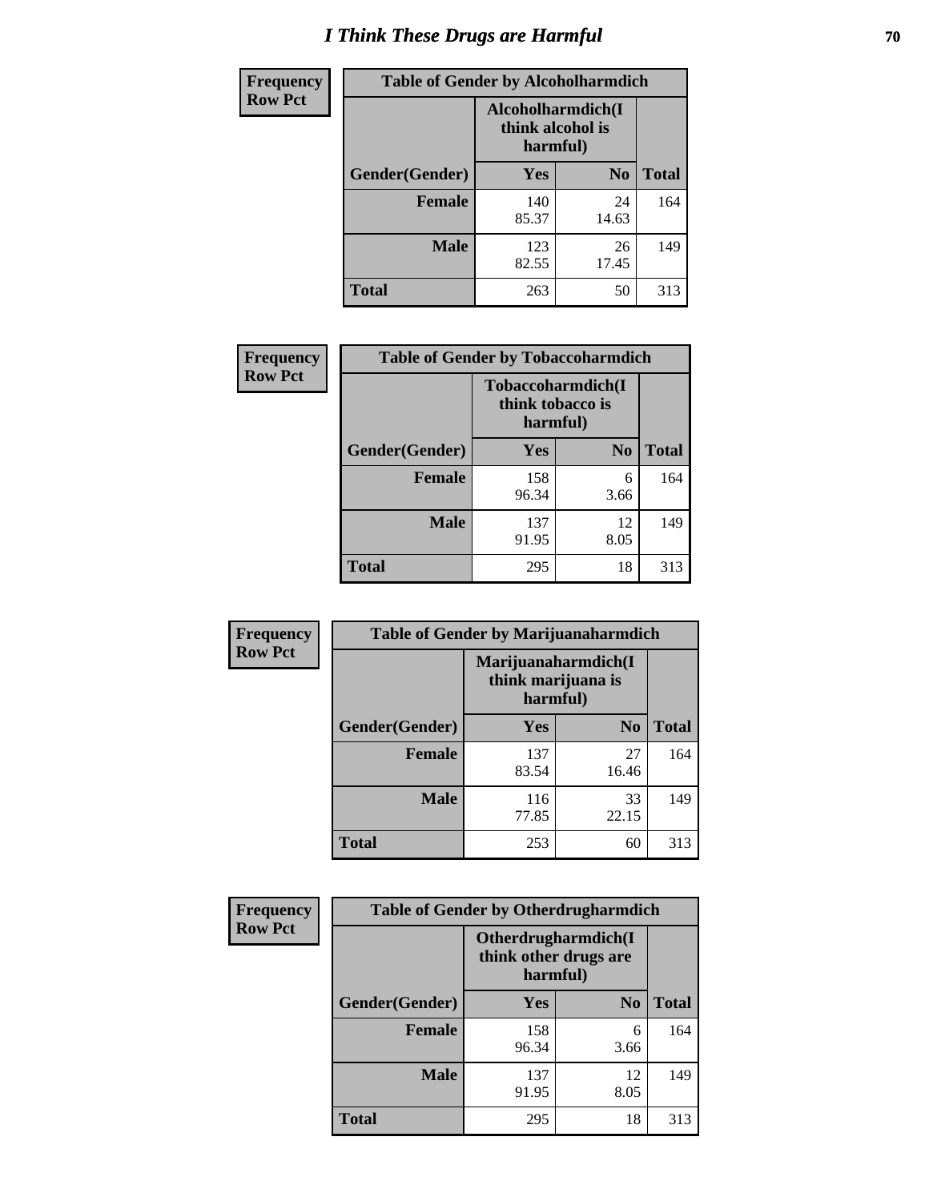# I Think These Drugs are Harmful

| Frequency Row Pct | Table of Gender by Alcoholharmdich | | |
|---|---|---|---|
| | Alcoholharmdich(I think alcohol is harmful) | | |
| Gender(Gender) | Yes | No | Total |
| Female | 140<br>85.37 | 24<br>14.63 | 164 |
| Male | 123<br>82.55 | 26<br>17.45 | 149 |
| Total | 263 | 50 | 313 |

| Frequency Row Pct | Table of Gender by Tobaccoharmdich | | |
|---|---|---|---|
| | Tobaccoharmdich(I think tobacco is harmful) | | |
| Gender(Gender) | Yes | No | Total |
| Female | 158<br>96.34 | 6<br>3.66 | 164 |
| Male | 137<br>91.95 | 12<br>8.05 | 149 |
| Total | 295 | 18 | 313 |

| Frequency Row Pct | Table of Gender by Marijuanaharmdich | | |
|---|---|---|---|
| | Marijuanaharmdich(I think marijuana is harmful) | | |
| Gender(Gender) | Yes | No | Total |
| Female | 137<br>83.54 | 27<br>16.46 | 164 |
| Male | 116<br>77.85 | 33<br>22.15 | 149 |
| Total | 253 | 60 | 313 |

| Frequency Row Pct | Table of Gender by Otherdrugharmdich | | |
|---|---|---|---|
| | Otherdrugharmdich(I think other drugs are harmful) | | |
| Gender(Gender) | Yes | No | Total |
| Female | 158<br>96.34 | 6<br>3.66 | 164 |
| Male | 137<br>91.95 | 12<br>8.05 | 149 |
| Total | 295 | 18 | 313 |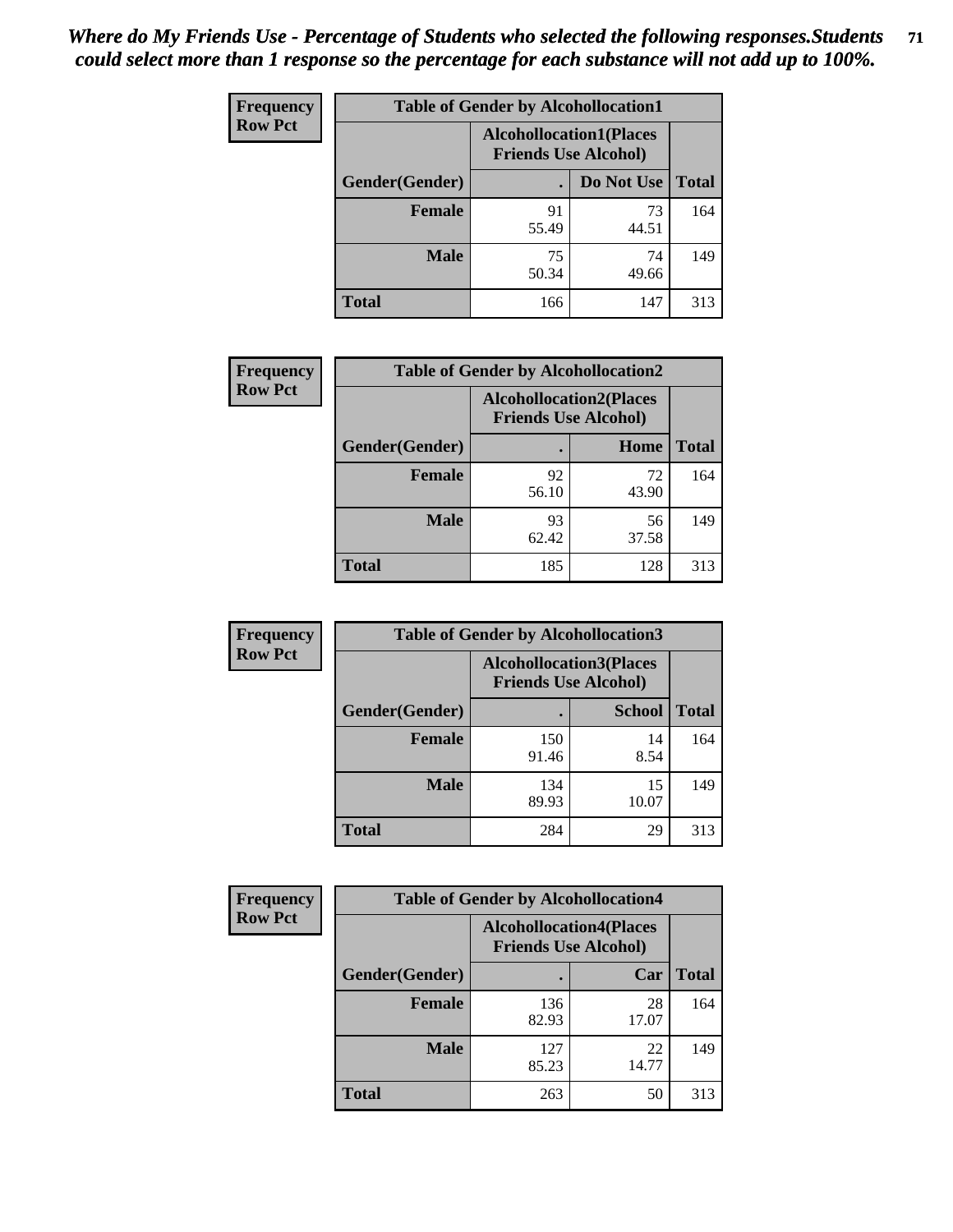*Where do My Friends Use - Percentage of Students who selected the following responses.Students could select more than 1 response so the percentage for each substance will not add up to 100%.*

**Frequency**
**Row Pct**

| Table of Gender by Alcohollocation1 | | | |
|---|---|---|---|
| | Alcohollocation1(Places Friends Use Alcohol) | | |
| Gender(Gender) | . | Do Not Use | Total |
| Female | 91<br>55.49 | 73<br>44.51 | 164 |
| Male | 75<br>50.34 | 74<br>49.66 | 149 |
| Total | 166 | 147 | 313 |

**Frequency**
**Row Pct**

| Table of Gender by Alcohollocation2 | | | |
|---|---|---|---|
| | Alcohollocation2(Places Friends Use Alcohol) | | |
| Gender(Gender) | . | Home | Total |
| Female | 92<br>56.10 | 72<br>43.90 | 164 |
| Male | 93<br>62.42 | 56<br>37.58 | 149 |
| Total | 185 | 128 | 313 |

**Frequency**
**Row Pct**

| Table of Gender by Alcohollocation3 | | | |
|---|---|---|---|
| | Alcohollocation3(Places Friends Use Alcohol) | | |
| Gender(Gender) | . | School | Total |
| Female | 150<br>91.46 | 14<br>8.54 | 164 |
| Male | 134<br>89.93 | 15<br>10.07 | 149 |
| Total | 284 | 29 | 313 |

**Frequency**
**Row Pct**

| Table of Gender by Alcohollocation4 | | | |
|---|---|---|---|
| | Alcohollocation4(Places Friends Use Alcohol) | | |
| Gender(Gender) | . | Car | Total |
| Female | 136<br>82.93 | 28<br>17.07 | 164 |
| Male | 127<br>85.23 | 22<br>14.77 | 149 |
| Total | 263 | 50 | 313 |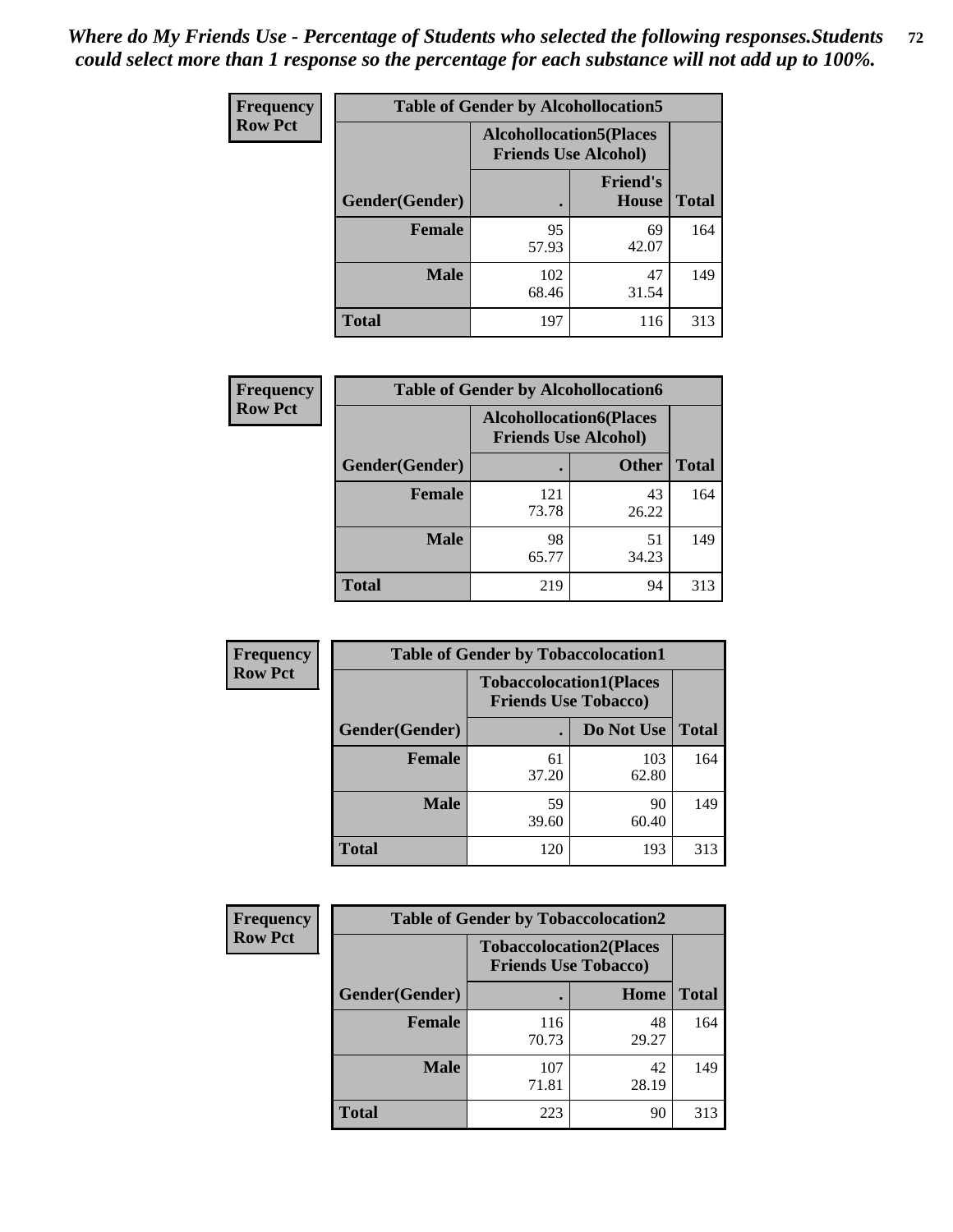*Where do My Friends Use - Percentage of Students who selected the following responses.Students could select more than 1 response so the percentage for each substance will not add up to 100%.*

**Frequency**
**Row Pct**

**Table of Gender by Alcohollocation5**

| Gender(Gender) | Alcohollocation5(Places Friends Use Alcohol) . | Friend's House | Total |
|---|---|---|---|
| **Female** | 95<br>57.93 | 69<br>42.07 | 164 |
| **Male** | 102<br>68.46 | 47<br>31.54 | 149 |
| **Total** | 197 | 116 | 313 |

**Frequency**
**Row Pct**

**Table of Gender by Alcohollocation6**

| Gender(Gender) | Alcohollocation6(Places Friends Use Alcohol) . | Other | Total |
|---|---|---|---|
| **Female** | 121<br>73.78 | 43<br>26.22 | 164 |
| **Male** | 98<br>65.77 | 51<br>34.23 | 149 |
| **Total** | 219 | 94 | 313 |

**Frequency**
**Row Pct**

**Table of Gender by Tobaccolocation1**

| Gender(Gender) | Tobaccolocation1(Places Friends Use Tobacco) . | Do Not Use | Total |
|---|---|---|---|
| **Female** | 61<br>37.20 | 103<br>62.80 | 164 |
| **Male** | 59<br>39.60 | 90<br>60.40 | 149 |
| **Total** | 120 | 193 | 313 |

**Frequency**
**Row Pct**

**Table of Gender by Tobaccolocation2**

| Gender(Gender) | Tobaccolocation2(Places Friends Use Tobacco) . | Home | Total |
|---|---|---|---|
| **Female** | 116<br>70.73 | 48<br>29.27 | 164 |
| **Male** | 107<br>71.81 | 42<br>28.19 | 149 |
| **Total** | 223 | 90 | 313 |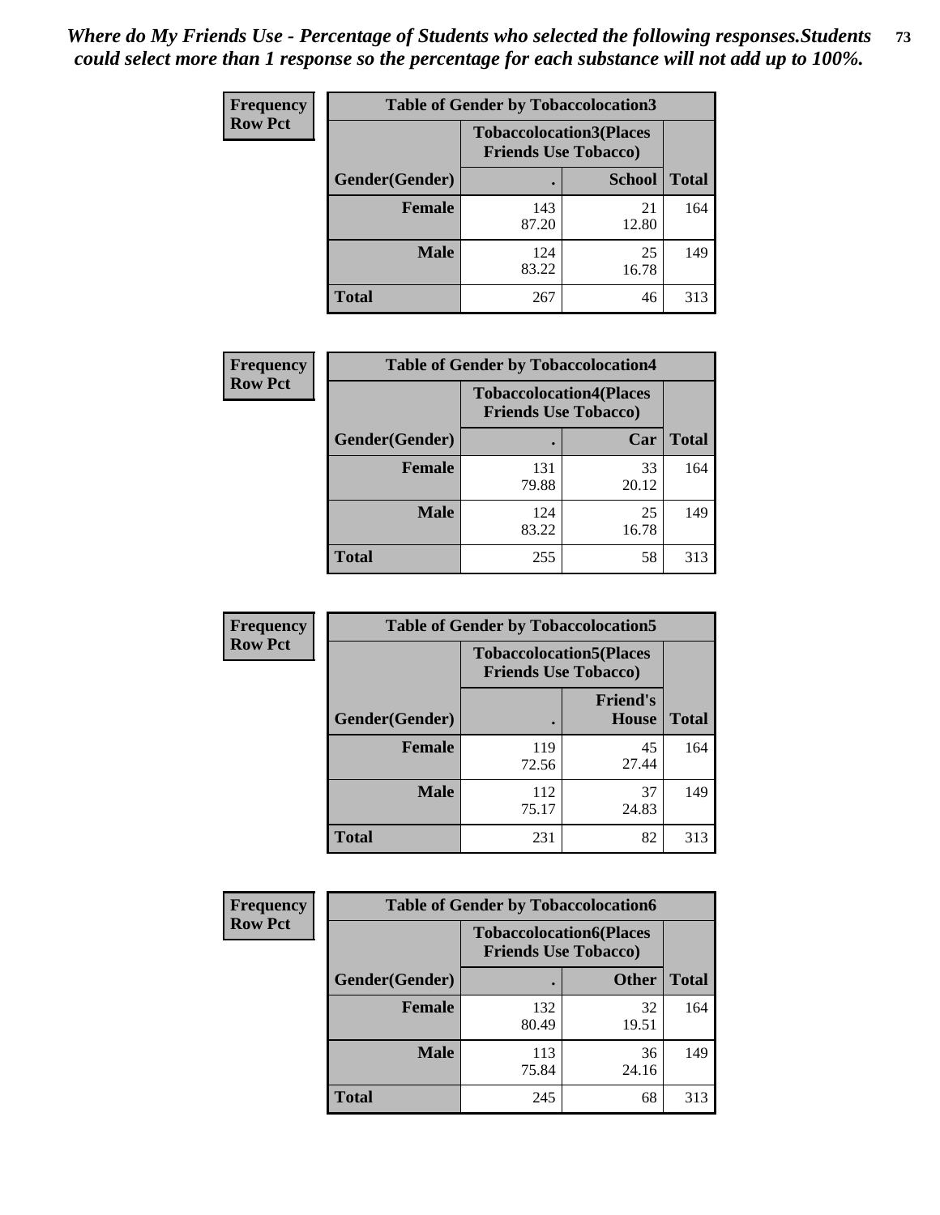*Where do My Friends Use - Percentage of Students who selected the following responses.Students could select more than 1 response so the percentage for each substance will not add up to 100%.*

**Frequency / Row Pct**

| Table of Gender by Tobaccolocation3 | | | |
|---|---|---|---|
| | Tobaccolocation3(Places Friends Use Tobacco) | | |
| Gender(Gender) | . | School | Total |
| Female | 143<br>87.20 | 21<br>12.80 | 164 |
| Male | 124<br>83.22 | 25<br>16.78 | 149 |
| Total | 267 | 46 | 313 |

**Frequency / Row Pct**

| Table of Gender by Tobaccolocation4 | | | |
|---|---|---|---|
| | Tobaccolocation4(Places Friends Use Tobacco) | | |
| Gender(Gender) | . | Car | Total |
| Female | 131<br>79.88 | 33<br>20.12 | 164 |
| Male | 124<br>83.22 | 25<br>16.78 | 149 |
| Total | 255 | 58 | 313 |

**Frequency / Row Pct**

| Table of Gender by Tobaccolocation5 | | | |
|---|---|---|---|
| | Tobaccolocation5(Places Friends Use Tobacco) | | |
| Gender(Gender) | . | Friend's House | Total |
| Female | 119<br>72.56 | 45<br>27.44 | 164 |
| Male | 112<br>75.17 | 37<br>24.83 | 149 |
| Total | 231 | 82 | 313 |

**Frequency / Row Pct**

| Table of Gender by Tobaccolocation6 | | | |
|---|---|---|---|
| | Tobaccolocation6(Places Friends Use Tobacco) | | |
| Gender(Gender) | . | Other | Total |
| Female | 132<br>80.49 | 32<br>19.51 | 164 |
| Male | 113<br>75.84 | 36<br>24.16 | 149 |
| Total | 245 | 68 | 313 |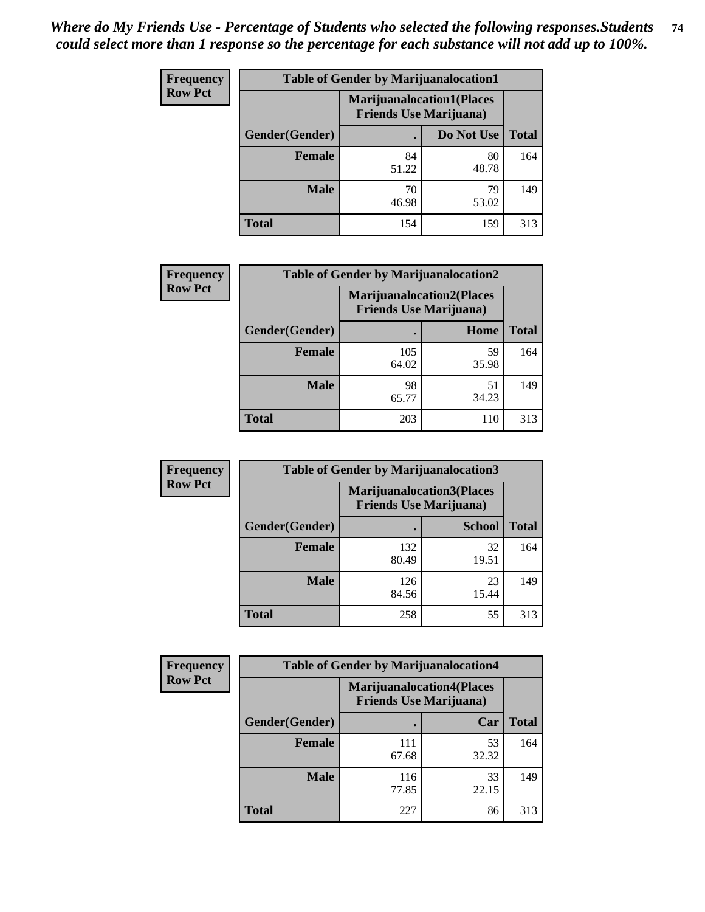*Where do My Friends Use - Percentage of Students who selected the following responses.Students could select more than 1 response so the percentage for each substance will not add up to 100%.*

**Frequency**
**Row Pct**

| Table of Gender by Marijuanalocation1 | | | |
|---|---|---|---|
| | Marijuanalocation1(Places Friends Use Marijuana) | | |
| Gender(Gender) | . | Do Not Use | Total |
| Female | 84<br>51.22 | 80<br>48.78 | 164 |
| Male | 70<br>46.98 | 79<br>53.02 | 149 |
| Total | 154 | 159 | 313 |

**Frequency**
**Row Pct**

| Table of Gender by Marijuanalocation2 | | | |
|---|---|---|---|
| | Marijuanalocation2(Places Friends Use Marijuana) | | |
| Gender(Gender) | . | Home | Total |
| Female | 105<br>64.02 | 59<br>35.98 | 164 |
| Male | 98<br>65.77 | 51<br>34.23 | 149 |
| Total | 203 | 110 | 313 |

**Frequency**
**Row Pct**

| Table of Gender by Marijuanalocation3 | | | |
|---|---|---|---|
| | Marijuanalocation3(Places Friends Use Marijuana) | | |
| Gender(Gender) | . | School | Total |
| Female | 132<br>80.49 | 32<br>19.51 | 164 |
| Male | 126<br>84.56 | 23<br>15.44 | 149 |
| Total | 258 | 55 | 313 |

**Frequency**
**Row Pct**

| Table of Gender by Marijuanalocation4 | | | |
|---|---|---|---|
| | Marijuanalocation4(Places Friends Use Marijuana) | | |
| Gender(Gender) | . | Car | Total |
| Female | 111<br>67.68 | 53<br>32.32 | 164 |
| Male | 116<br>77.85 | 33<br>22.15 | 149 |
| Total | 227 | 86 | 313 |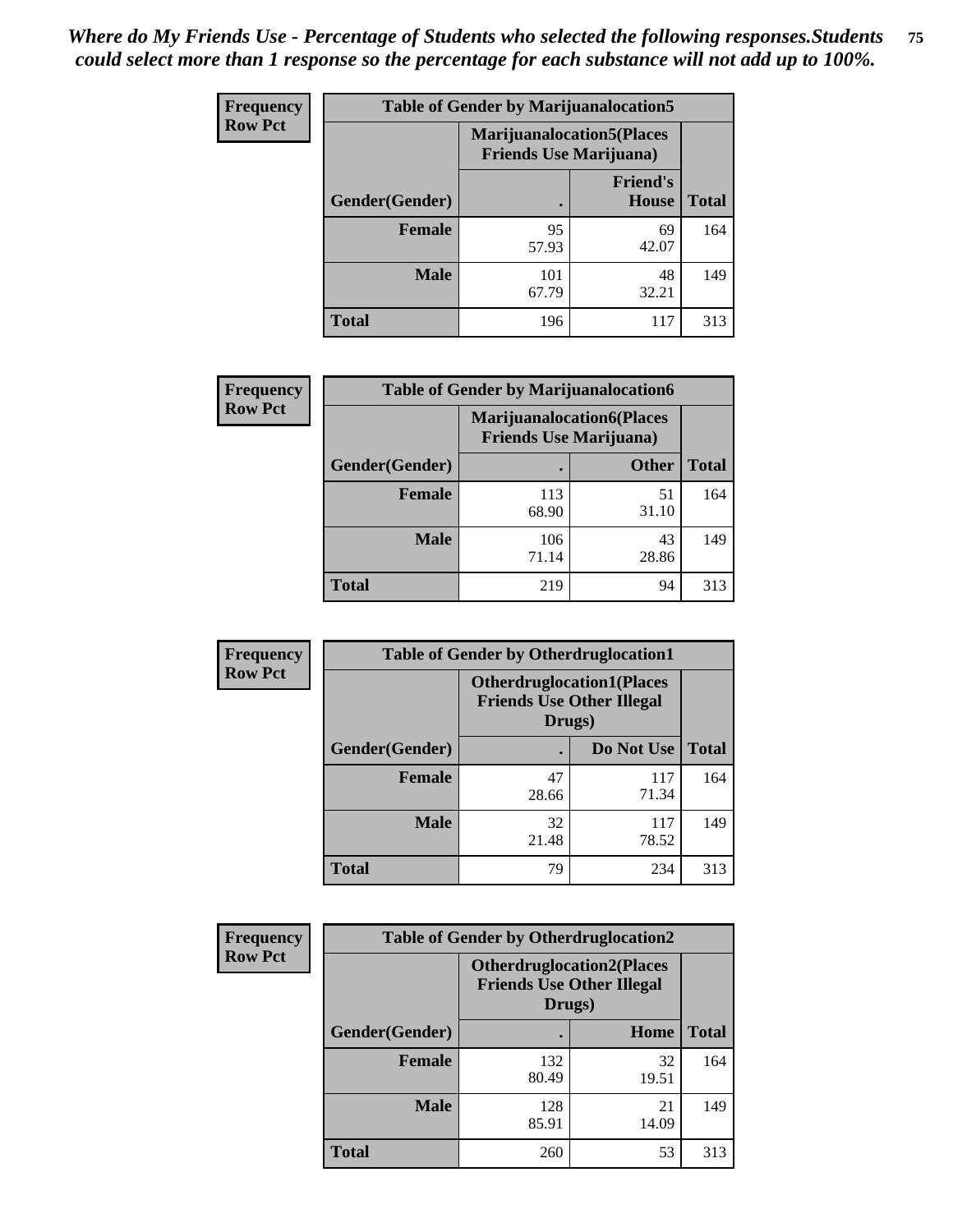*Where do My Friends Use - Percentage of Students who selected the following responses.Students could select more than 1 response so the percentage for each substance will not add up to 100%.*

**Frequency / Row Pct**

| Table of Gender by Marijuanalocation5 | | | |
|---|---|---|---|
| | Marijuanalocation5(Places Friends Use Marijuana) | | |
| Gender(Gender) | . | Friend's House | Total |
| **Female** | 95<br>57.93 | 69<br>42.07 | 164 |
| **Male** | 101<br>67.79 | 48<br>32.21 | 149 |
| **Total** | 196 | 117 | 313 |

**Frequency / Row Pct**

| Table of Gender by Marijuanalocation6 | | | |
|---|---|---|---|
| | Marijuanalocation6(Places Friends Use Marijuana) | | |
| Gender(Gender) | . | Other | Total |
| **Female** | 113<br>68.90 | 51<br>31.10 | 164 |
| **Male** | 106<br>71.14 | 43<br>28.86 | 149 |
| **Total** | 219 | 94 | 313 |

**Frequency / Row Pct**

| Table of Gender by Otherdruglocation1 | | | |
|---|---|---|---|
| | Otherdruglocation1(Places Friends Use Other Illegal Drugs) | | |
| Gender(Gender) | . | Do Not Use | Total |
| **Female** | 47<br>28.66 | 117<br>71.34 | 164 |
| **Male** | 32<br>21.48 | 117<br>78.52 | 149 |
| **Total** | 79 | 234 | 313 |

**Frequency / Row Pct**

| Table of Gender by Otherdruglocation2 | | | |
|---|---|---|---|
| | Otherdruglocation2(Places Friends Use Other Illegal Drugs) | | |
| Gender(Gender) | . | Home | Total |
| **Female** | 132<br>80.49 | 32<br>19.51 | 164 |
| **Male** | 128<br>85.91 | 21<br>14.09 | 149 |
| **Total** | 260 | 53 | 313 |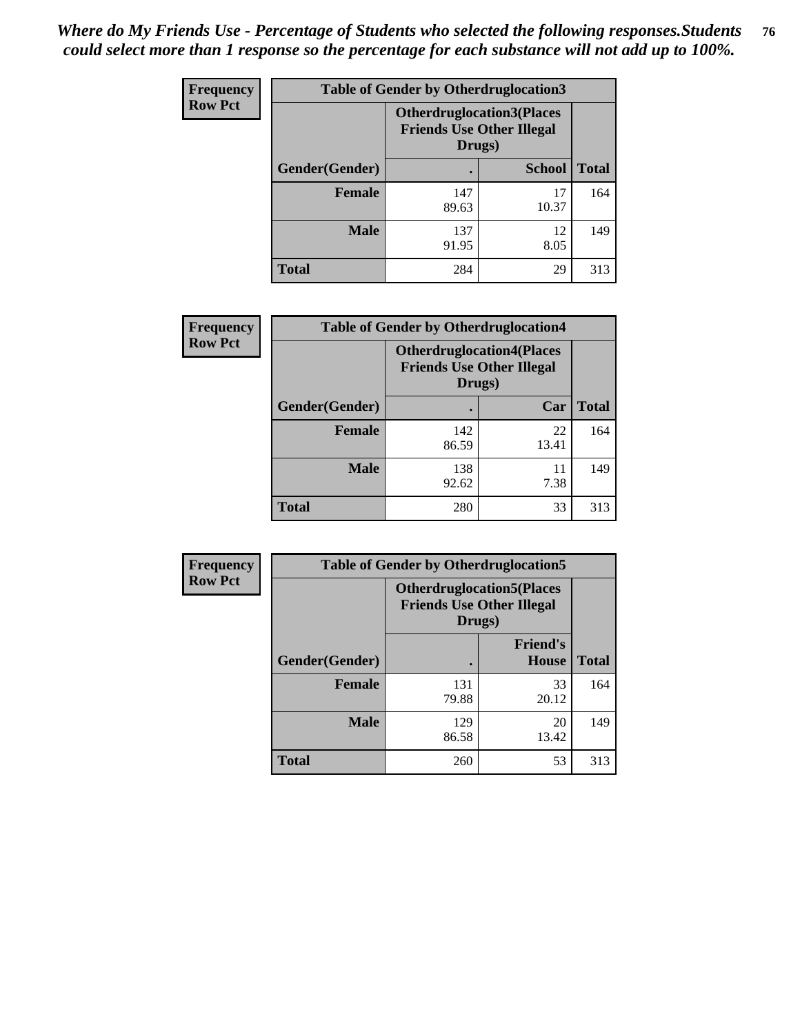*Where do My Friends Use - Percentage of Students who selected the following responses.Students could select more than 1 response so the percentage for each substance will not add up to 100%.*

**Frequency**
**Row Pct**

| Table of Gender by Otherdruglocation3 | | | |
|---|---|---|---|
| | Otherdruglocation3(Places Friends Use Other Illegal Drugs) | | |
| Gender(Gender) | . | School | Total |
| Female | 147<br>89.63 | 17<br>10.37 | 164 |
| Male | 137<br>91.95 | 12<br>8.05 | 149 |
| Total | 284 | 29 | 313 |

**Frequency**
**Row Pct**

| Table of Gender by Otherdruglocation4 | | | |
|---|---|---|---|
| | Otherdruglocation4(Places Friends Use Other Illegal Drugs) | | |
| Gender(Gender) | . | Car | Total |
| Female | 142<br>86.59 | 22<br>13.41 | 164 |
| Male | 138<br>92.62 | 11<br>7.38 | 149 |
| Total | 280 | 33 | 313 |

**Frequency**
**Row Pct**

| Table of Gender by Otherdruglocation5 | | | |
|---|---|---|---|
| | Otherdruglocation5(Places Friends Use Other Illegal Drugs) | | |
| Gender(Gender) | . | Friend's House | Total |
| Female | 131<br>79.88 | 33<br>20.12 | 164 |
| Male | 129<br>86.58 | 20<br>13.42 | 149 |
| Total | 260 | 53 | 313 |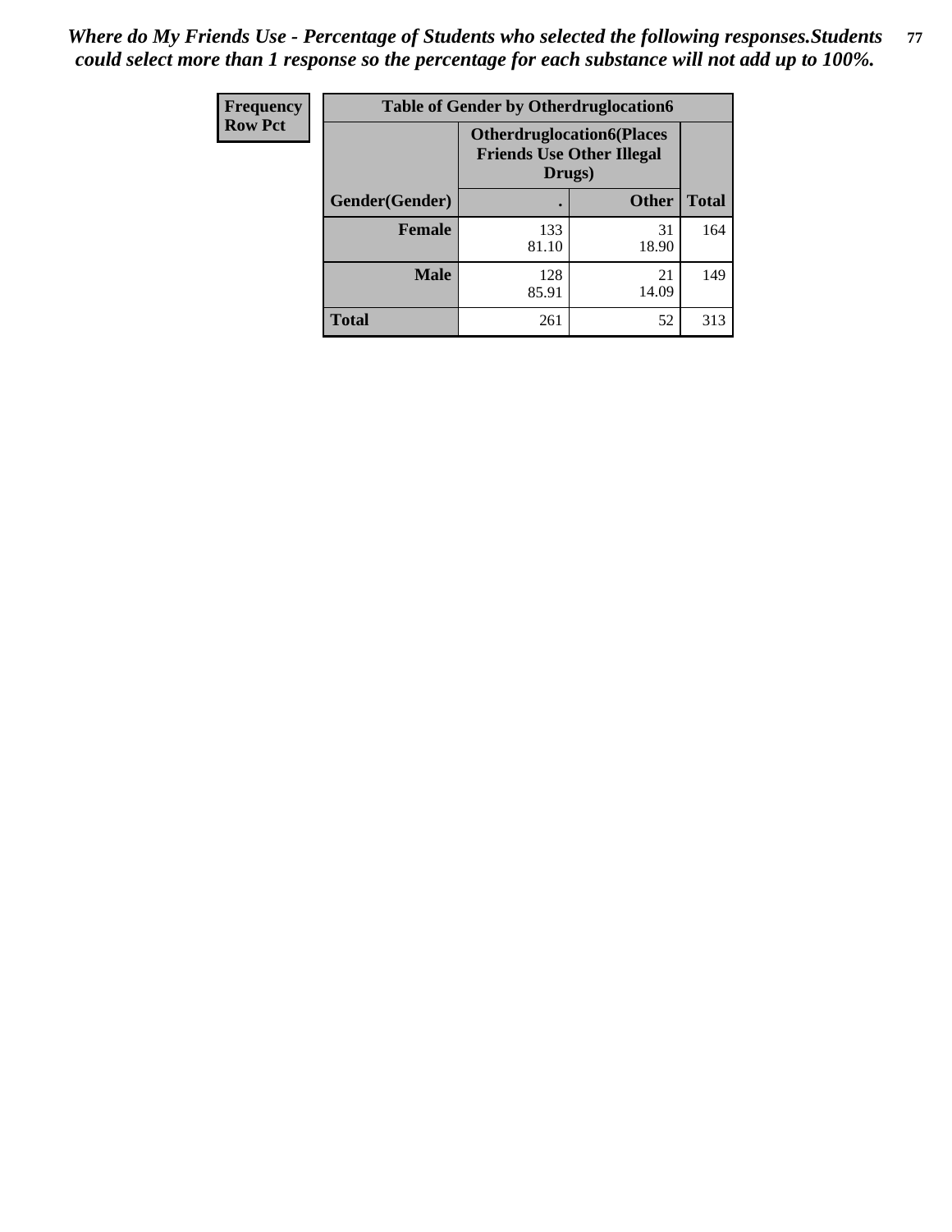*Where do My Friends Use - Percentage of Students who selected the following responses.Students could select more than 1 response so the percentage for each substance will not add up to 100%.*

| Frequency<br>Row Pct | Table of Gender by Otherdruglocation6 | | |
|---|---|---|---|
| | Otherdruglocation6(Places Friends Use Other Illegal Drugs) | | |
| Gender(Gender) | . | Other | Total |
| Female | 133<br>81.10 | 31<br>18.90 | 164 |
| Male | 128<br>85.91 | 21<br>14.09 | 149 |
| Total | 261 | 52 | 313 |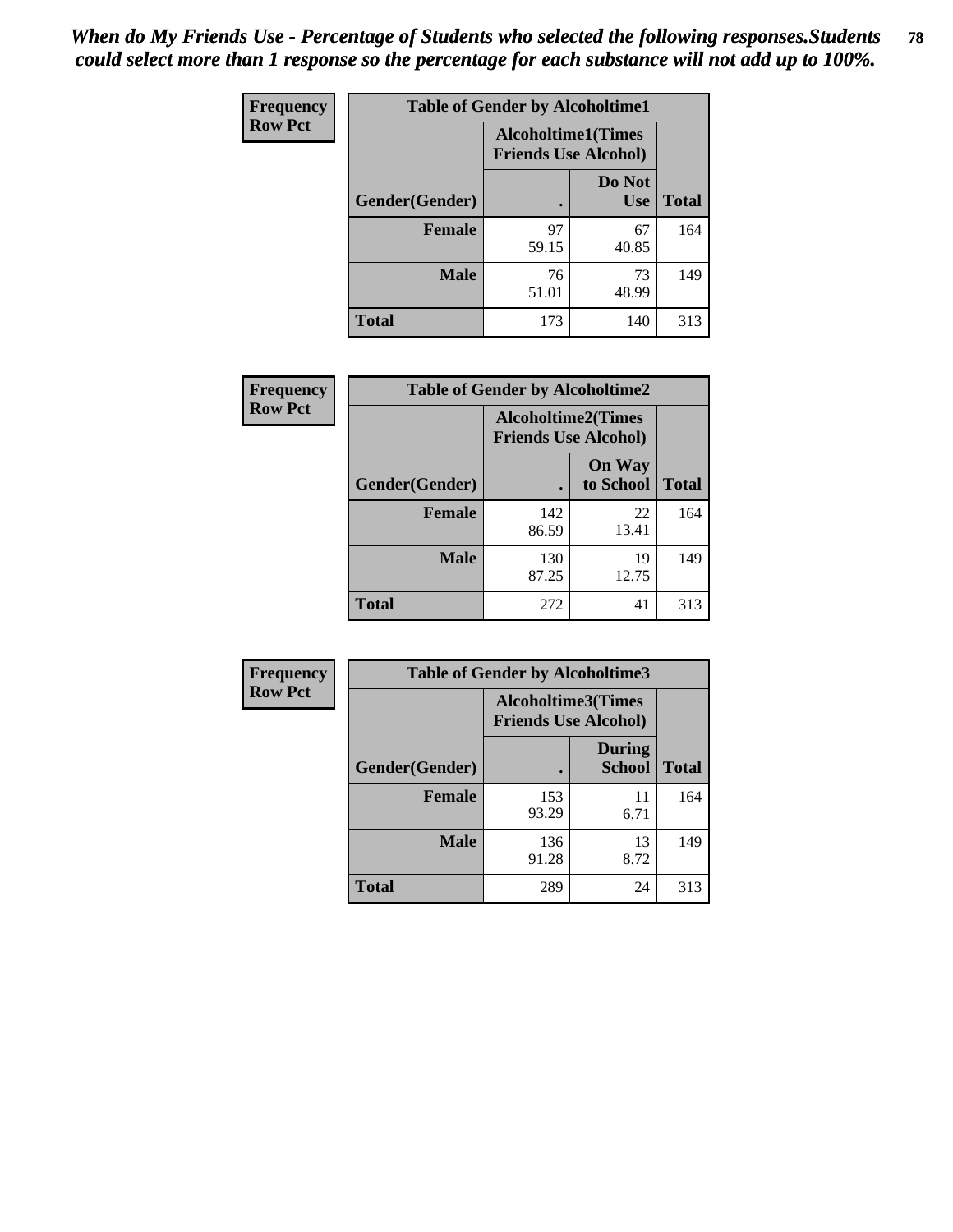*When do My Friends Use - Percentage of Students who selected the following responses.Students could select more than 1 response so the percentage for each substance will not add up to 100%.*

**Frequency**
**Row Pct**

| Table of Gender by Alcoholtime1 | | | |
|---|---|---|---|
| | Alcoholtime1(Times Friends Use Alcohol) | | |
| Gender(Gender) | . | Do Not Use | Total |
| **Female** | 97<br>59.15 | 67<br>40.85 | 164 |
| **Male** | 76<br>51.01 | 73<br>48.99 | 149 |
| **Total** | 173 | 140 | 313 |

**Frequency**
**Row Pct**

| Table of Gender by Alcoholtime2 | | | |
|---|---|---|---|
| | Alcoholtime2(Times Friends Use Alcohol) | | |
| Gender(Gender) | . | On Way to School | Total |
| **Female** | 142<br>86.59 | 22<br>13.41 | 164 |
| **Male** | 130<br>87.25 | 19<br>12.75 | 149 |
| **Total** | 272 | 41 | 313 |

**Frequency**
**Row Pct**

| Table of Gender by Alcoholtime3 | | | |
|---|---|---|---|
| | Alcoholtime3(Times Friends Use Alcohol) | | |
| Gender(Gender) | . | During School | Total |
| **Female** | 153<br>93.29 | 11<br>6.71 | 164 |
| **Male** | 136<br>91.28 | 13<br>8.72 | 149 |
| **Total** | 289 | 24 | 313 |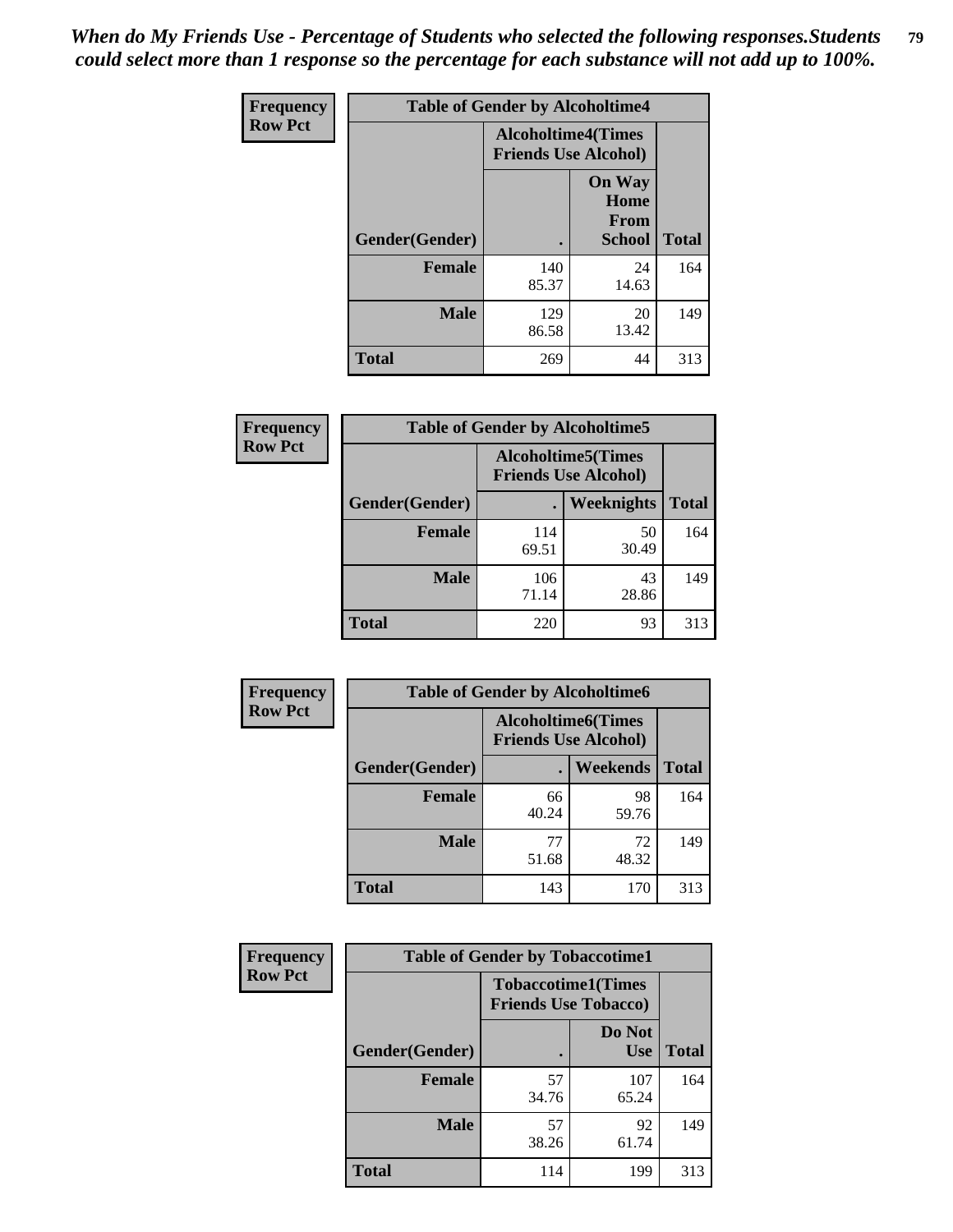*When do My Friends Use - Percentage of Students who selected the following responses.Students could select more than 1 response so the percentage for each substance will not add up to 100%.*

**Frequency / Row Pct**

| Table of Gender by Alcoholtime4 | | | |
|---|---|---|---|
| | Alcoholtime4(Times Friends Use Alcohol) | | |
| Gender(Gender) | . | On Way Home From School | Total |
| **Female** | 140<br>85.37 | 24<br>14.63 | 164 |
| **Male** | 129<br>86.58 | 20<br>13.42 | 149 |
| **Total** | 269 | 44 | 313 |

**Frequency / Row Pct**

| Table of Gender by Alcoholtime5 | | | |
|---|---|---|---|
| | Alcoholtime5(Times Friends Use Alcohol) | | |
| Gender(Gender) | . | Weeknights | Total |
| **Female** | 114<br>69.51 | 50<br>30.49 | 164 |
| **Male** | 106<br>71.14 | 43<br>28.86 | 149 |
| **Total** | 220 | 93 | 313 |

**Frequency / Row Pct**

| Table of Gender by Alcoholtime6 | | | |
|---|---|---|---|
| | Alcoholtime6(Times Friends Use Alcohol) | | |
| Gender(Gender) | . | Weekends | Total |
| **Female** | 66<br>40.24 | 98<br>59.76 | 164 |
| **Male** | 77<br>51.68 | 72<br>48.32 | 149 |
| **Total** | 143 | 170 | 313 |

**Frequency / Row Pct**

| Table of Gender by Tobaccotime1 | | | |
|---|---|---|---|
| | Tobaccotime1(Times Friends Use Tobacco) | | |
| Gender(Gender) | . | Do Not Use | Total |
| **Female** | 57<br>34.76 | 107<br>65.24 | 164 |
| **Male** | 57<br>38.26 | 92<br>61.74 | 149 |
| **Total** | 114 | 199 | 313 |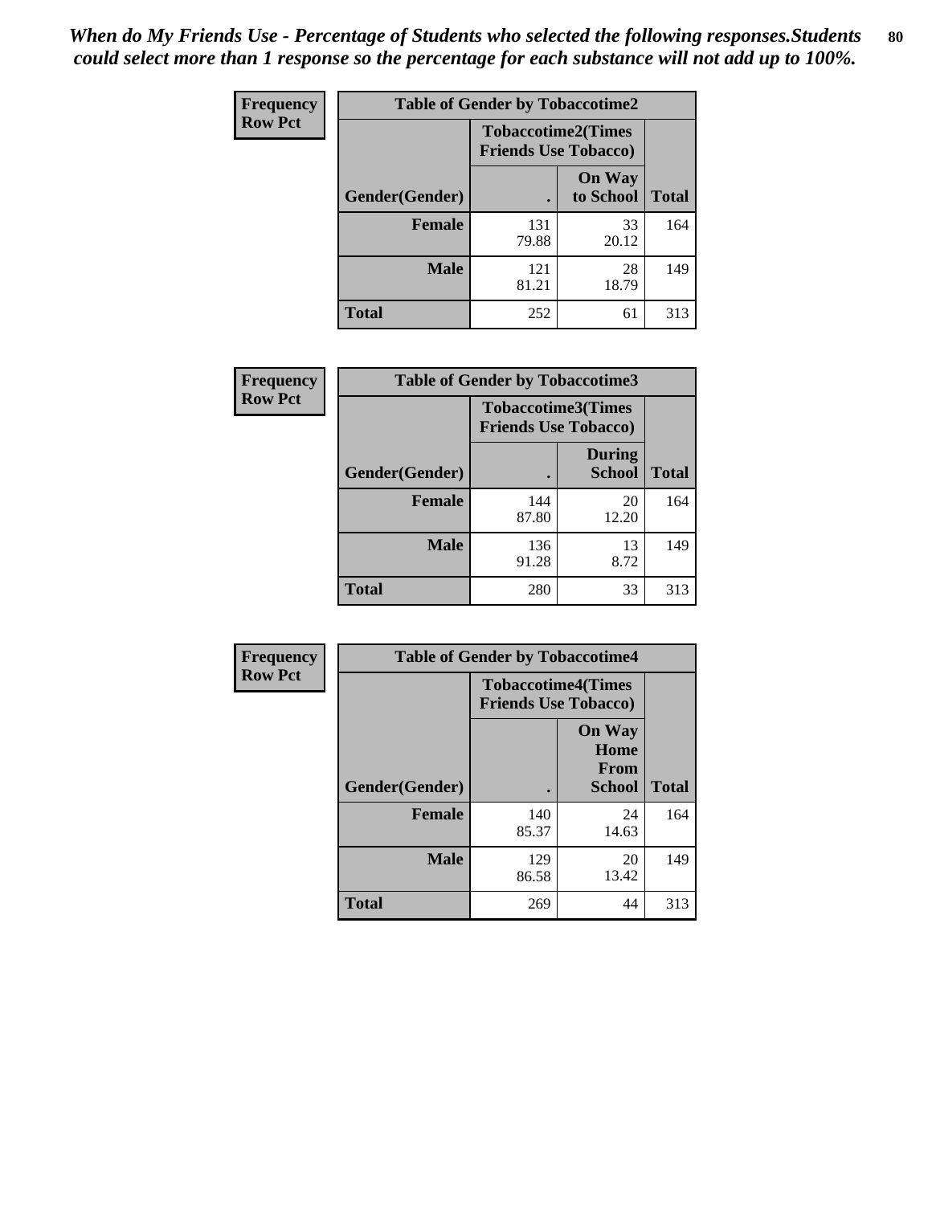*When do My Friends Use - Percentage of Students who selected the following responses.Students could select more than 1 response so the percentage for each substance will not add up to 100%.*

**Frequency**
**Row Pct**

| Table of Gender by Tobaccotime2 | | | |
|---|---|---|---|
| | Tobaccotime2(Times Friends Use Tobacco) | | |
| Gender(Gender) | . | On Way to School | Total |
| **Female** | 131<br>79.88 | 33<br>20.12 | 164 |
| **Male** | 121<br>81.21 | 28<br>18.79 | 149 |
| **Total** | 252 | 61 | 313 |

**Frequency**
**Row Pct**

| Table of Gender by Tobaccotime3 | | | |
|---|---|---|---|
| | Tobaccotime3(Times Friends Use Tobacco) | | |
| Gender(Gender) | . | During School | Total |
| **Female** | 144<br>87.80 | 20<br>12.20 | 164 |
| **Male** | 136<br>91.28 | 13<br>8.72 | 149 |
| **Total** | 280 | 33 | 313 |

**Frequency**
**Row Pct**

| Table of Gender by Tobaccotime4 | | | |
|---|---|---|---|
| | Tobaccotime4(Times Friends Use Tobacco) | | |
| Gender(Gender) | . | On Way Home From School | Total |
| **Female** | 140<br>85.37 | 24<br>14.63 | 164 |
| **Male** | 129<br>86.58 | 20<br>13.42 | 149 |
| **Total** | 269 | 44 | 313 |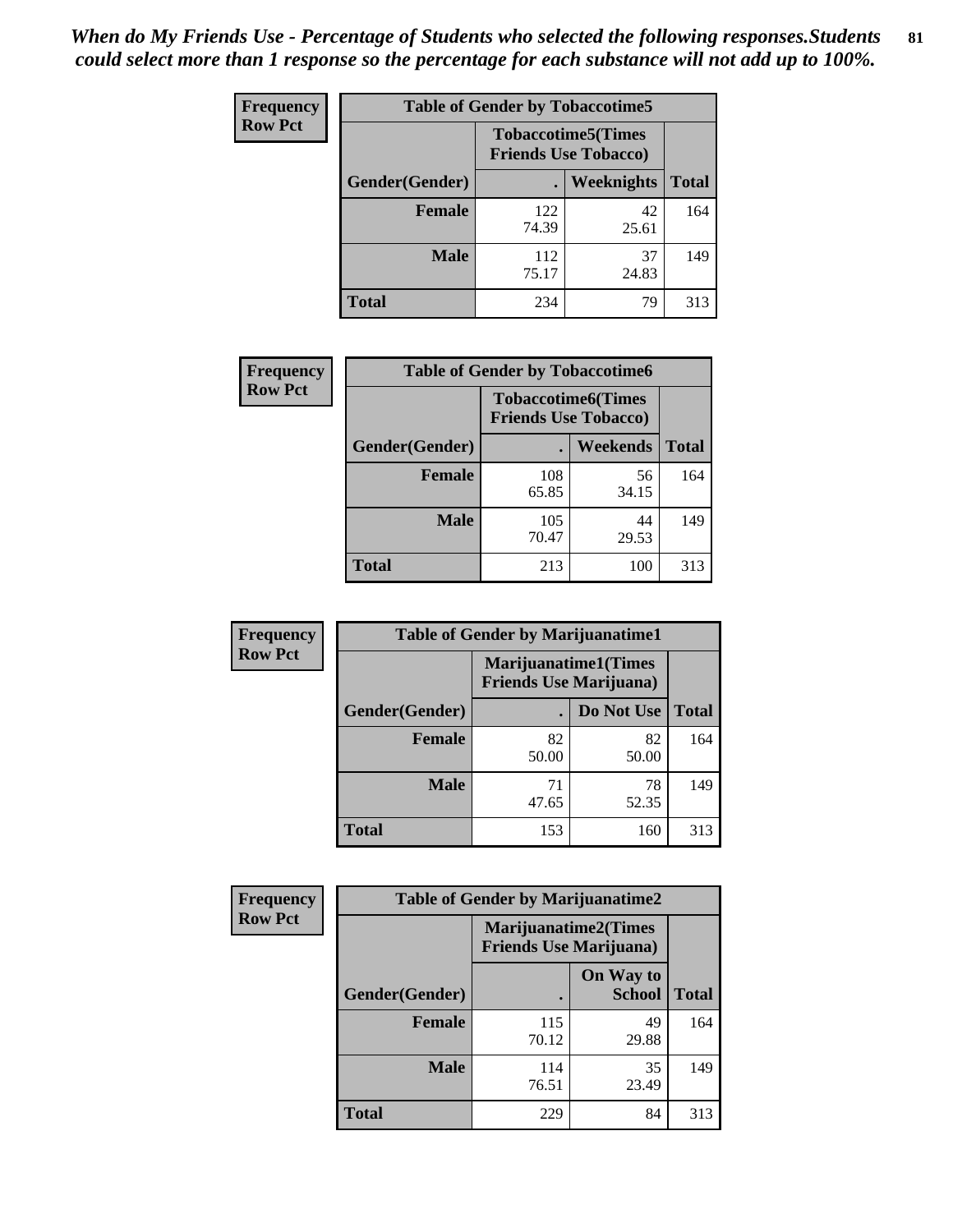*When do My Friends Use - Percentage of Students who selected the following responses.Students could select more than 1 response so the percentage for each substance will not add up to 100%.*

**Frequency**
**Row Pct**

| Table of Gender by Tobaccotime5 | | | |
|---|---|---|---|
| | Tobaccotime5(Times Friends Use Tobacco) | | |
| Gender(Gender) | . | Weeknights | Total |
| **Female** | 122<br>74.39 | 42<br>25.61 | 164 |
| **Male** | 112<br>75.17 | 37<br>24.83 | 149 |
| **Total** | 234 | 79 | 313 |

**Frequency**
**Row Pct**

| Table of Gender by Tobaccotime6 | | | |
|---|---|---|---|
| | Tobaccotime6(Times Friends Use Tobacco) | | |
| Gender(Gender) | . | Weekends | Total |
| **Female** | 108<br>65.85 | 56<br>34.15 | 164 |
| **Male** | 105<br>70.47 | 44<br>29.53 | 149 |
| **Total** | 213 | 100 | 313 |

**Frequency**
**Row Pct**

| Table of Gender by Marijuanatime1 | | | |
|---|---|---|---|
| | Marijuanatime1(Times Friends Use Marijuana) | | |
| Gender(Gender) | . | Do Not Use | Total |
| **Female** | 82<br>50.00 | 82<br>50.00 | 164 |
| **Male** | 71<br>47.65 | 78<br>52.35 | 149 |
| **Total** | 153 | 160 | 313 |

**Frequency**
**Row Pct**

| Table of Gender by Marijuanatime2 | | | |
|---|---|---|---|
| | Marijuanatime2(Times Friends Use Marijuana) | | |
| Gender(Gender) | . | On Way to School | Total |
| **Female** | 115<br>70.12 | 49<br>29.88 | 164 |
| **Male** | 114<br>76.51 | 35<br>23.49 | 149 |
| **Total** | 229 | 84 | 313 |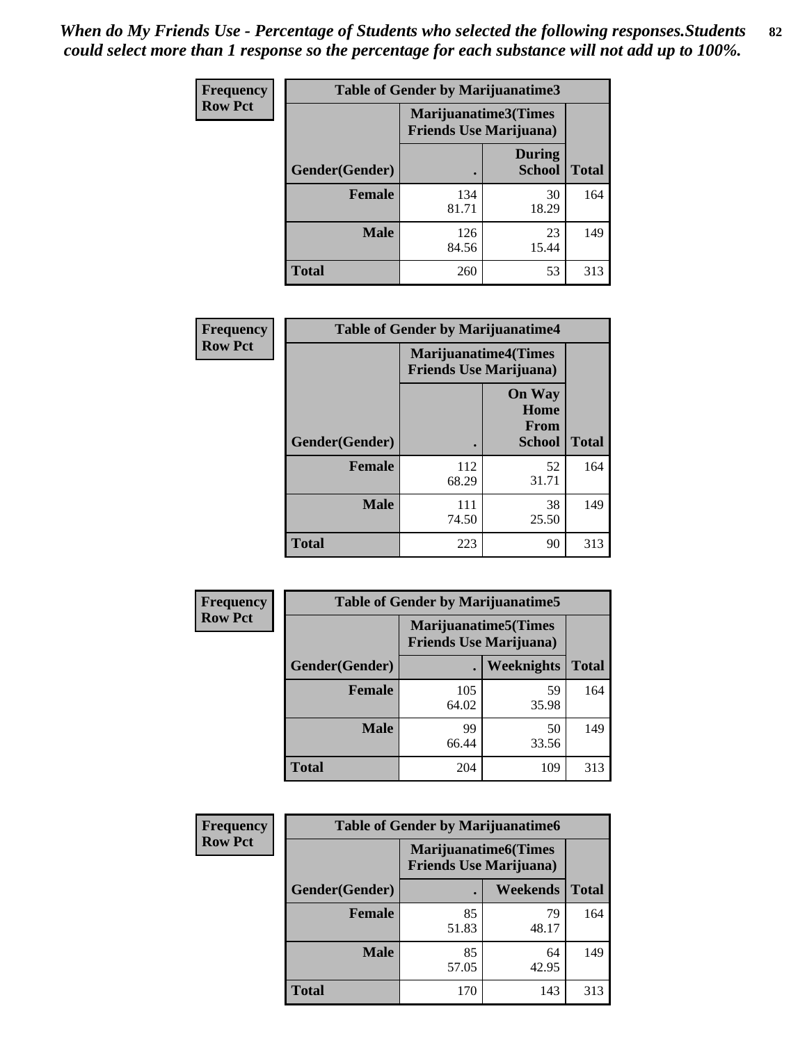*When do My Friends Use - Percentage of Students who selected the following responses.Students could select more than 1 response so the percentage for each substance will not add up to 100%.*

**Frequency**
**Row Pct**

| Table of Gender by Marijuanatime3 | | | |
|---|---|---|---|
| | Marijuanatime3(Times Friends Use Marijuana) | | |
| Gender(Gender) | . | During School | Total |
| Female | 134<br>81.71 | 30<br>18.29 | 164 |
| Male | 126<br>84.56 | 23<br>15.44 | 149 |
| Total | 260 | 53 | 313 |

**Frequency**
**Row Pct**

| Table of Gender by Marijuanatime4 | | | |
|---|---|---|---|
| | Marijuanatime4(Times Friends Use Marijuana) | | |
| Gender(Gender) | . | On Way Home From School | Total |
| Female | 112<br>68.29 | 52<br>31.71 | 164 |
| Male | 111<br>74.50 | 38<br>25.50 | 149 |
| Total | 223 | 90 | 313 |

**Frequency**
**Row Pct**

| Table of Gender by Marijuanatime5 | | | |
|---|---|---|---|
| | Marijuanatime5(Times Friends Use Marijuana) | | |
| Gender(Gender) | . | Weeknights | Total |
| Female | 105<br>64.02 | 59<br>35.98 | 164 |
| Male | 99<br>66.44 | 50<br>33.56 | 149 |
| Total | 204 | 109 | 313 |

**Frequency**
**Row Pct**

| Table of Gender by Marijuanatime6 | | | |
|---|---|---|---|
| | Marijuanatime6(Times Friends Use Marijuana) | | |
| Gender(Gender) | . | Weekends | Total |
| Female | 85<br>51.83 | 79<br>48.17 | 164 |
| Male | 85<br>57.05 | 64<br>42.95 | 149 |
| Total | 170 | 143 | 313 |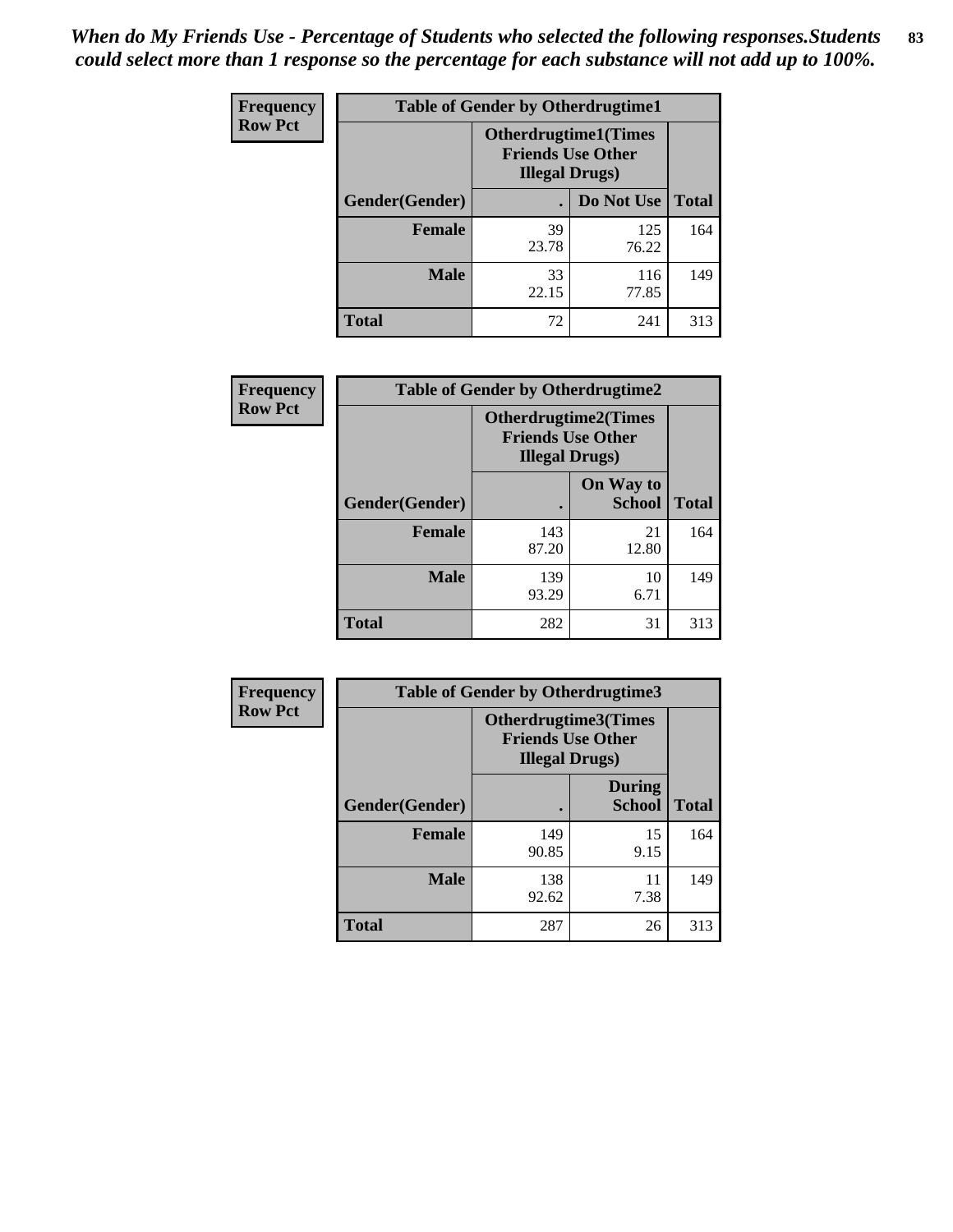*When do My Friends Use - Percentage of Students who selected the following responses.Students could select more than 1 response so the percentage for each substance will not add up to 100%.*

**Frequency**
**Row Pct**

| Table of Gender by Otherdrugtime1 | | | |
|---|---|---|---|
| | Otherdrugtime1(Times Friends Use Other Illegal Drugs) | | |
| Gender(Gender) | . | Do Not Use | Total |
| **Female** | 39<br>23.78 | 125<br>76.22 | 164 |
| **Male** | 33<br>22.15 | 116<br>77.85 | 149 |
| **Total** | 72 | 241 | 313 |

**Frequency**
**Row Pct**

| Table of Gender by Otherdrugtime2 | | | |
|---|---|---|---|
| | Otherdrugtime2(Times Friends Use Other Illegal Drugs) | | |
| Gender(Gender) | . | On Way to School | Total |
| **Female** | 143<br>87.20 | 21<br>12.80 | 164 |
| **Male** | 139<br>93.29 | 10<br>6.71 | 149 |
| **Total** | 282 | 31 | 313 |

**Frequency**
**Row Pct**

| Table of Gender by Otherdrugtime3 | | | |
|---|---|---|---|
| | Otherdrugtime3(Times Friends Use Other Illegal Drugs) | | |
| Gender(Gender) | . | During School | Total |
| **Female** | 149<br>90.85 | 15<br>9.15 | 164 |
| **Male** | 138<br>92.62 | 11<br>7.38 | 149 |
| **Total** | 287 | 26 | 313 |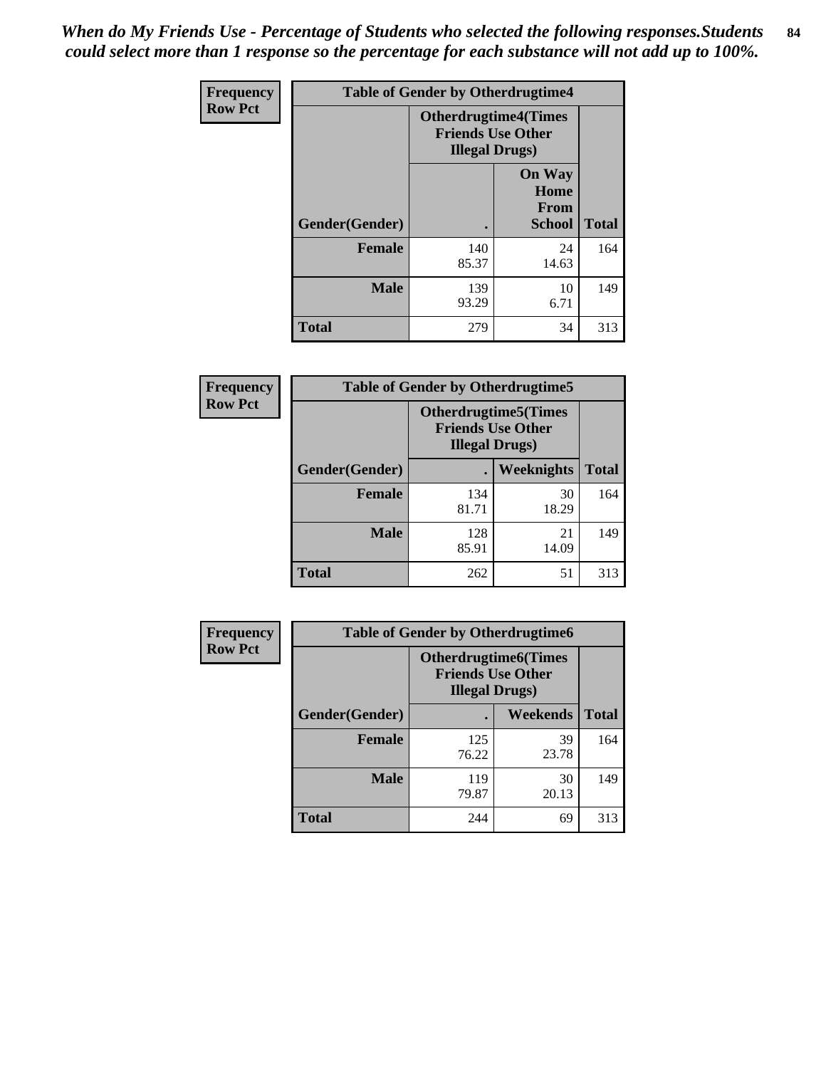*When do My Friends Use - Percentage of Students who selected the following responses.Students could select more than 1 response so the percentage for each substance will not add up to 100%.*

| Frequency Row Pct | Table of Gender by Otherdrugtime4 | | |
|---|---|---|---|
| | Otherdrugtime4(Times Friends Use Other Illegal Drugs) | | |
| Gender(Gender) | . | On Way Home From School | Total |
| Female | 140<br>85.37 | 24<br>14.63 | 164 |
| Male | 139<br>93.29 | 10<br>6.71 | 149 |
| Total | 279 | 34 | 313 |

| Frequency Row Pct | Table of Gender by Otherdrugtime5 | | |
|---|---|---|---|
| | Otherdrugtime5(Times Friends Use Other Illegal Drugs) | | |
| Gender(Gender) | . | Weeknights | Total |
| Female | 134<br>81.71 | 30<br>18.29 | 164 |
| Male | 128<br>85.91 | 21<br>14.09 | 149 |
| Total | 262 | 51 | 313 |

| Frequency Row Pct | Table of Gender by Otherdrugtime6 | | |
|---|---|---|---|
| | Otherdrugtime6(Times Friends Use Other Illegal Drugs) | | |
| Gender(Gender) | . | Weekends | Total |
| Female | 125<br>76.22 | 39<br>23.78 | 164 |
| Male | 119<br>79.87 | 30<br>20.13 | 149 |
| Total | 244 | 69 | 313 |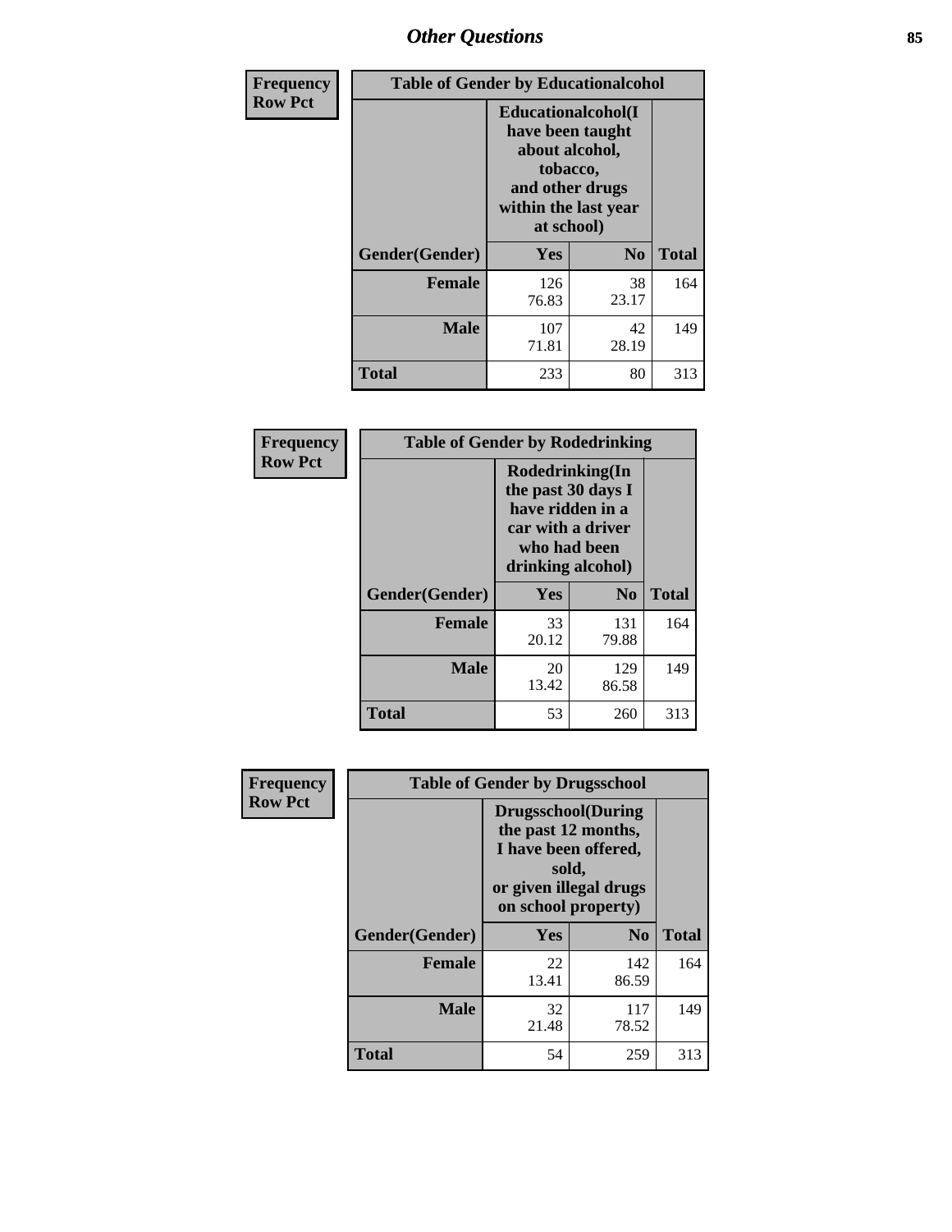## Other Questions

**Frequency Row Pct**

| Table of Gender by Educationalcohol | | | |
|---|---|---|---|
| | Educationalcohol(I have been taught about alcohol, tobacco, and other drugs within the last year at school) | | |
| Gender(Gender) | Yes | No | Total |
| Female | 126<br>76.83 | 38<br>23.17 | 164 |
| Male | 107<br>71.81 | 42<br>28.19 | 149 |
| Total | 233 | 80 | 313 |

**Frequency Row Pct**

| Table of Gender by Rodedrinking | | | |
|---|---|---|---|
| | Rodedrinking(In the past 30 days I have ridden in a car with a driver who had been drinking alcohol) | | |
| Gender(Gender) | Yes | No | Total |
| Female | 33<br>20.12 | 131<br>79.88 | 164 |
| Male | 20<br>13.42 | 129<br>86.58 | 149 |
| Total | 53 | 260 | 313 |

**Frequency Row Pct**

| Table of Gender by Drugsschool | | | |
|---|---|---|---|
| | Drugsschool(During the past 12 months, I have been offered, sold, or given illegal drugs on school property) | | |
| Gender(Gender) | Yes | No | Total |
| Female | 22<br>13.41 | 142<br>86.59 | 164 |
| Male | 32<br>21.48 | 117<br>78.52 | 149 |
| Total | 54 | 259 | 313 |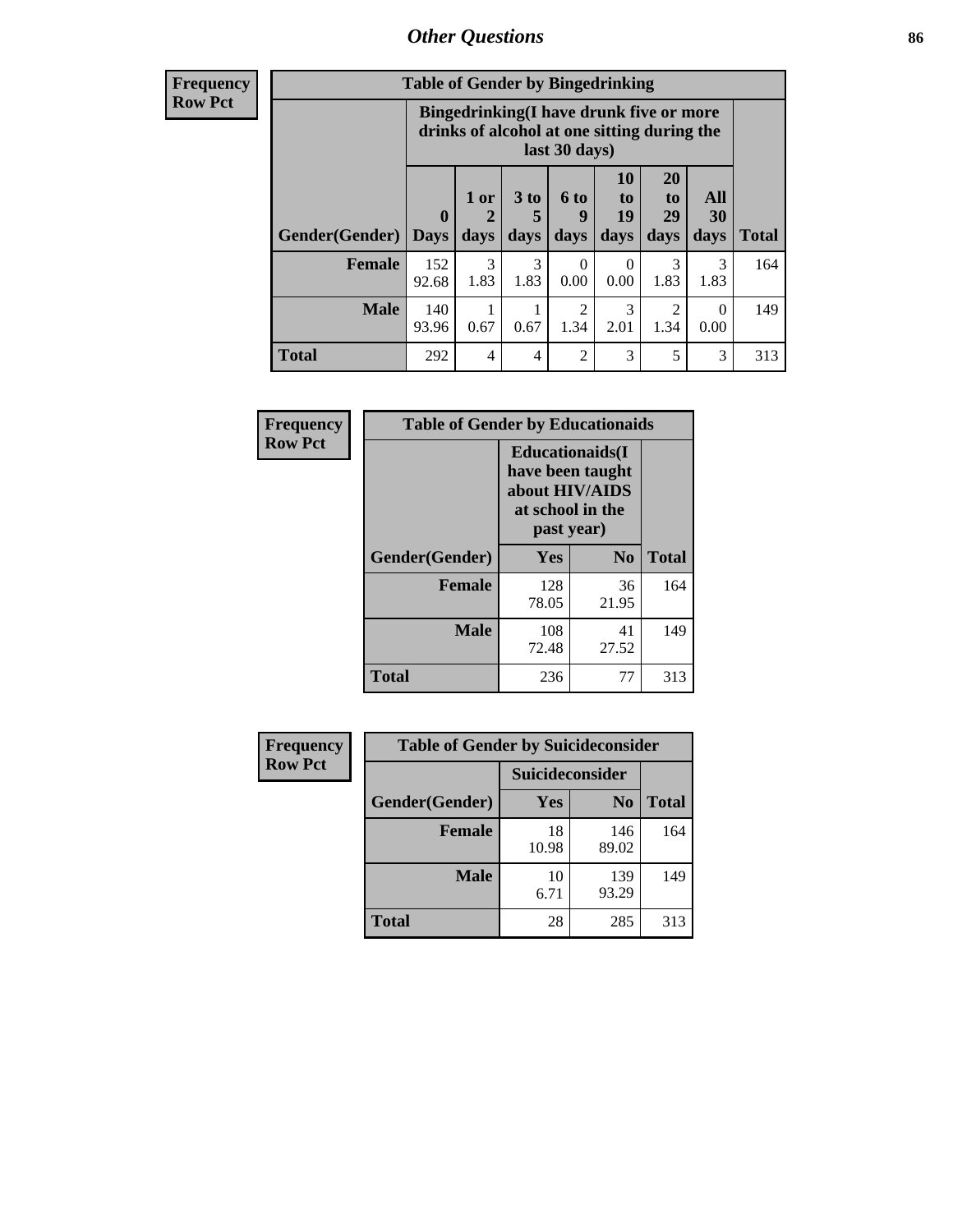## Other Questions

**Frequency / Row Pct**

**Table of Gender by Bingedrinking**

| Gender(Gender) | Bingedrinking(I have drunk five or more drinks of alcohol at one sitting during the last 30 days) | | | | | | | Total |
|---|---|---|---|---|---|---|---|---|
| | 0 Days | 1 or 2 days | 3 to 5 days | 6 to 9 days | 10 to 19 days | 20 to 29 days | All 30 days | |
| **Female** | 152<br>92.68 | 3<br>1.83 | 3<br>1.83 | 0<br>0.00 | 0<br>0.00 | 3<br>1.83 | 3<br>1.83 | 164 |
| **Male** | 140<br>93.96 | 1<br>0.67 | 1<br>0.67 | 2<br>1.34 | 3<br>2.01 | 2<br>1.34 | 0<br>0.00 | 149 |
| **Total** | 292 | 4 | 4 | 2 | 3 | 5 | 3 | 313 |

**Frequency / Row Pct**

**Table of Gender by Educationaids**

| Gender(Gender) | Educationaids(I have been taught about HIV/AIDS at school in the past year) | | Total |
|---|---|---|---|
| | Yes | No | |
| **Female** | 128<br>78.05 | 36<br>21.95 | 164 |
| **Male** | 108<br>72.48 | 41<br>27.52 | 149 |
| **Total** | 236 | 77 | 313 |

**Frequency / Row Pct**

**Table of Gender by Suicideconsider**

| Gender(Gender) | Suicideconsider | | Total |
|---|---|---|---|
| | Yes | No | |
| **Female** | 18<br>10.98 | 146<br>89.02 | 164 |
| **Male** | 10<br>6.71 | 139<br>93.29 | 149 |
| **Total** | 28 | 285 | 313 |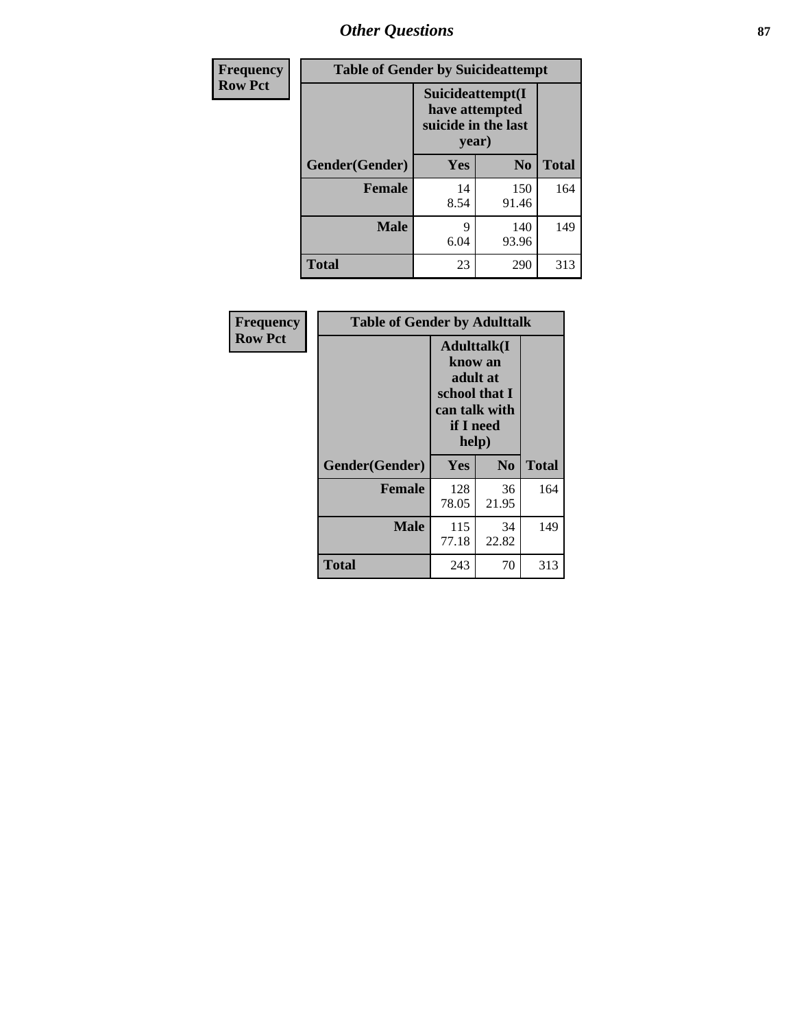## Other Questions

| Frequency Row Pct | Table of Gender by Suicideattempt | | |
|---|---|---|---|
| | Suicideattempt(I have attempted suicide in the last year) | | |
| Gender(Gender) | Yes | No | Total |
| Female | 14<br>8.54 | 150<br>91.46 | 164 |
| Male | 9<br>6.04 | 140<br>93.96 | 149 |
| Total | 23 | 290 | 313 |

| Frequency Row Pct | Table of Gender by Adulttalk | | |
|---|---|---|---|
| | Adulttalk(I know an adult at school that I can talk with if I need help) | | |
| Gender(Gender) | Yes | No | Total |
| Female | 128<br>78.05 | 36<br>21.95 | 164 |
| Male | 115<br>77.18 | 34<br>22.82 | 149 |
| Total | 243 | 70 | 313 |